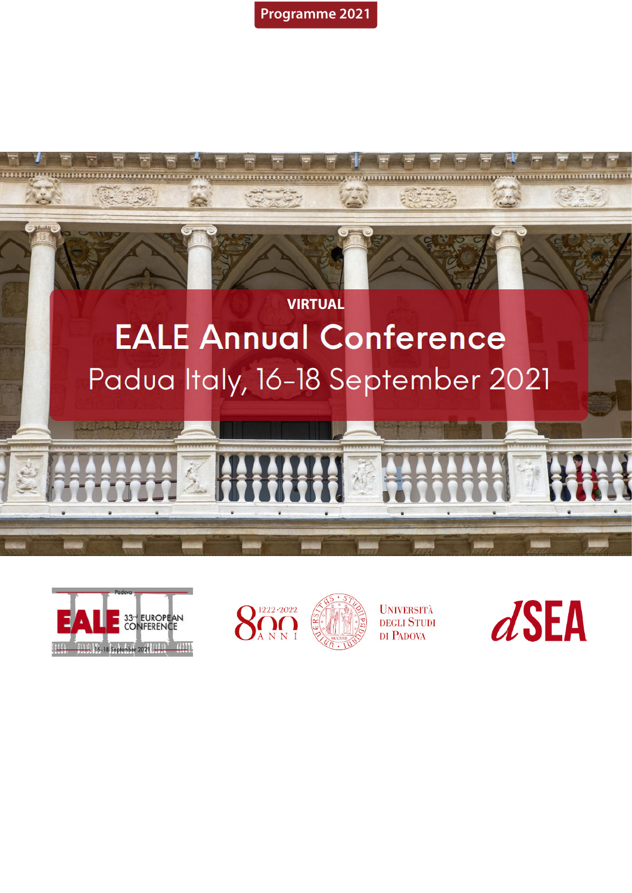Programme 2021

VIRTUAL

# EALE Annual Conference

## Padua Italy, 16-18 September 2021

Padova
EALE 33rd EUROPEAN CONFERENCE
16-18 September 2021

800 ANNI 1222-2022

Università degli Studi di Padova

dSEA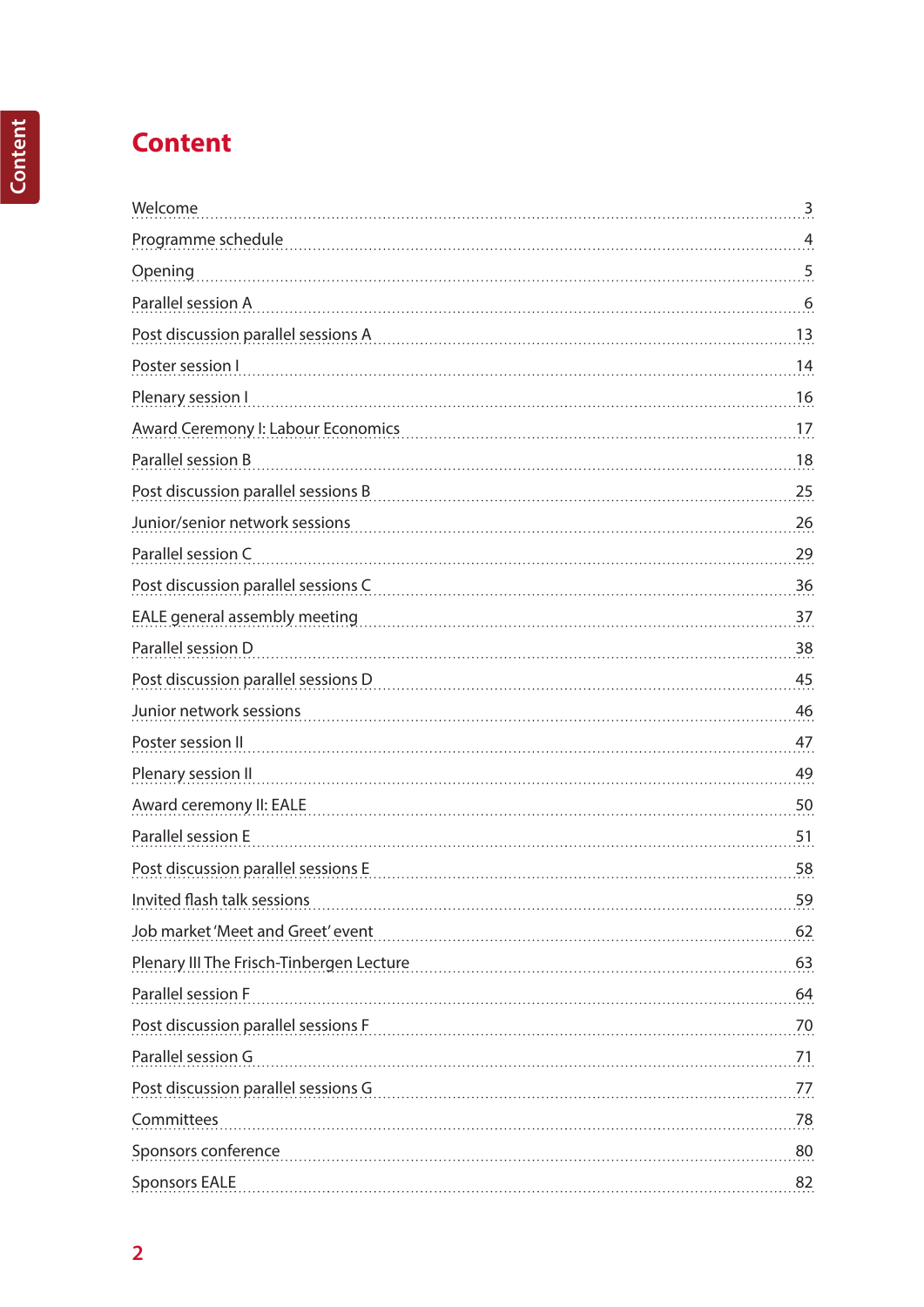# Content

| | |
|---|---|
| Welcome | 3 |
| Programme schedule | 4 |
| Opening | 5 |
| Parallel session A | 6 |
| Post discussion parallel sessions A | 13 |
| Poster session I | 14 |
| Plenary session I | 16 |
| Award Ceremony I: Labour Economics | 17 |
| Parallel session B | 18 |
| Post discussion parallel sessions B | 25 |
| Junior/senior network sessions | 26 |
| Parallel session C | 29 |
| Post discussion parallel sessions C | 36 |
| EALE general assembly meeting | 37 |
| Parallel session D | 38 |
| Post discussion parallel sessions D | 45 |
| Junior network sessions | 46 |
| Poster session II | 47 |
| Plenary session II | 49 |
| Award ceremony II: EALE | 50 |
| Parallel session E | 51 |
| Post discussion parallel sessions E | 58 |
| Invited flash talk sessions | 59 |
| Job market 'Meet and Greet' event | 62 |
| Plenary III The Frisch-Tinbergen Lecture | 63 |
| Parallel session F | 64 |
| Post discussion parallel sessions F | 70 |
| Parallel session G | 71 |
| Post discussion parallel sessions G | 77 |
| Committees | 78 |
| Sponsors conference | 80 |
| Sponsors EALE | 82 |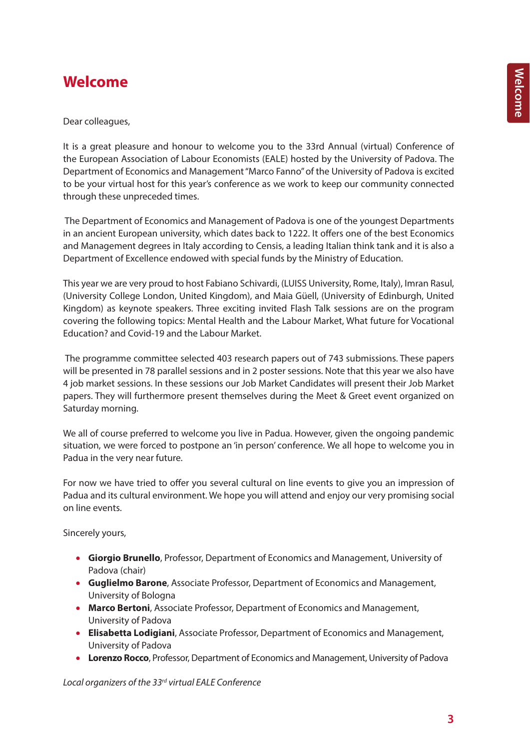# Welcome

Dear colleagues,

It is a great pleasure and honour to welcome you to the 33rd Annual (virtual) Conference of the European Association of Labour Economists (EALE) hosted by the University of Padova. The Department of Economics and Management "Marco Fanno" of the University of Padova is excited to be your virtual host for this year's conference as we work to keep our community connected through these unpreceded times.

The Department of Economics and Management of Padova is one of the youngest Departments in an ancient European university, which dates back to 1222. It offers one of the best Economics and Management degrees in Italy according to Censis, a leading Italian think tank and it is also a Department of Excellence endowed with special funds by the Ministry of Education.

This year we are very proud to host Fabiano Schivardi, (LUISS University, Rome, Italy), Imran Rasul, (University College London, United Kingdom), and Maia Güell, (University of Edinburgh, United Kingdom) as keynote speakers. Three exciting invited Flash Talk sessions are on the program covering the following topics: Mental Health and the Labour Market, What future for Vocational Education? and Covid-19 and the Labour Market.

The programme committee selected 403 research papers out of 743 submissions. These papers will be presented in 78 parallel sessions and in 2 poster sessions. Note that this year we also have 4 job market sessions. In these sessions our Job Market Candidates will present their Job Market papers. They will furthermore present themselves during the Meet & Greet event organized on Saturday morning.

We all of course preferred to welcome you live in Padua. However, given the ongoing pandemic situation, we were forced to postpone an 'in person' conference. We all hope to welcome you in Padua in the very near future.

For now we have tried to offer you several cultural on line events to give you an impression of Padua and its cultural environment. We hope you will attend and enjoy our very promising social on line events.

Sincerely yours,

- **Giorgio Brunello**, Professor, Department of Economics and Management, University of Padova (chair)
- **Guglielmo Barone**, Associate Professor, Department of Economics and Management, University of Bologna
- **Marco Bertoni**, Associate Professor, Department of Economics and Management, University of Padova
- **Elisabetta Lodigiani**, Associate Professor, Department of Economics and Management, University of Padova
- **Lorenzo Rocco**, Professor, Department of Economics and Management, University of Padova

*Local organizers of the 33rd virtual EALE Conference*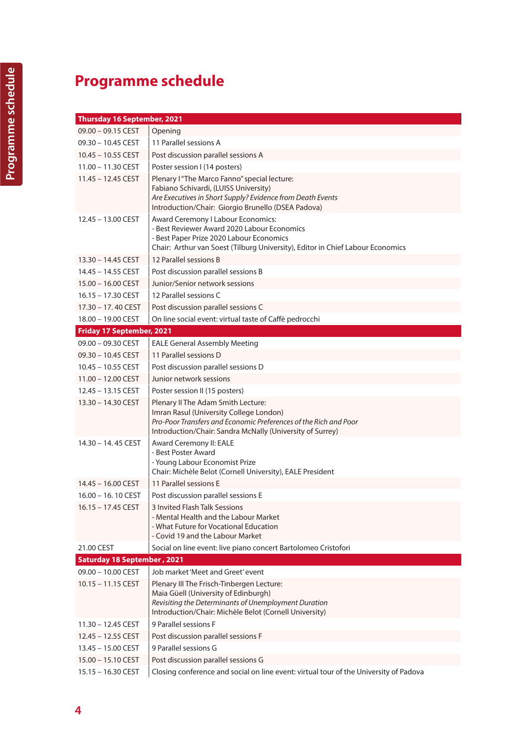# Programme schedule

| Thursday 16 September, 2021 | |
|---|---|
| 09.00 – 09.15 CEST | Opening |
| 09.30 – 10.45 CEST | 11 Parallel sessions A |
| 10.45 – 10.55 CEST | Post discussion parallel sessions A |
| 11.00 – 11.30 CEST | Poster session I (14 posters) |
| 11.45 – 12.45 CEST | Plenary I "The Marco Fanno" special lecture:<br>Fabiano Schivardi, (LUISS University)<br>*Are Executives in Short Supply? Evidence from Death Events*<br>Introduction/Chair: Giorgio Brunello (DSEA Padova) |
| 12.45 – 13.00 CEST | Award Ceremony I Labour Economics:<br>- Best Reviewer Award 2020 Labour Economics<br>- Best Paper Prize 2020 Labour Economics<br>Chair: Arthur van Soest (Tilburg University), Editor in Chief Labour Economics |
| 13.30 – 14.45 CEST | 12 Parallel sessions B |
| 14.45 – 14.55 CEST | Post discussion parallel sessions B |
| 15.00 – 16.00 CEST | Junior/Senior network sessions |
| 16.15 – 17.30 CEST | 12 Parallel sessions C |
| 17.30 – 17. 40 CEST | Post discussion parallel sessions C |
| 18.00 – 19.00 CEST | On line social event: virtual taste of Caffè pedrocchi |
| **Friday 17 September, 2021** | |
| 09.00 – 09.30 CEST | EALE General Assembly Meeting |
| 09.30 – 10.45 CEST | 11 Parallel sessions D |
| 10.45 – 10.55 CEST | Post discussion parallel sessions D |
| 11.00 – 12.00 CEST | Junior network sessions |
| 12.45 – 13.15 CEST | Poster session II (15 posters) |
| 13.30 – 14.30 CEST | Plenary II The Adam Smith Lecture:<br>Imran Rasul (University College London)<br>*Pro-Poor Transfers and Economic Preferences of the Rich and Poor*<br>Introduction/Chair: Sandra McNally (University of Surrey) |
| 14.30 – 14. 45 CEST | Award Ceremony II: EALE<br>- Best Poster Award<br>- Young Labour Economist Prize<br>Chair: Michèle Belot (Cornell University), EALE President |
| 14.45 – 16.00 CEST | 11 Parallel sessions E |
| 16.00 – 16. 10 CEST | Post discussion parallel sessions E |
| 16.15 – 17.45 CEST | 3 Invited Flash Talk Sessions<br>- Mental Health and the Labour Market<br>- What Future for Vocational Education<br>- Covid 19 and the Labour Market |
| 21.00 CEST | Social on line event: live piano concert Bartolomeo Cristofori |
| **Saturday 18 September , 2021** | |
| 09.00 – 10.00 CEST | Job market 'Meet and Greet' event |
| 10.15 – 11.15 CEST | Plenary III The Frisch-Tinbergen Lecture:<br>Maia Güell (University of Edinburgh)<br>*Revisiting the Determinants of Unemployment Duration*<br>Introduction/Chair: Michèle Belot (Cornell University) |
| 11.30 – 12.45 CEST | 9 Parallel sessions F |
| 12.45 – 12.55 CEST | Post discussion parallel sessions F |
| 13.45 – 15.00 CEST | 9 Parallel sessions G |
| 15.00 – 15.10 CEST | Post discussion parallel sessions G |
| 15.15 – 16.30 CEST | Closing conference and social on line event: virtual tour of the University of Padova |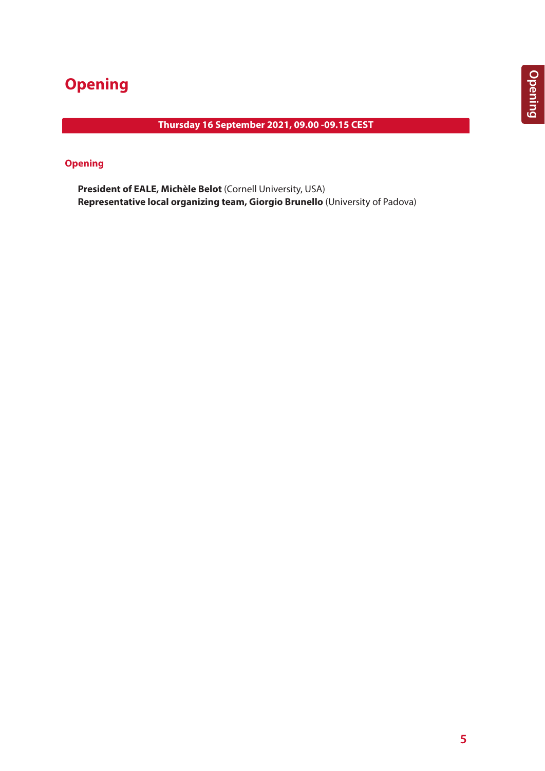# Opening

**Thursday 16 September 2021, 09.00 -09.15 CEST**

## Opening

**President of EALE, Michèle Belot** (Cornell University, USA)
**Representative local organizing team, Giorgio Brunello** (University of Padova)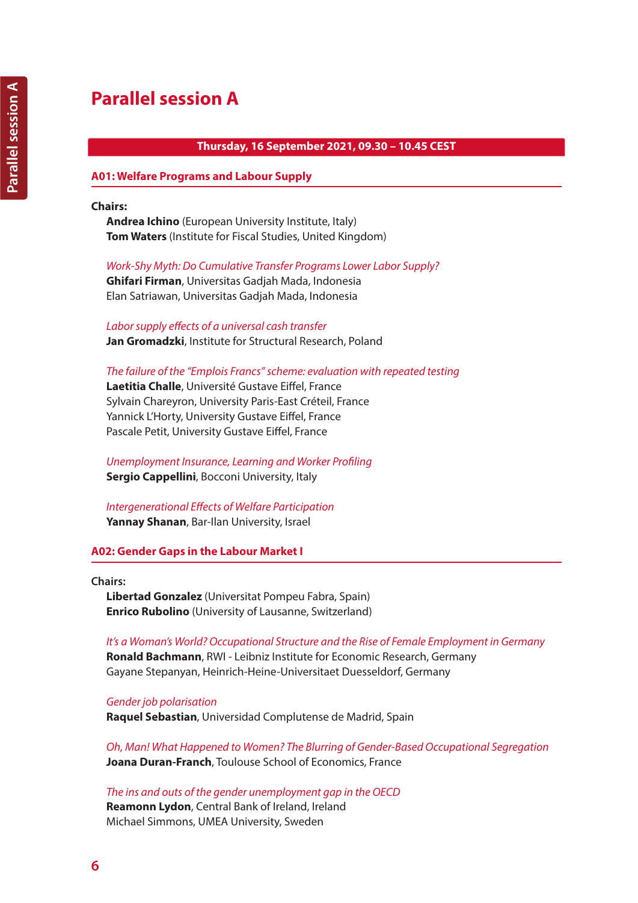# Parallel session A

**Thursday, 16 September 2021, 09.30 – 10.45 CEST**

## A01: Welfare Programs and Labour Supply

**Chairs:**

**Andrea Ichino** (European University Institute, Italy)
**Tom Waters** (Institute for Fiscal Studies, United Kingdom)

*Work-Shy Myth: Do Cumulative Transfer Programs Lower Labor Supply?*
**Ghifari Firman**, Universitas Gadjah Mada, Indonesia
Elan Satriawan, Universitas Gadjah Mada, Indonesia

*Labor supply effects of a universal cash transfer*
**Jan Gromadzki**, Institute for Structural Research, Poland

*The failure of the "Emplois Francs" scheme: evaluation with repeated testing*
**Laetitia Challe**, Université Gustave Eiffel, France
Sylvain Chareyron, University Paris-East Créteil, France
Yannick L'Horty, University Gustave Eiffel, France
Pascale Petit, University Gustave Eiffel, France

*Unemployment Insurance, Learning and Worker Profiling*
**Sergio Cappellini**, Bocconi University, Italy

*Intergenerational Effects of Welfare Participation*
**Yannay Shanan**, Bar-Ilan University, Israel

## A02: Gender Gaps in the Labour Market I

Chairs:

**Libertad Gonzalez** (Universitat Pompeu Fabra, Spain)
**Enrico Rubolino** (University of Lausanne, Switzerland)

*It's a Woman's World? Occupational Structure and the Rise of Female Employment in Germany*
**Ronald Bachmann**, RWI - Leibniz Institute for Economic Research, Germany
Gayane Stepanyan, Heinrich-Heine-Universitaet Duesseldorf, Germany

*Gender job polarisation*
**Raquel Sebastian**, Universidad Complutense de Madrid, Spain

*Oh, Man! What Happened to Women? The Blurring of Gender-Based Occupational Segregation*
**Joana Duran-Franch**, Toulouse School of Economics, France

*The ins and outs of the gender unemployment gap in the OECD*
**Reamonn Lydon**, Central Bank of Ireland, Ireland
Michael Simmons, UMEA University, Sweden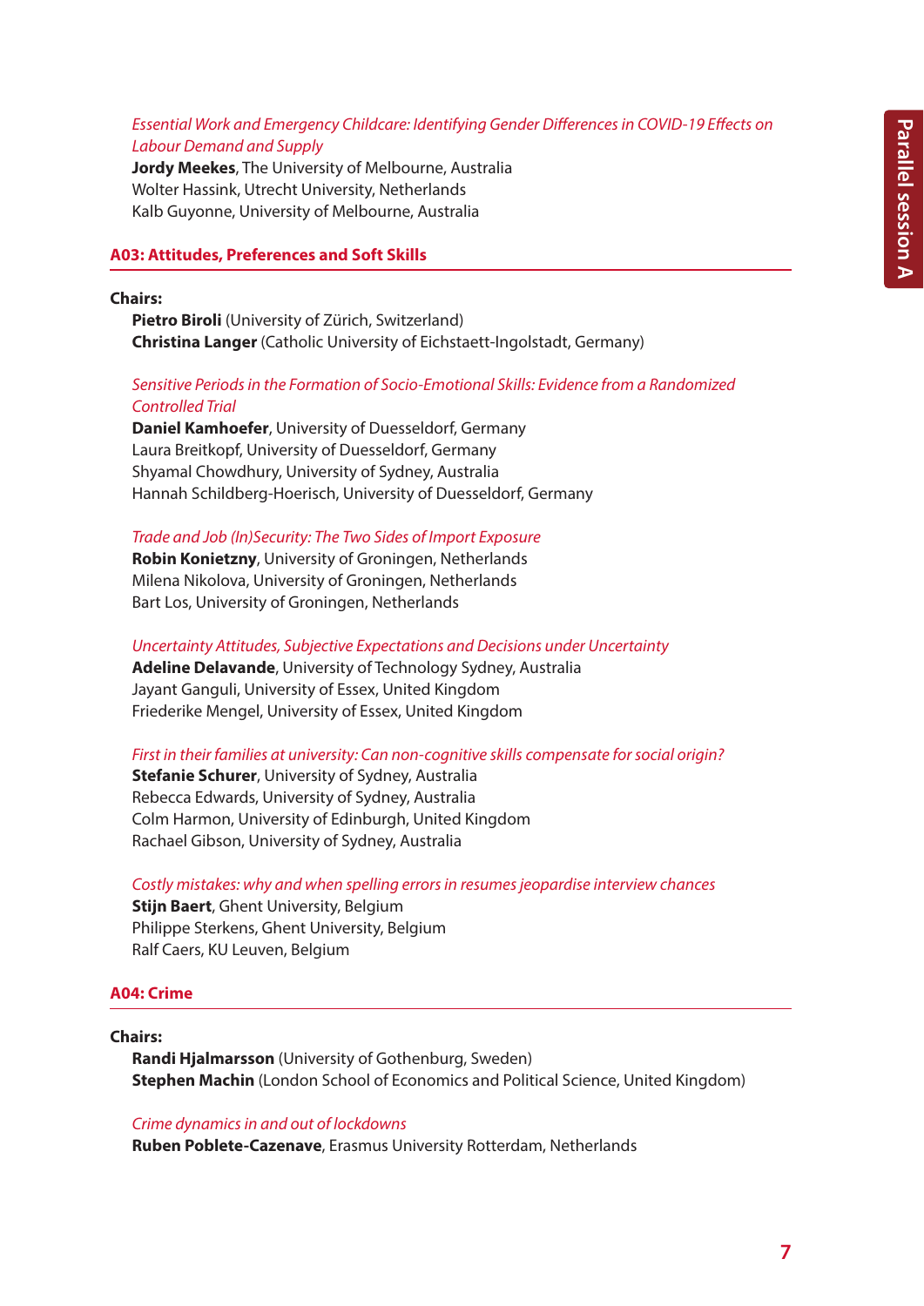*Essential Work and Emergency Childcare: Identifying Gender Differences in COVID-19 Effects on Labour Demand and Supply*
**Jordy Meekes**, The University of Melbourne, Australia
Wolter Hassink, Utrecht University, Netherlands
Kalb Guyonne, University of Melbourne, Australia

## A03: Attitudes, Preferences and Soft Skills

**Chairs:**
**Pietro Biroli** (University of Zürich, Switzerland)
**Christina Langer** (Catholic University of Eichstaett-Ingolstadt, Germany)

*Sensitive Periods in the Formation of Socio-Emotional Skills: Evidence from a Randomized Controlled Trial*
**Daniel Kamhoefer**, University of Duesseldorf, Germany
Laura Breitkopf, University of Duesseldorf, Germany
Shyamal Chowdhury, University of Sydney, Australia
Hannah Schildberg-Hoerisch, University of Duesseldorf, Germany

*Trade and Job (In)Security: The Two Sides of Import Exposure*
**Robin Konietzny**, University of Groningen, Netherlands
Milena Nikolova, University of Groningen, Netherlands
Bart Los, University of Groningen, Netherlands

*Uncertainty Attitudes, Subjective Expectations and Decisions under Uncertainty*
**Adeline Delavande**, University of Technology Sydney, Australia
Jayant Ganguli, University of Essex, United Kingdom
Friederike Mengel, University of Essex, United Kingdom

*First in their families at university: Can non-cognitive skills compensate for social origin?*
**Stefanie Schurer**, University of Sydney, Australia
Rebecca Edwards, University of Sydney, Australia
Colm Harmon, University of Edinburgh, United Kingdom
Rachael Gibson, University of Sydney, Australia

*Costly mistakes: why and when spelling errors in resumes jeopardise interview chances*
**Stijn Baert**, Ghent University, Belgium
Philippe Sterkens, Ghent University, Belgium
Ralf Caers, KU Leuven, Belgium

## A04: Crime

**Chairs:**
**Randi Hjalmarsson** (University of Gothenburg, Sweden)
**Stephen Machin** (London School of Economics and Political Science, United Kingdom)

*Crime dynamics in and out of lockdowns*
**Ruben Poblete-Cazenave**, Erasmus University Rotterdam, Netherlands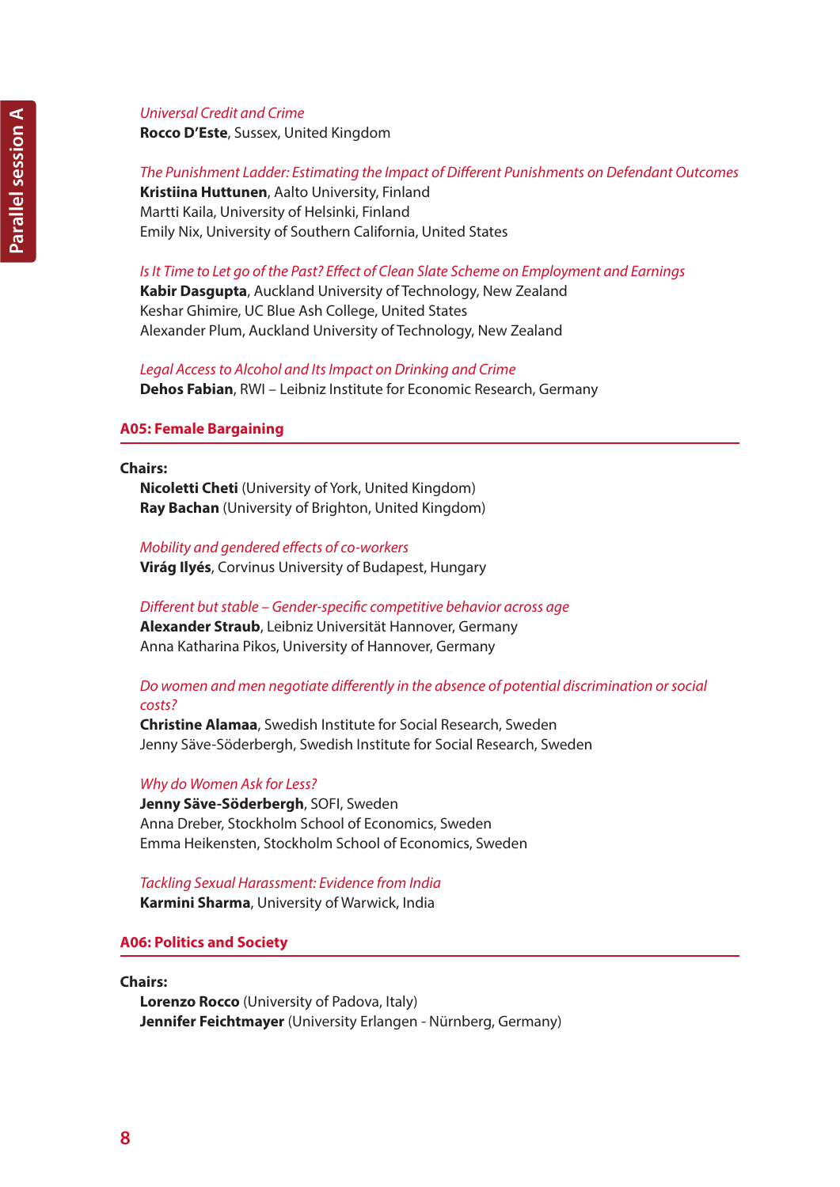*Universal Credit and Crime*
**Rocco D'Este**, Sussex, United Kingdom

*The Punishment Ladder: Estimating the Impact of Different Punishments on Defendant Outcomes*
**Kristiina Huttunen**, Aalto University, Finland
Martti Kaila, University of Helsinki, Finland
Emily Nix, University of Southern California, United States

*Is It Time to Let go of the Past? Effect of Clean Slate Scheme on Employment and Earnings*
**Kabir Dasgupta**, Auckland University of Technology, New Zealand
Keshar Ghimire, UC Blue Ash College, United States
Alexander Plum, Auckland University of Technology, New Zealand

*Legal Access to Alcohol and Its Impact on Drinking and Crime*
**Dehos Fabian**, RWI – Leibniz Institute for Economic Research, Germany

## A05: Female Bargaining

**Chairs:**
**Nicoletti Cheti** (University of York, United Kingdom)
**Ray Bachan** (University of Brighton, United Kingdom)

*Mobility and gendered effects of co-workers*
**Virág Ilyés**, Corvinus University of Budapest, Hungary

*Different but stable – Gender-specific competitive behavior across age*
**Alexander Straub**, Leibniz Universität Hannover, Germany
Anna Katharina Pikos, University of Hannover, Germany

*Do women and men negotiate differently in the absence of potential discrimination or social costs?*
**Christine Alamaa**, Swedish Institute for Social Research, Sweden
Jenny Säve-Söderbergh, Swedish Institute for Social Research, Sweden

*Why do Women Ask for Less?*
**Jenny Säve-Söderbergh**, SOFI, Sweden
Anna Dreber, Stockholm School of Economics, Sweden
Emma Heikensten, Stockholm School of Economics, Sweden

*Tackling Sexual Harassment: Evidence from India*
**Karmini Sharma**, University of Warwick, India

## A06: Politics and Society

**Chairs:**
**Lorenzo Rocco** (University of Padova, Italy)
**Jennifer Feichtmayer** (University Erlangen - Nürnberg, Germany)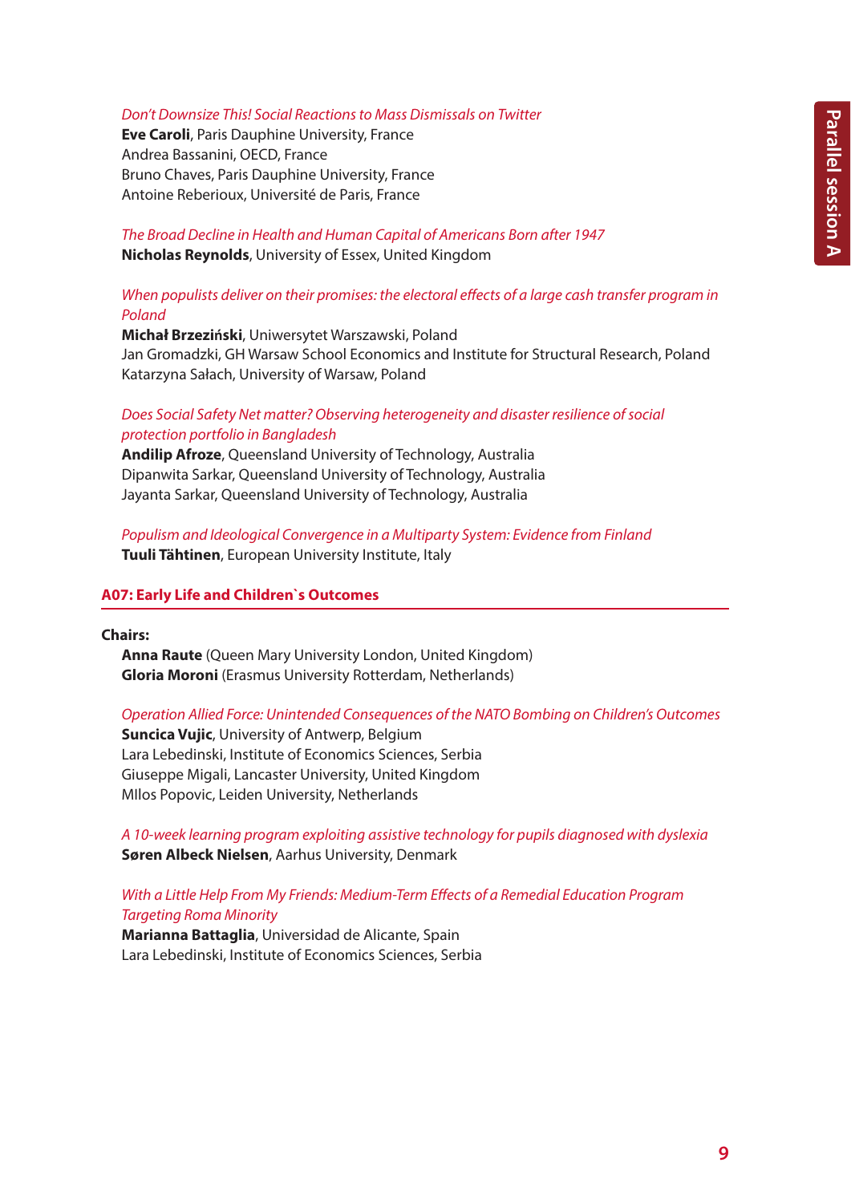*Don't Downsize This! Social Reactions to Mass Dismissals on Twitter*
**Eve Caroli**, Paris Dauphine University, France
Andrea Bassanini, OECD, France
Bruno Chaves, Paris Dauphine University, France
Antoine Reberioux, Université de Paris, France

*The Broad Decline in Health and Human Capital of Americans Born after 1947*
**Nicholas Reynolds**, University of Essex, United Kingdom

*When populists deliver on their promises: the electoral effects of a large cash transfer program in Poland*
**Michał Brzeziński**, Uniwersytet Warszawski, Poland
Jan Gromadzki, GH Warsaw School Economics and Institute for Structural Research, Poland
Katarzyna Sałach, University of Warsaw, Poland

*Does Social Safety Net matter? Observing heterogeneity and disaster resilience of social protection portfolio in Bangladesh*
**Andilip Afroze**, Queensland University of Technology, Australia
Dipanwita Sarkar, Queensland University of Technology, Australia
Jayanta Sarkar, Queensland University of Technology, Australia

*Populism and Ideological Convergence in a Multiparty System: Evidence from Finland*
**Tuuli Tähtinen**, European University Institute, Italy

## A07: Early Life and Children`s Outcomes

**Chairs:**
**Anna Raute** (Queen Mary University London, United Kingdom)
**Gloria Moroni** (Erasmus University Rotterdam, Netherlands)

*Operation Allied Force: Unintended Consequences of the NATO Bombing on Children's Outcomes*
**Suncica Vujic**, University of Antwerp, Belgium
Lara Lebedinski, Institute of Economics Sciences, Serbia
Giuseppe Migali, Lancaster University, United Kingdom
MIlos Popovic, Leiden University, Netherlands

*A 10-week learning program exploiting assistive technology for pupils diagnosed with dyslexia*
**Søren Albeck Nielsen**, Aarhus University, Denmark

*With a Little Help From My Friends: Medium-Term Effects of a Remedial Education Program Targeting Roma Minority*
**Marianna Battaglia**, Universidad de Alicante, Spain
Lara Lebedinski, Institute of Economics Sciences, Serbia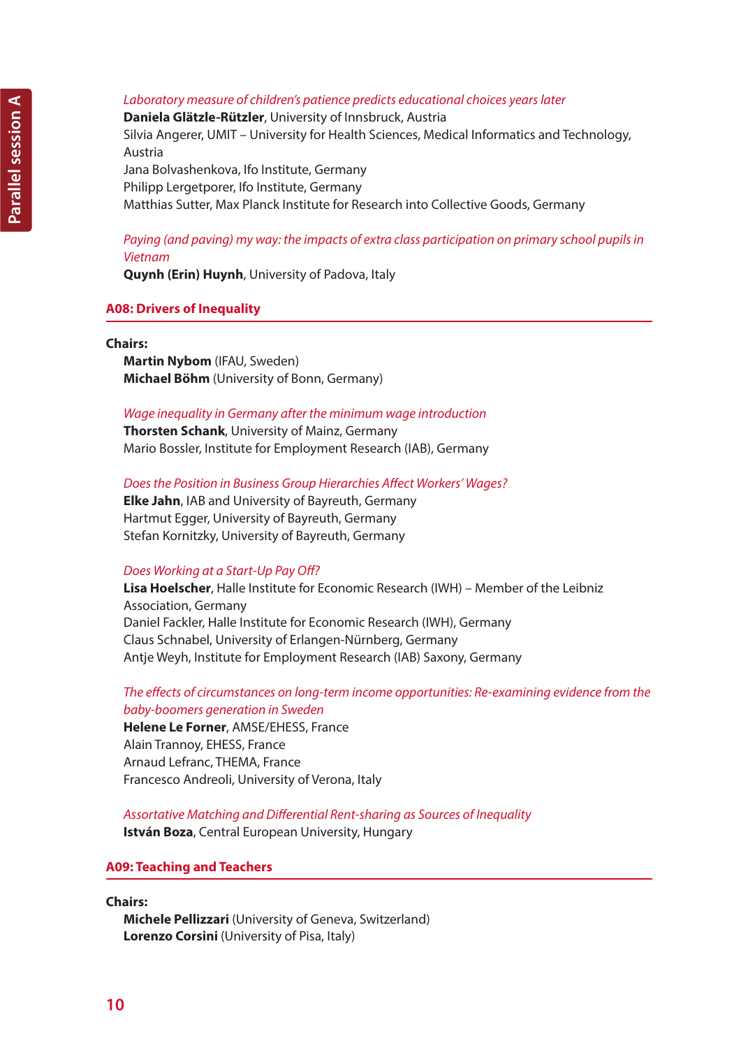*Laboratory measure of children's patience predicts educational choices years later*
**Daniela Glätzle-Rützler**, University of Innsbruck, Austria
Silvia Angerer, UMIT – University for Health Sciences, Medical Informatics and Technology, Austria
Jana Bolvashenkova, Ifo Institute, Germany
Philipp Lergetporer, Ifo Institute, Germany
Matthias Sutter, Max Planck Institute for Research into Collective Goods, Germany

*Paying (and paving) my way: the impacts of extra class participation on primary school pupils in Vietnam*
**Quynh (Erin) Huynh**, University of Padova, Italy

## A08: Drivers of Inequality

**Chairs:**
**Martin Nybom** (IFAU, Sweden)
**Michael Böhm** (University of Bonn, Germany)

*Wage inequality in Germany after the minimum wage introduction*
**Thorsten Schank**, University of Mainz, Germany
Mario Bossler, Institute for Employment Research (IAB), Germany

*Does the Position in Business Group Hierarchies Affect Workers' Wages?*
**Elke Jahn**, IAB and University of Bayreuth, Germany
Hartmut Egger, University of Bayreuth, Germany
Stefan Kornitzky, University of Bayreuth, Germany

*Does Working at a Start-Up Pay Off?*
**Lisa Hoelscher**, Halle Institute for Economic Research (IWH) – Member of the Leibniz Association, Germany
Daniel Fackler, Halle Institute for Economic Research (IWH), Germany
Claus Schnabel, University of Erlangen-Nürnberg, Germany
Antje Weyh, Institute for Employment Research (IAB) Saxony, Germany

*The effects of circumstances on long-term income opportunities: Re-examining evidence from the baby-boomers generation in Sweden*
**Helene Le Forner**, AMSE/EHESS, France
Alain Trannoy, EHESS, France
Arnaud Lefranc, THEMA, France
Francesco Andreoli, University of Verona, Italy

*Assortative Matching and Differential Rent-sharing as Sources of Inequality*
**István Boza**, Central European University, Hungary

## A09: Teaching and Teachers

**Chairs:**
**Michele Pellizzari** (University of Geneva, Switzerland)
**Lorenzo Corsini** (University of Pisa, Italy)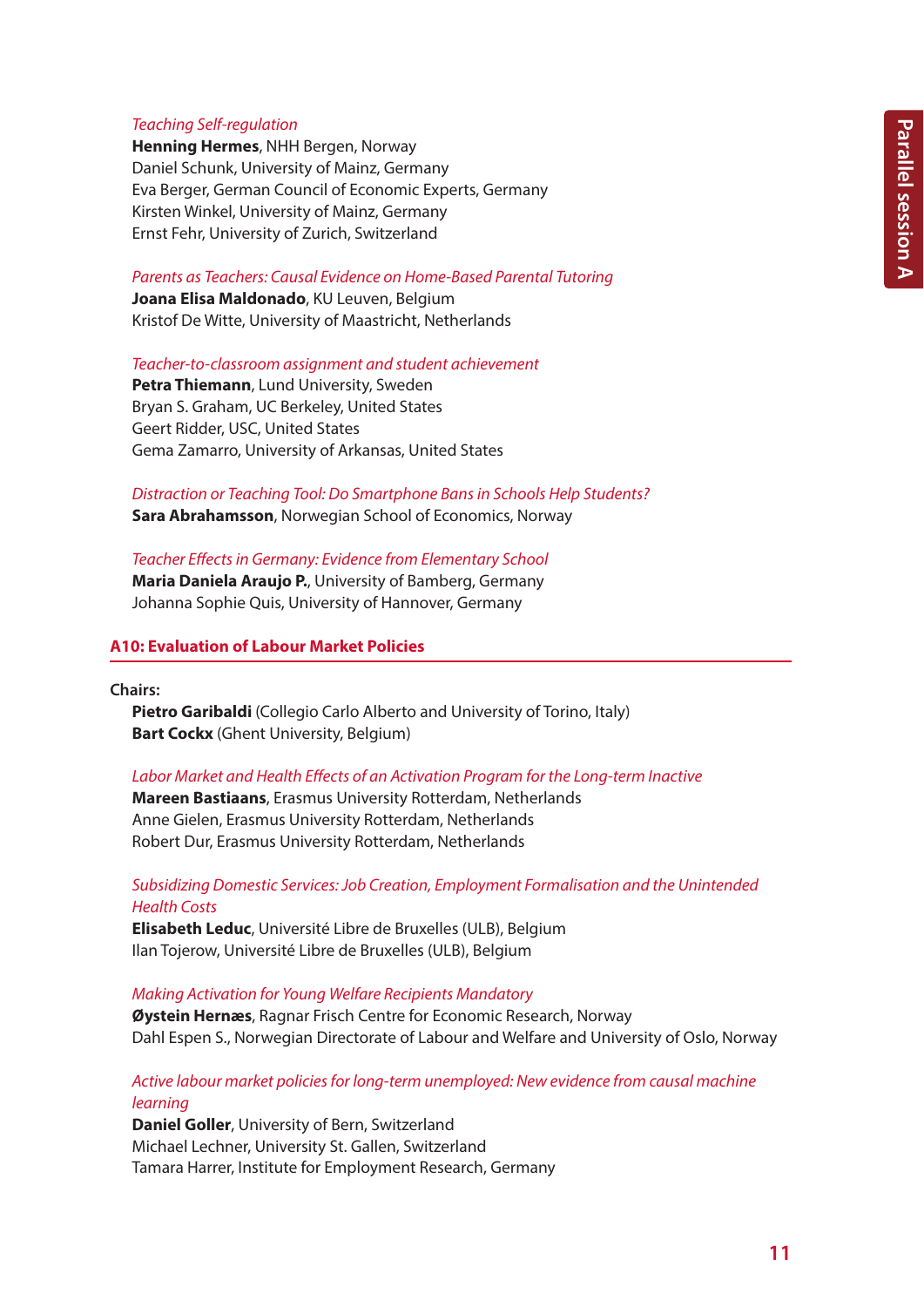*Teaching Self-regulation*
**Henning Hermes**, NHH Bergen, Norway
Daniel Schunk, University of Mainz, Germany
Eva Berger, German Council of Economic Experts, Germany
Kirsten Winkel, University of Mainz, Germany
Ernst Fehr, University of Zurich, Switzerland

*Parents as Teachers: Causal Evidence on Home-Based Parental Tutoring*
**Joana Elisa Maldonado**, KU Leuven, Belgium
Kristof De Witte, University of Maastricht, Netherlands

*Teacher-to-classroom assignment and student achievement*
**Petra Thiemann**, Lund University, Sweden
Bryan S. Graham, UC Berkeley, United States
Geert Ridder, USC, United States
Gema Zamarro, University of Arkansas, United States

*Distraction or Teaching Tool: Do Smartphone Bans in Schools Help Students?*
**Sara Abrahamsson**, Norwegian School of Economics, Norway

*Teacher Effects in Germany: Evidence from Elementary School*
**Maria Daniela Araujo P.**, University of Bamberg, Germany
Johanna Sophie Quis, University of Hannover, Germany

## A10: Evaluation of Labour Market Policies

Chairs:
**Pietro Garibaldi** (Collegio Carlo Alberto and University of Torino, Italy)
**Bart Cockx** (Ghent University, Belgium)

*Labor Market and Health Effects of an Activation Program for the Long-term Inactive*
**Mareen Bastiaans**, Erasmus University Rotterdam, Netherlands
Anne Gielen, Erasmus University Rotterdam, Netherlands
Robert Dur, Erasmus University Rotterdam, Netherlands

*Subsidizing Domestic Services: Job Creation, Employment Formalisation and the Unintended Health Costs*
**Elisabeth Leduc**, Université Libre de Bruxelles (ULB), Belgium
Ilan Tojerow, Université Libre de Bruxelles (ULB), Belgium

*Making Activation for Young Welfare Recipients Mandatory*
**Øystein Hernæs**, Ragnar Frisch Centre for Economic Research, Norway
Dahl Espen S., Norwegian Directorate of Labour and Welfare and University of Oslo, Norway

*Active labour market policies for long-term unemployed: New evidence from causal machine learning*
**Daniel Goller**, University of Bern, Switzerland
Michael Lechner, University St. Gallen, Switzerland
Tamara Harrer, Institute for Employment Research, Germany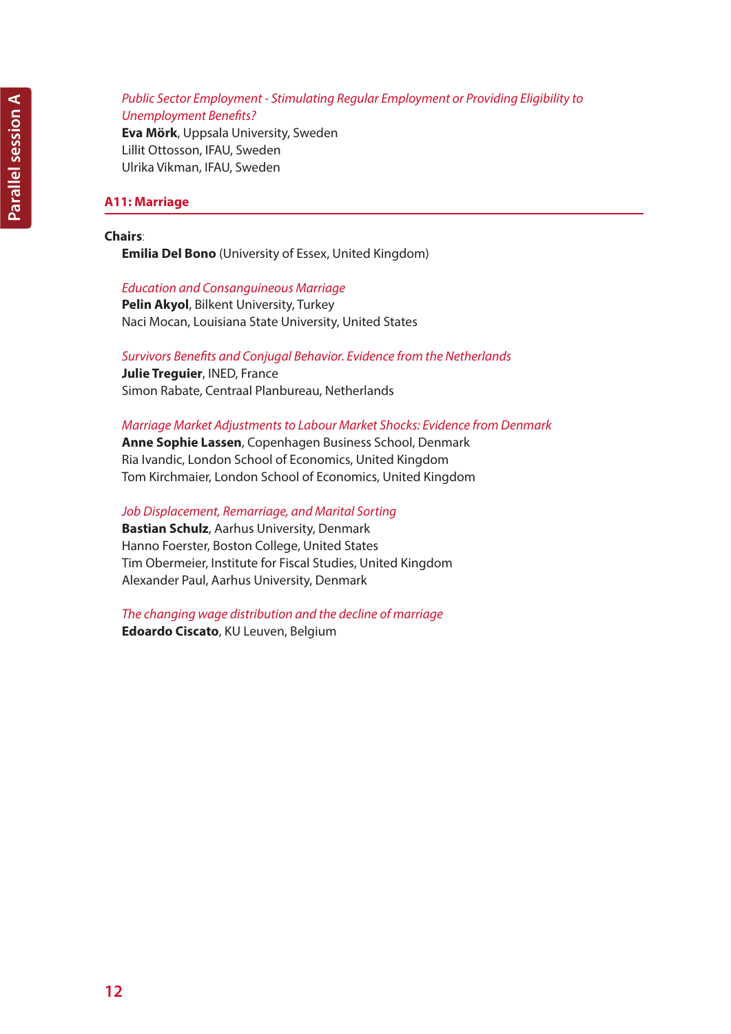*Public Sector Employment - Stimulating Regular Employment or Providing Eligibility to Unemployment Benefits?*
**Eva Mörk**, Uppsala University, Sweden
Lillit Ottosson, IFAU, Sweden
Ulrika Vikman, IFAU, Sweden

## A11: Marriage

**Chairs**:
**Emilia Del Bono** (University of Essex, United Kingdom)

*Education and Consanguineous Marriage*
**Pelin Akyol**, Bilkent University, Turkey
Naci Mocan, Louisiana State University, United States

*Survivors Benefits and Conjugal Behavior. Evidence from the Netherlands*
**Julie Treguier**, INED, France
Simon Rabate, Centraal Planbureau, Netherlands

*Marriage Market Adjustments to Labour Market Shocks: Evidence from Denmark*
**Anne Sophie Lassen**, Copenhagen Business School, Denmark
Ria Ivandic, London School of Economics, United Kingdom
Tom Kirchmaier, London School of Economics, United Kingdom

*Job Displacement, Remarriage, and Marital Sorting*
**Bastian Schulz**, Aarhus University, Denmark
Hanno Foerster, Boston College, United States
Tim Obermeier, Institute for Fiscal Studies, United Kingdom
Alexander Paul, Aarhus University, Denmark

*The changing wage distribution and the decline of marriage*
**Edoardo Ciscato**, KU Leuven, Belgium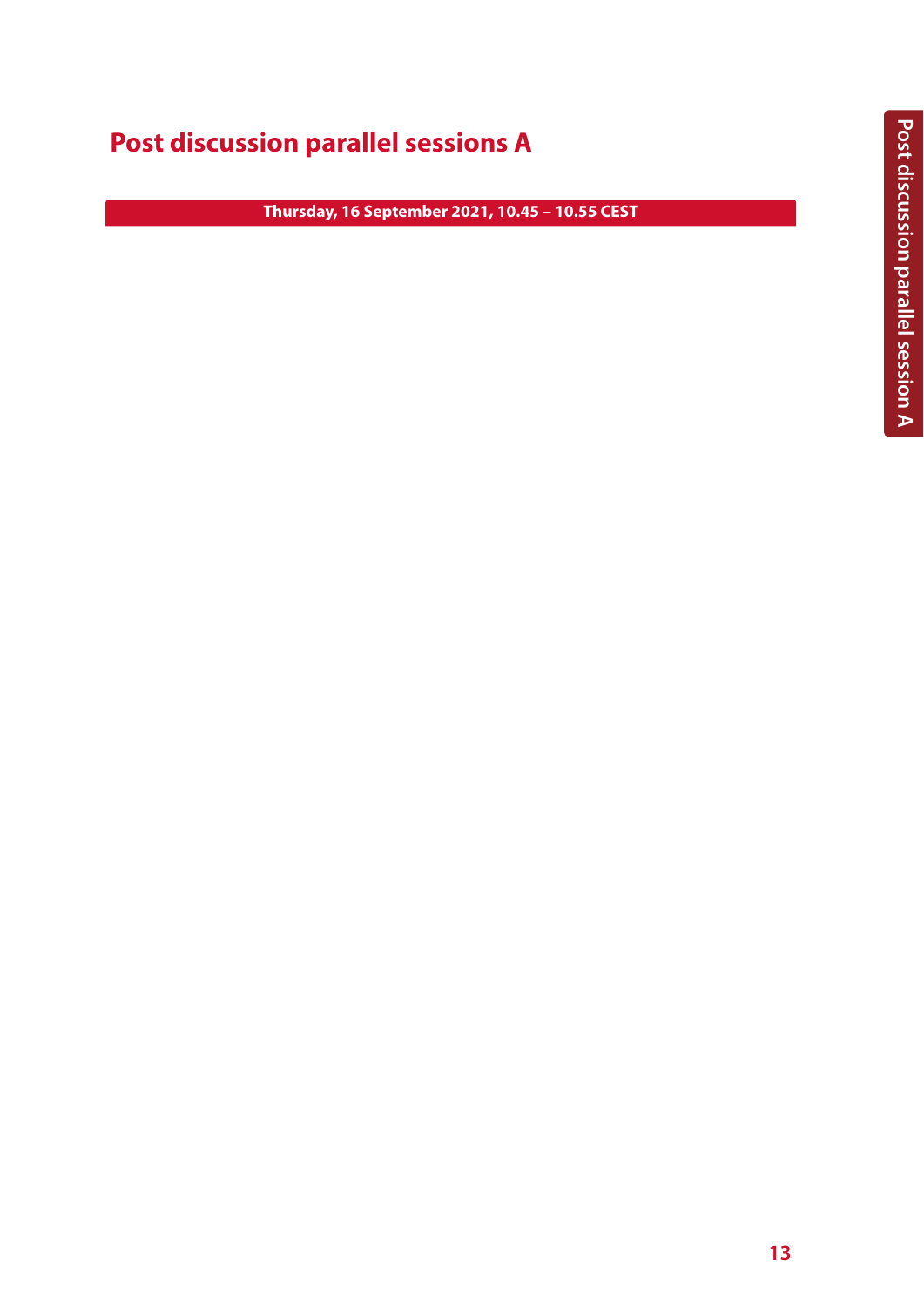# Post discussion parallel sessions A

**Thursday, 16 September 2021, 10.45 – 10.55 CEST**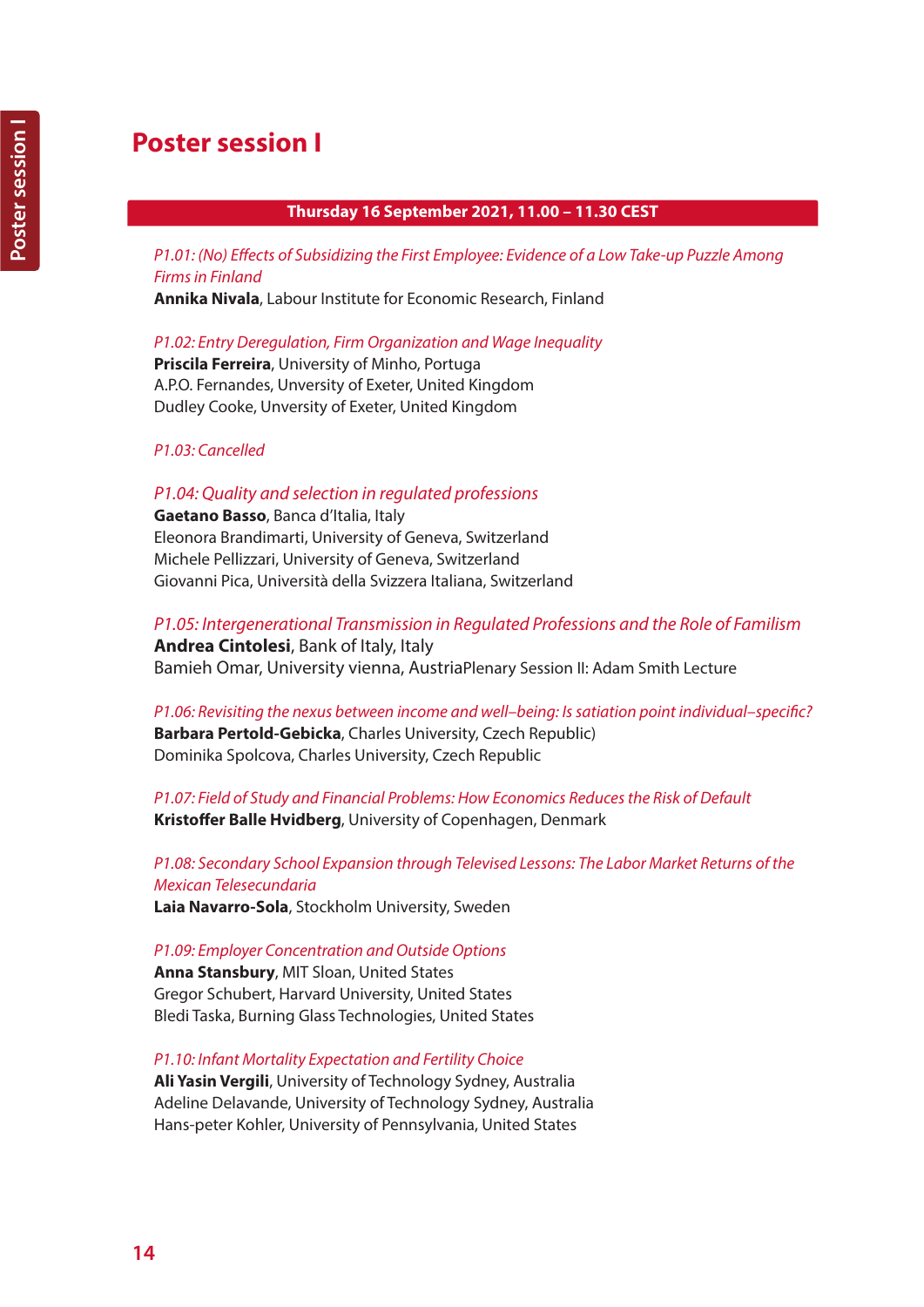# Poster session I

**Thursday 16 September 2021, 11.00 – 11.30 CEST**

*P1.01: (No) Effects of Subsidizing the First Employee: Evidence of a Low Take-up Puzzle Among Firms in Finland*
**Annika Nivala**, Labour Institute for Economic Research, Finland

*P1.02: Entry Deregulation, Firm Organization and Wage Inequality*
**Priscila Ferreira**, University of Minho, Portuga
A.P.O. Fernandes, Unversity of Exeter, United Kingdom
Dudley Cooke, Unversity of Exeter, United Kingdom

*P1.03: Cancelled*

*P1.04: Quality and selection in regulated professions*
**Gaetano Basso**, Banca d'Italia, Italy
Eleonora Brandimarti, University of Geneva, Switzerland
Michele Pellizzari, University of Geneva, Switzerland
Giovanni Pica, Università della Svizzera Italiana, Switzerland

*P1.05: Intergenerational Transmission in Regulated Professions and the Role of Familism*
**Andrea Cintolesi**, Bank of Italy, Italy
Bamieh Omar, University vienna, AustriaPlenary Session II: Adam Smith Lecture

*P1.06: Revisiting the nexus between income and well–being: Is satiation point individual–specific?*
**Barbara Pertold-Gebicka**, Charles University, Czech Republic)
Dominika Spolcova, Charles University, Czech Republic

*P1.07: Field of Study and Financial Problems: How Economics Reduces the Risk of Default*
**Kristoffer Balle Hvidberg**, University of Copenhagen, Denmark

*P1.08: Secondary School Expansion through Televised Lessons: The Labor Market Returns of the Mexican Telesecundaria*
**Laia Navarro-Sola**, Stockholm University, Sweden

*P1.09: Employer Concentration and Outside Options*
**Anna Stansbury**, MIT Sloan, United States
Gregor Schubert, Harvard University, United States
Bledi Taska, Burning Glass Technologies, United States

*P1.10: Infant Mortality Expectation and Fertility Choice*
**Ali Yasin Vergili**, University of Technology Sydney, Australia
Adeline Delavande, University of Technology Sydney, Australia
Hans-peter Kohler, University of Pennsylvania, United States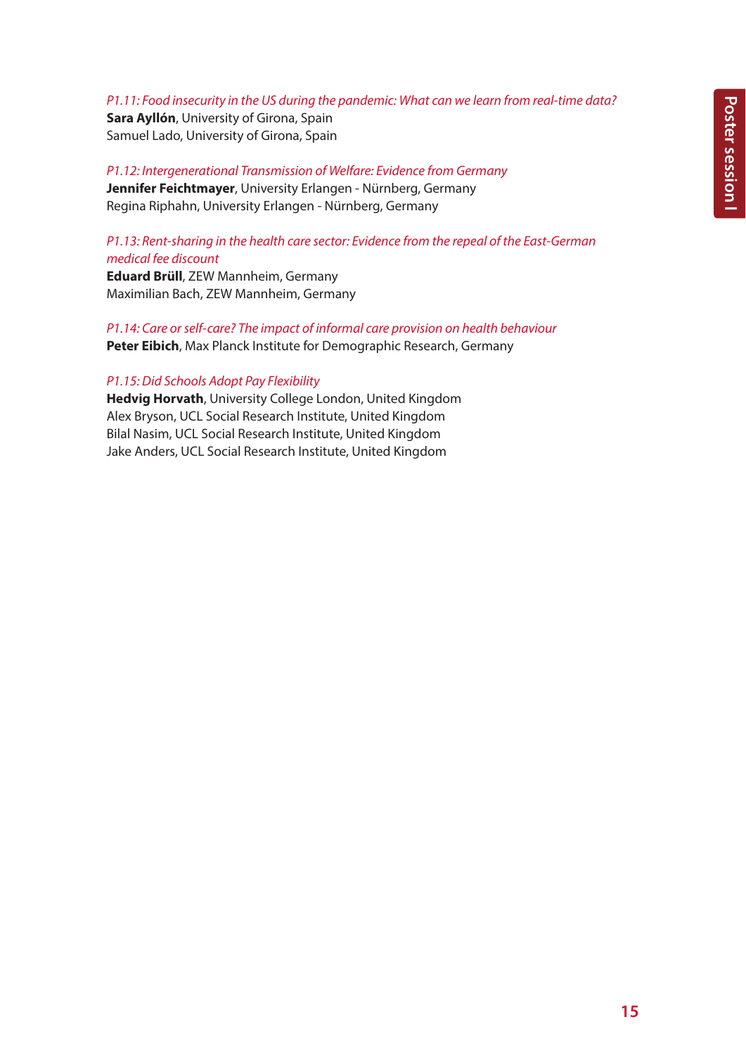*P1.11: Food insecurity in the US during the pandemic: What can we learn from real-time data?*
**Sara Ayllón**, University of Girona, Spain
Samuel Lado, University of Girona, Spain

*P1.12: Intergenerational Transmission of Welfare: Evidence from Germany*
**Jennifer Feichtmayer**, University Erlangen - Nürnberg, Germany
Regina Riphahn, University Erlangen - Nürnberg, Germany

*P1.13: Rent-sharing in the health care sector: Evidence from the repeal of the East-German medical fee discount*
**Eduard Brüll**, ZEW Mannheim, Germany
Maximilian Bach, ZEW Mannheim, Germany

*P1.14: Care or self-care? The impact of informal care provision on health behaviour*
**Peter Eibich**, Max Planck Institute for Demographic Research, Germany

*P1.15: Did Schools Adopt Pay Flexibility*
**Hedvig Horvath**, University College London, United Kingdom
Alex Bryson, UCL Social Research Institute, United Kingdom
Bilal Nasim, UCL Social Research Institute, United Kingdom
Jake Anders, UCL Social Research Institute, United Kingdom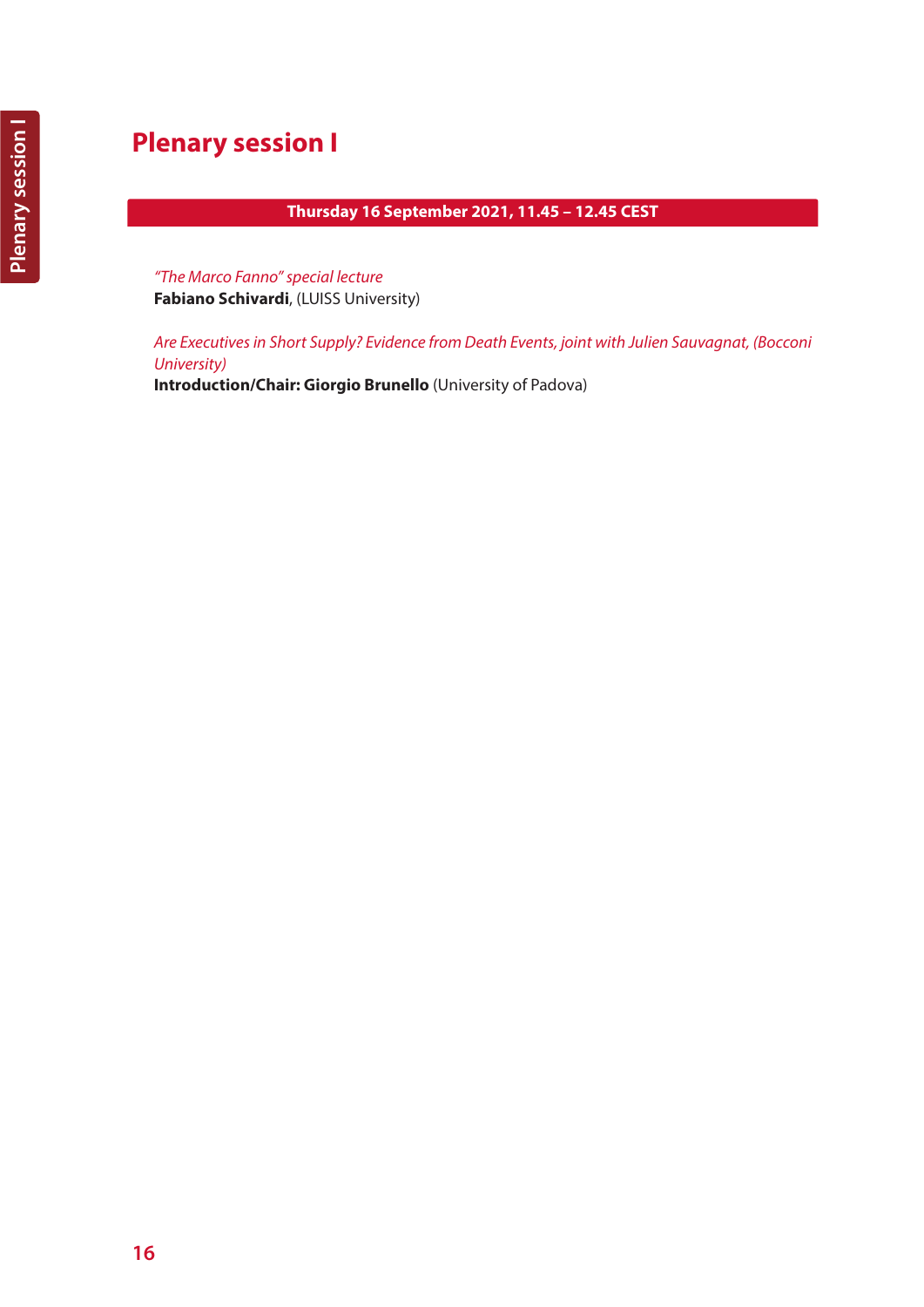# Plenary session I

**Thursday 16 September 2021, 11.45 – 12.45 CEST**

*"The Marco Fanno" special lecture*
**Fabiano Schivardi**, (LUISS University)

*Are Executives in Short Supply? Evidence from Death Events, joint with Julien Sauvagnat, (Bocconi University)*
**Introduction/Chair: Giorgio Brunello** (University of Padova)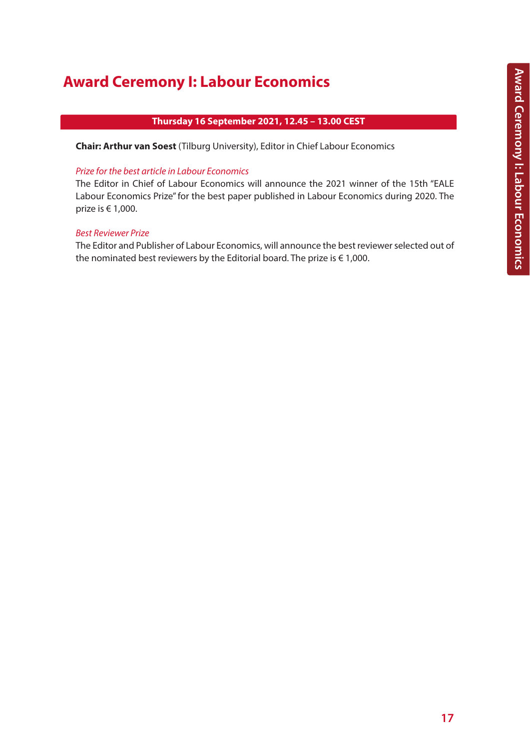# Award Ceremony I: Labour Economics

**Thursday 16 September 2021, 12.45 – 13.00 CEST**

**Chair: Arthur van Soest** (Tilburg University), Editor in Chief Labour Economics

*Prize for the best article in Labour Economics*

The Editor in Chief of Labour Economics will announce the 2021 winner of the 15th "EALE Labour Economics Prize" for the best paper published in Labour Economics during 2020. The prize is € 1,000.

*Best Reviewer Prize*

The Editor and Publisher of Labour Economics, will announce the best reviewer selected out of the nominated best reviewers by the Editorial board. The prize is € 1,000.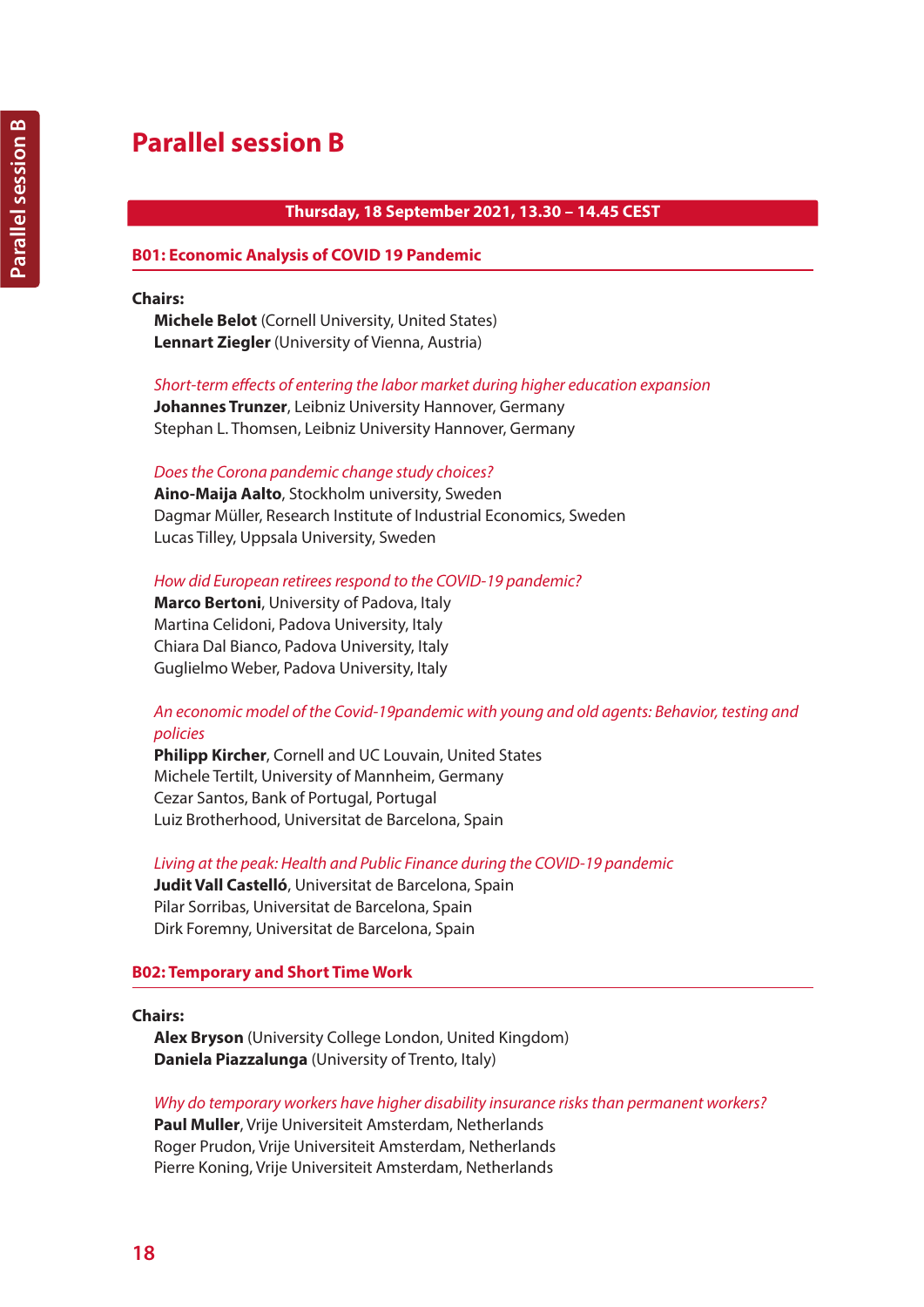# Parallel session B

**Thursday, 18 September 2021, 13.30 – 14.45 CEST**

## B01: Economic Analysis of COVID 19 Pandemic

**Chairs:**

**Michele Belot** (Cornell University, United States)
**Lennart Ziegler** (University of Vienna, Austria)

*Short-term effects of entering the labor market during higher education expansion*
**Johannes Trunzer**, Leibniz University Hannover, Germany
Stephan L. Thomsen, Leibniz University Hannover, Germany

*Does the Corona pandemic change study choices?*
**Aino-Maija Aalto**, Stockholm university, Sweden
Dagmar Müller, Research Institute of Industrial Economics, Sweden
Lucas Tilley, Uppsala University, Sweden

*How did European retirees respond to the COVID-19 pandemic?*
**Marco Bertoni**, University of Padova, Italy
Martina Celidoni, Padova University, Italy
Chiara Dal Bianco, Padova University, Italy
Guglielmo Weber, Padova University, Italy

*An economic model of the Covid-19pandemic with young and old agents: Behavior, testing and policies*
**Philipp Kircher**, Cornell and UC Louvain, United States
Michele Tertilt, University of Mannheim, Germany
Cezar Santos, Bank of Portugal, Portugal
Luiz Brotherhood, Universitat de Barcelona, Spain

*Living at the peak: Health and Public Finance during the COVID-19 pandemic*
**Judit Vall Castelló**, Universitat de Barcelona, Spain
Pilar Sorribas, Universitat de Barcelona, Spain
Dirk Foremny, Universitat de Barcelona, Spain

## B02: Temporary and Short Time Work

**Chairs:**

**Alex Bryson** (University College London, United Kingdom)
**Daniela Piazzalunga** (University of Trento, Italy)

*Why do temporary workers have higher disability insurance risks than permanent workers?*
**Paul Muller**, Vrije Universiteit Amsterdam, Netherlands
Roger Prudon, Vrije Universiteit Amsterdam, Netherlands
Pierre Koning, Vrije Universiteit Amsterdam, Netherlands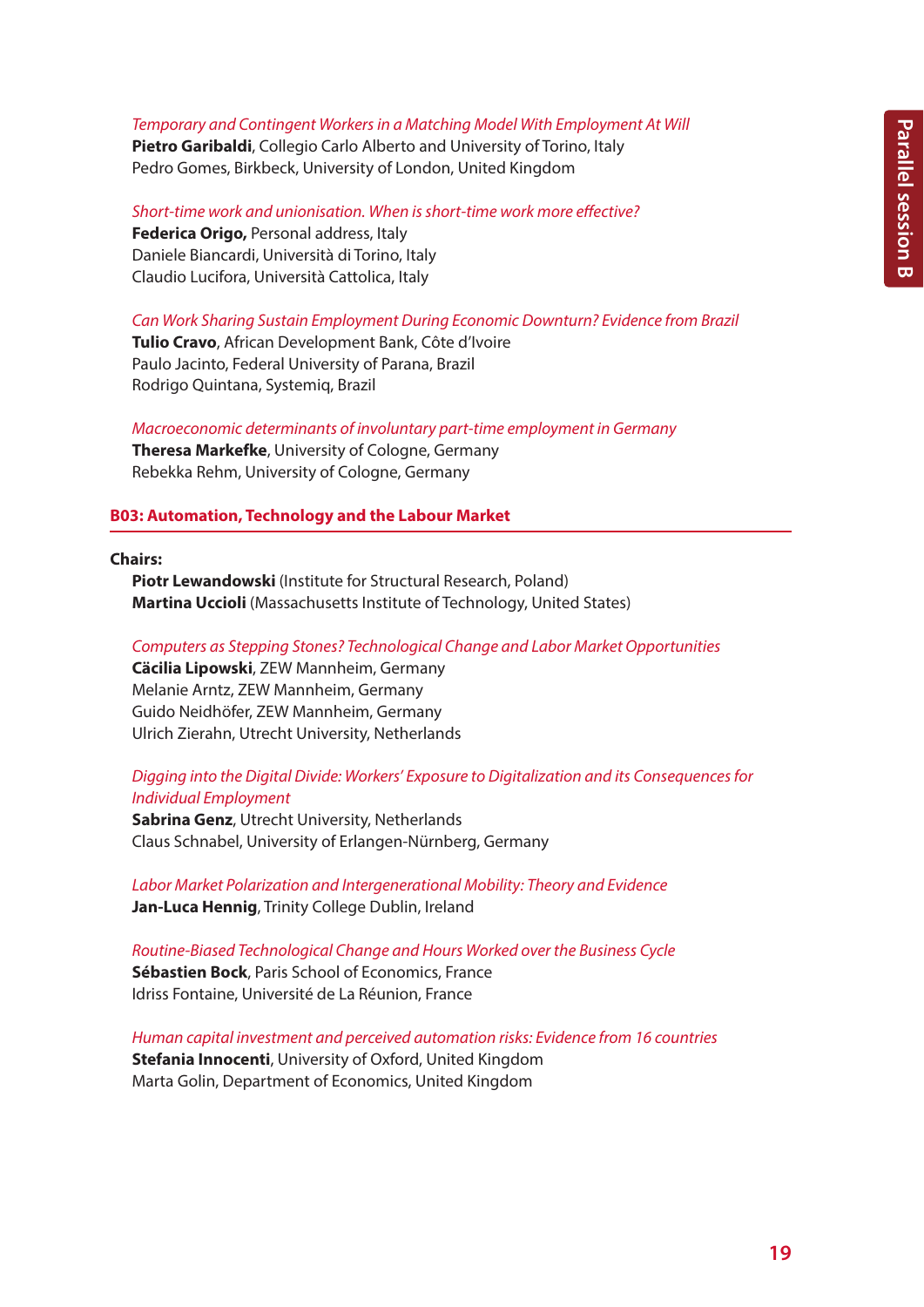*Temporary and Contingent Workers in a Matching Model With Employment At Will*
**Pietro Garibaldi**, Collegio Carlo Alberto and University of Torino, Italy
Pedro Gomes, Birkbeck, University of London, United Kingdom

*Short-time work and unionisation. When is short-time work more effective?*
**Federica Origo,** Personal address, Italy
Daniele Biancardi, Università di Torino, Italy
Claudio Lucifora, Università Cattolica, Italy

*Can Work Sharing Sustain Employment During Economic Downturn? Evidence from Brazil*
**Tulio Cravo**, African Development Bank, Côte d'Ivoire
Paulo Jacinto, Federal University of Parana, Brazil
Rodrigo Quintana, Systemiq, Brazil

*Macroeconomic determinants of involuntary part-time employment in Germany*
**Theresa Markefke**, University of Cologne, Germany
Rebekka Rehm, University of Cologne, Germany

## B03: Automation, Technology and the Labour Market

**Chairs:**
**Piotr Lewandowski** (Institute for Structural Research, Poland)
**Martina Uccioli** (Massachusetts Institute of Technology, United States)

*Computers as Stepping Stones? Technological Change and Labor Market Opportunities*
**Cäcilia Lipowski**, ZEW Mannheim, Germany
Melanie Arntz, ZEW Mannheim, Germany
Guido Neidhöfer, ZEW Mannheim, Germany
Ulrich Zierahn, Utrecht University, Netherlands

*Digging into the Digital Divide: Workers' Exposure to Digitalization and its Consequences for Individual Employment*
**Sabrina Genz**, Utrecht University, Netherlands
Claus Schnabel, University of Erlangen-Nürnberg, Germany

*Labor Market Polarization and Intergenerational Mobility: Theory and Evidence*
**Jan-Luca Hennig**, Trinity College Dublin, Ireland

*Routine-Biased Technological Change and Hours Worked over the Business Cycle*
**Sébastien Bock**, Paris School of Economics, France
Idriss Fontaine, Université de La Réunion, France

*Human capital investment and perceived automation risks: Evidence from 16 countries*
**Stefania Innocenti**, University of Oxford, United Kingdom
Marta Golin, Department of Economics, United Kingdom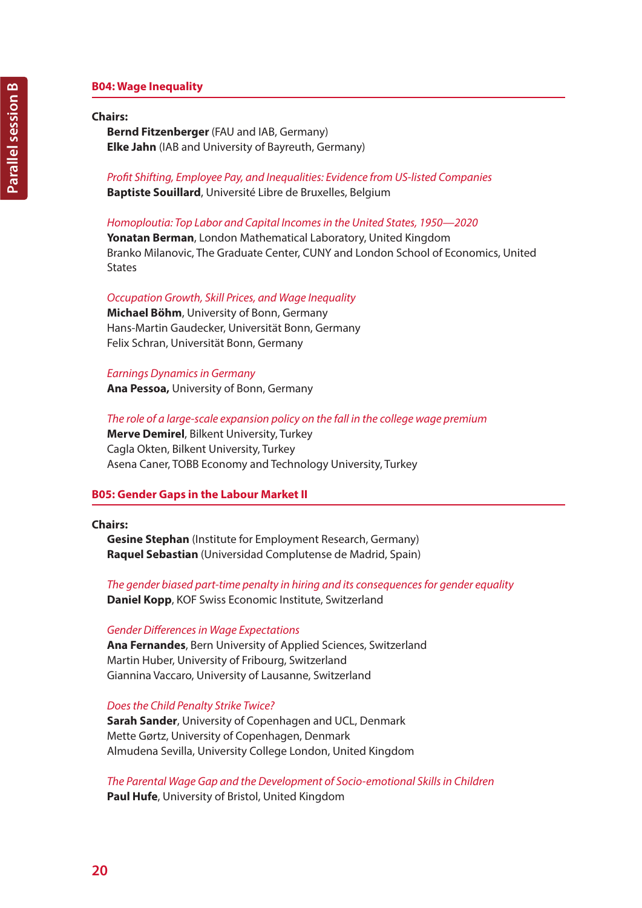## B04: Wage Inequality

**Chairs:**

**Bernd Fitzenberger** (FAU and IAB, Germany)
**Elke Jahn** (IAB and University of Bayreuth, Germany)

*Profit Shifting, Employee Pay, and Inequalities: Evidence from US-listed Companies*
**Baptiste Souillard**, Université Libre de Bruxelles, Belgium

*Homoploutia: Top Labor and Capital Incomes in the United States, 1950—2020*
**Yonatan Berman**, London Mathematical Laboratory, United Kingdom
Branko Milanovic, The Graduate Center, CUNY and London School of Economics, United States

*Occupation Growth, Skill Prices, and Wage Inequality*
**Michael Böhm**, University of Bonn, Germany
Hans-Martin Gaudecker, Universität Bonn, Germany
Felix Schran, Universität Bonn, Germany

*Earnings Dynamics in Germany*
**Ana Pessoa,** University of Bonn, Germany

*The role of a large-scale expansion policy on the fall in the college wage premium*
**Merve Demirel**, Bilkent University, Turkey
Cagla Okten, Bilkent University, Turkey
Asena Caner, TOBB Economy and Technology University, Turkey

## B05: Gender Gaps in the Labour Market II

**Chairs:**

**Gesine Stephan** (Institute for Employment Research, Germany)
**Raquel Sebastian** (Universidad Complutense de Madrid, Spain)

*The gender biased part-time penalty in hiring and its consequences for gender equality*
**Daniel Kopp**, KOF Swiss Economic Institute, Switzerland

*Gender Differences in Wage Expectations*
**Ana Fernandes**, Bern University of Applied Sciences, Switzerland
Martin Huber, University of Fribourg, Switzerland
Giannina Vaccaro, University of Lausanne, Switzerland

*Does the Child Penalty Strike Twice?*
**Sarah Sander**, University of Copenhagen and UCL, Denmark
Mette Gørtz, University of Copenhagen, Denmark
Almudena Sevilla, University College London, United Kingdom

*The Parental Wage Gap and the Development of Socio-emotional Skills in Children*
**Paul Hufe**, University of Bristol, United Kingdom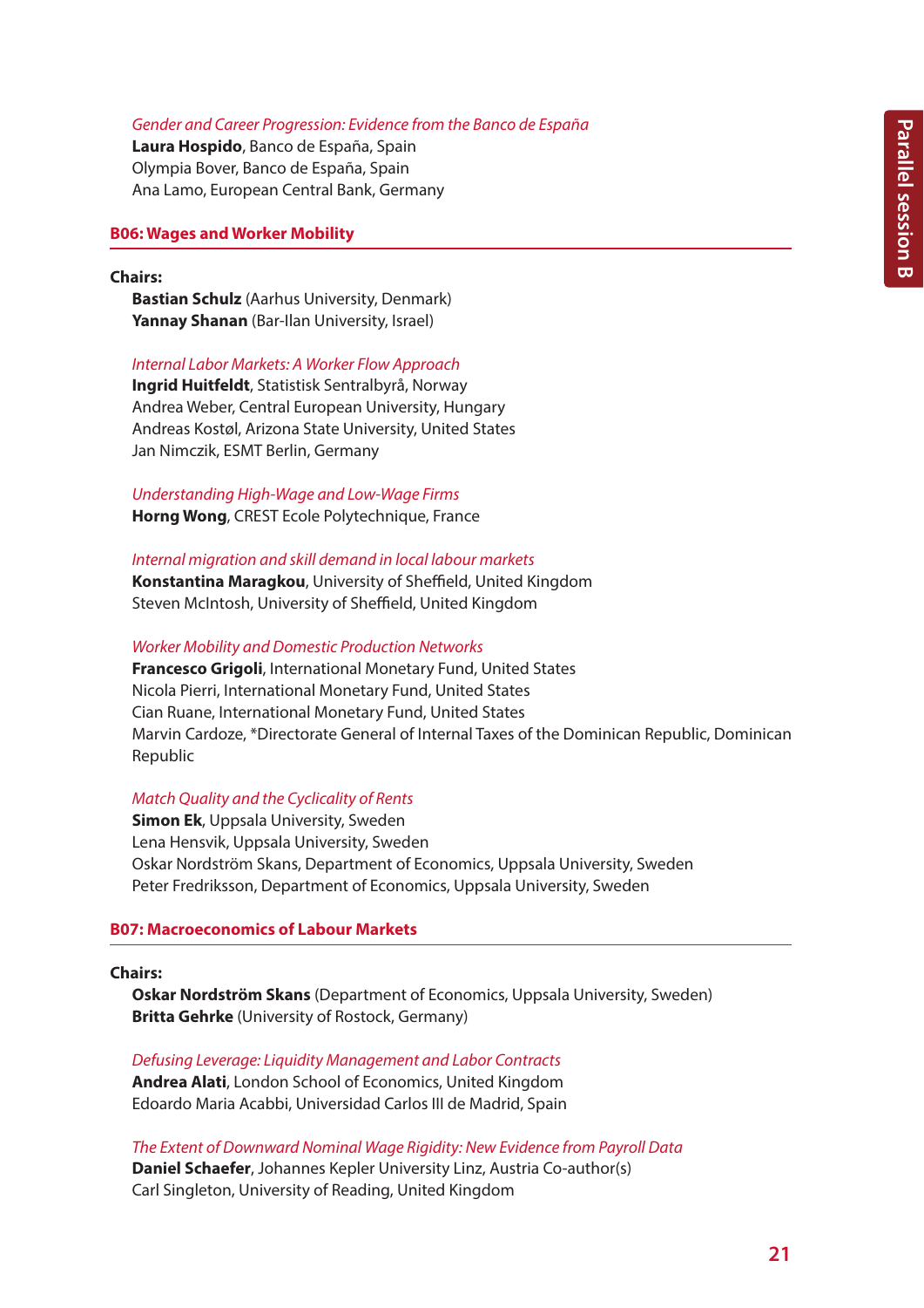*Gender and Career Progression: Evidence from the Banco de España*
**Laura Hospido**, Banco de España, Spain
Olympia Bover, Banco de España, Spain
Ana Lamo, European Central Bank, Germany

## B06: Wages and Worker Mobility

**Chairs:**
**Bastian Schulz** (Aarhus University, Denmark)
**Yannay Shanan** (Bar-Ilan University, Israel)

*Internal Labor Markets: A Worker Flow Approach*
**Ingrid Huitfeldt**, Statistisk Sentralbyrå, Norway
Andrea Weber, Central European University, Hungary
Andreas Kostøl, Arizona State University, United States
Jan Nimczik, ESMT Berlin, Germany

*Understanding High-Wage and Low-Wage Firms*
**Horng Wong**, CREST Ecole Polytechnique, France

*Internal migration and skill demand in local labour markets*
**Konstantina Maragkou**, University of Sheffield, United Kingdom
Steven McIntosh, University of Sheffield, United Kingdom

*Worker Mobility and Domestic Production Networks*
**Francesco Grigoli**, International Monetary Fund, United States
Nicola Pierri, International Monetary Fund, United States
Cian Ruane, International Monetary Fund, United States
Marvin Cardoze, *Directorate General of Internal Taxes of the Dominican Republic, Dominican Republic

*Match Quality and the Cyclicality of Rents*
**Simon Ek**, Uppsala University, Sweden
Lena Hensvik, Uppsala University, Sweden
Oskar Nordström Skans, Department of Economics, Uppsala University, Sweden
Peter Fredriksson, Department of Economics, Uppsala University, Sweden

## B07: Macroeconomics of Labour Markets

**Chairs:**
**Oskar Nordström Skans** (Department of Economics, Uppsala University, Sweden)
**Britta Gehrke** (University of Rostock, Germany)

*Defusing Leverage: Liquidity Management and Labor Contracts*
**Andrea Alati**, London School of Economics, United Kingdom
Edoardo Maria Acabbi, Universidad Carlos III de Madrid, Spain

*The Extent of Downward Nominal Wage Rigidity: New Evidence from Payroll Data*
**Daniel Schaefer**, Johannes Kepler University Linz, Austria Co-author(s)
Carl Singleton, University of Reading, United Kingdom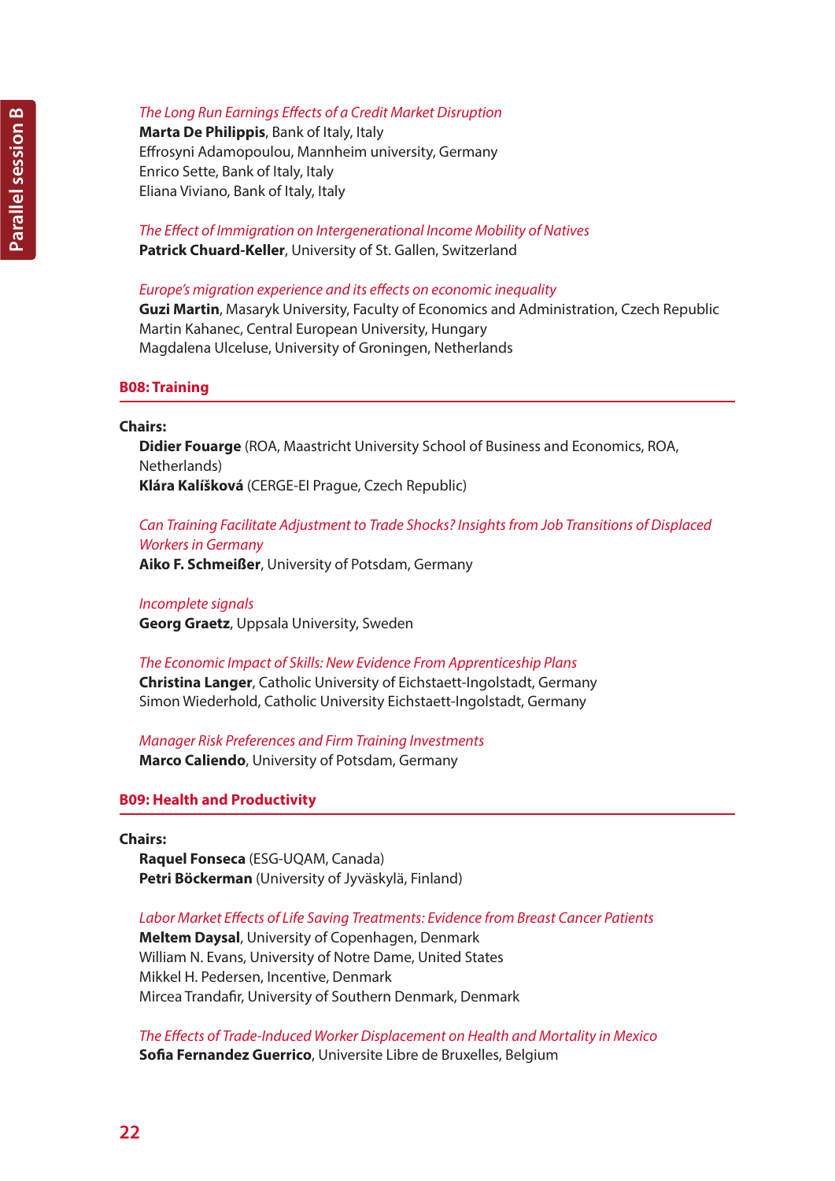*The Long Run Earnings Effects of a Credit Market Disruption*
**Marta De Philippis**, Bank of Italy, Italy
Effrosyni Adamopoulou, Mannheim university, Germany
Enrico Sette, Bank of Italy, Italy
Eliana Viviano, Bank of Italy, Italy

*The Effect of Immigration on Intergenerational Income Mobility of Natives*
**Patrick Chuard-Keller**, University of St. Gallen, Switzerland

*Europe's migration experience and its effects on economic inequality*
**Guzi Martin**, Masaryk University, Faculty of Economics and Administration, Czech Republic
Martin Kahanec, Central European University, Hungary
Magdalena Ulceluse, University of Groningen, Netherlands

## B08: Training

**Chairs:**
**Didier Fouarge** (ROA, Maastricht University School of Business and Economics, ROA, Netherlands)
**Klára Kalíšková** (CERGE-EI Prague, Czech Republic)

*Can Training Facilitate Adjustment to Trade Shocks? Insights from Job Transitions of Displaced Workers in Germany*
**Aiko F. Schmeißer**, University of Potsdam, Germany

*Incomplete signals*
**Georg Graetz**, Uppsala University, Sweden

*The Economic Impact of Skills: New Evidence From Apprenticeship Plans*
**Christina Langer**, Catholic University of Eichstaett-Ingolstadt, Germany
Simon Wiederhold, Catholic University Eichstaett-Ingolstadt, Germany

*Manager Risk Preferences and Firm Training Investments*
**Marco Caliendo**, University of Potsdam, Germany

## B09: Health and Productivity

**Chairs:**
**Raquel Fonseca** (ESG-UQAM, Canada)
**Petri Böckerman** (University of Jyväskylä, Finland)

*Labor Market Effects of Life Saving Treatments: Evidence from Breast Cancer Patients*
**Meltem Daysal**, University of Copenhagen, Denmark
William N. Evans, University of Notre Dame, United States
Mikkel H. Pedersen, Incentive, Denmark
Mircea Trandafir, University of Southern Denmark, Denmark

*The Effects of Trade-Induced Worker Displacement on Health and Mortality in Mexico*
**Sofia Fernandez Guerrico**, Universite Libre de Bruxelles, Belgium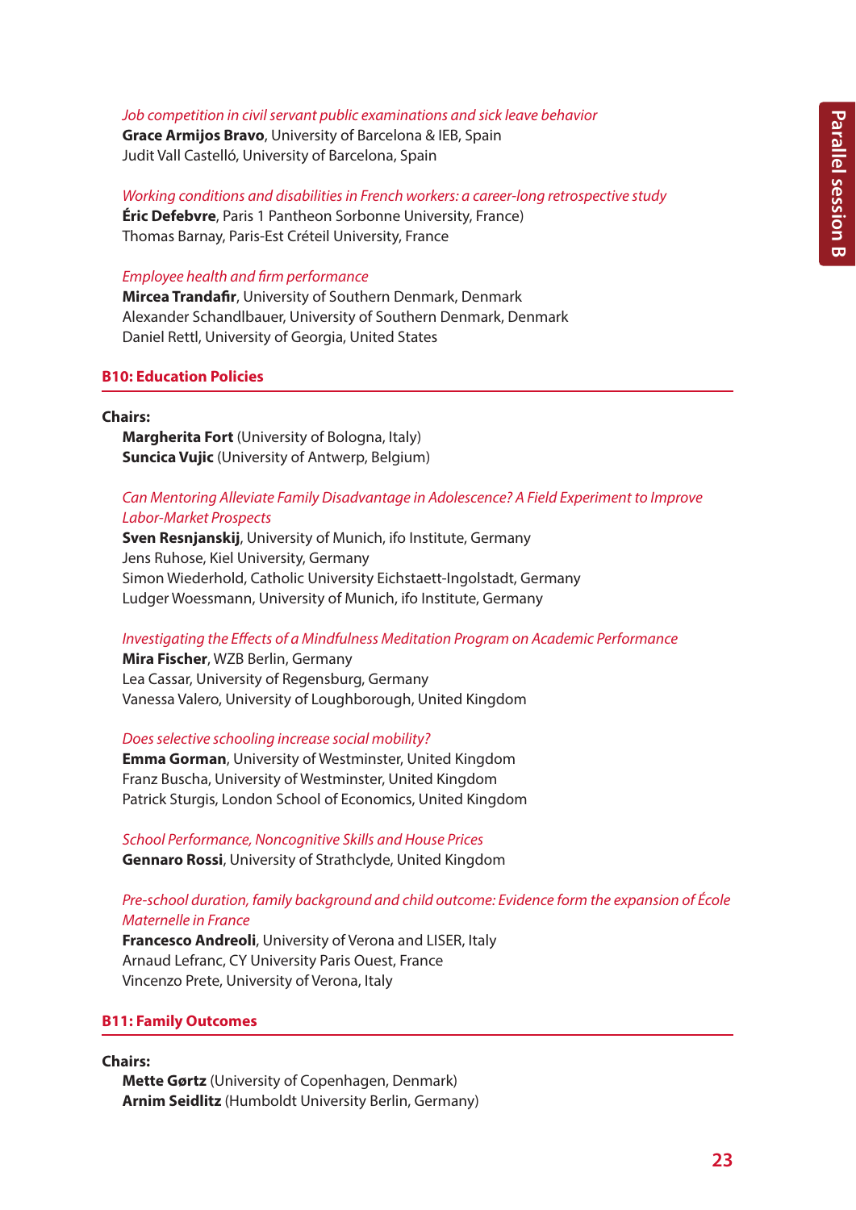*Job competition in civil servant public examinations and sick leave behavior*
**Grace Armijos Bravo**, University of Barcelona & IEB, Spain
Judit Vall Castelló, University of Barcelona, Spain

*Working conditions and disabilities in French workers: a career-long retrospective study*
**Éric Defebvre**, Paris 1 Pantheon Sorbonne University, France)
Thomas Barnay, Paris-Est Créteil University, France

*Employee health and firm performance*
**Mircea Trandafir**, University of Southern Denmark, Denmark
Alexander Schandlbauer, University of Southern Denmark, Denmark
Daniel Rettl, University of Georgia, United States

### B10: Education Policies

**Chairs:**
**Margherita Fort** (University of Bologna, Italy)
**Suncica Vujic** (University of Antwerp, Belgium)

*Can Mentoring Alleviate Family Disadvantage in Adolescence? A Field Experiment to Improve Labor-Market Prospects*
**Sven Resnjanskij**, University of Munich, ifo Institute, Germany
Jens Ruhose, Kiel University, Germany
Simon Wiederhold, Catholic University Eichstaett-Ingolstadt, Germany
Ludger Woessmann, University of Munich, ifo Institute, Germany

*Investigating the Effects of a Mindfulness Meditation Program on Academic Performance*
**Mira Fischer**, WZB Berlin, Germany
Lea Cassar, University of Regensburg, Germany
Vanessa Valero, University of Loughborough, United Kingdom

*Does selective schooling increase social mobility?*
**Emma Gorman**, University of Westminster, United Kingdom
Franz Buscha, University of Westminster, United Kingdom
Patrick Sturgis, London School of Economics, United Kingdom

*School Performance, Noncognitive Skills and House Prices*
**Gennaro Rossi**, University of Strathclyde, United Kingdom

*Pre-school duration, family background and child outcome: Evidence form the expansion of École Maternelle in France*
**Francesco Andreoli**, University of Verona and LISER, Italy
Arnaud Lefranc, CY University Paris Ouest, France
Vincenzo Prete, University of Verona, Italy

### B11: Family Outcomes

**Chairs:**
**Mette Gørtz** (University of Copenhagen, Denmark)
**Arnim Seidlitz** (Humboldt University Berlin, Germany)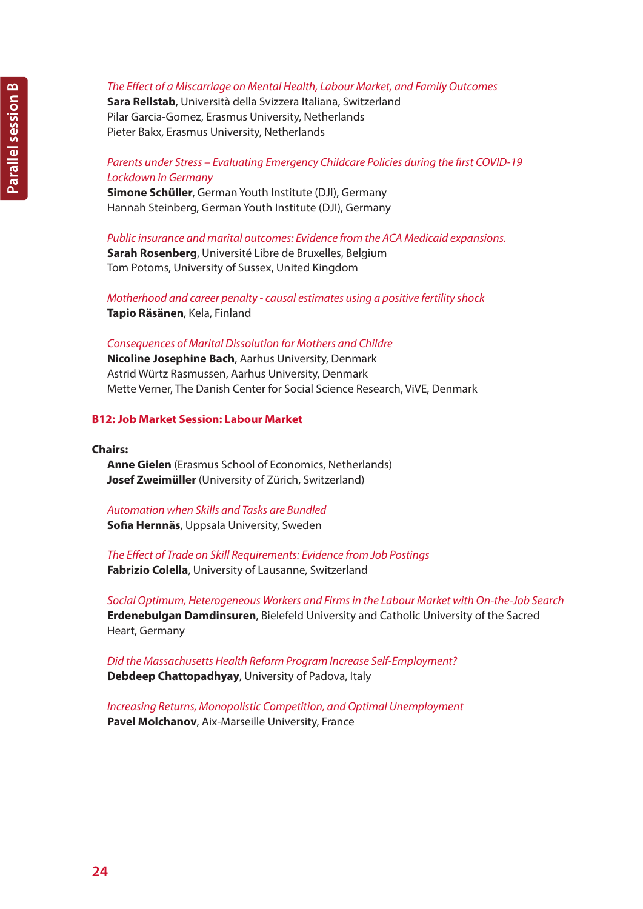*The Effect of a Miscarriage on Mental Health, Labour Market, and Family Outcomes*
**Sara Rellstab**, Università della Svizzera Italiana, Switzerland
Pilar Garcia-Gomez, Erasmus University, Netherlands
Pieter Bakx, Erasmus University, Netherlands

*Parents under Stress – Evaluating Emergency Childcare Policies during the first COVID-19 Lockdown in Germany*
**Simone Schüller**, German Youth Institute (DJI), Germany
Hannah Steinberg, German Youth Institute (DJI), Germany

*Public insurance and marital outcomes: Evidence from the ACA Medicaid expansions.*
**Sarah Rosenberg**, Université Libre de Bruxelles, Belgium
Tom Potoms, University of Sussex, United Kingdom

*Motherhood and career penalty - causal estimates using a positive fertility shock*
**Tapio Räsänen**, Kela, Finland

*Consequences of Marital Dissolution for Mothers and Childre*
**Nicoline Josephine Bach**, Aarhus University, Denmark
Astrid Würtz Rasmussen, Aarhus University, Denmark
Mette Verner, The Danish Center for Social Science Research, ViVE, Denmark

## B12: Job Market Session: Labour Market

**Chairs:**
**Anne Gielen** (Erasmus School of Economics, Netherlands)
**Josef Zweimüller** (University of Zürich, Switzerland)

*Automation when Skills and Tasks are Bundled*
**Sofia Hernnäs**, Uppsala University, Sweden

*The Effect of Trade on Skill Requirements: Evidence from Job Postings*
**Fabrizio Colella**, University of Lausanne, Switzerland

*Social Optimum, Heterogeneous Workers and Firms in the Labour Market with On-the-Job Search*
**Erdenebulgan Damdinsuren**, Bielefeld University and Catholic University of the Sacred Heart, Germany

*Did the Massachusetts Health Reform Program Increase Self-Employment?*
**Debdeep Chattopadhyay**, University of Padova, Italy

*Increasing Returns, Monopolistic Competition, and Optimal Unemployment*
**Pavel Molchanov**, Aix-Marseille University, France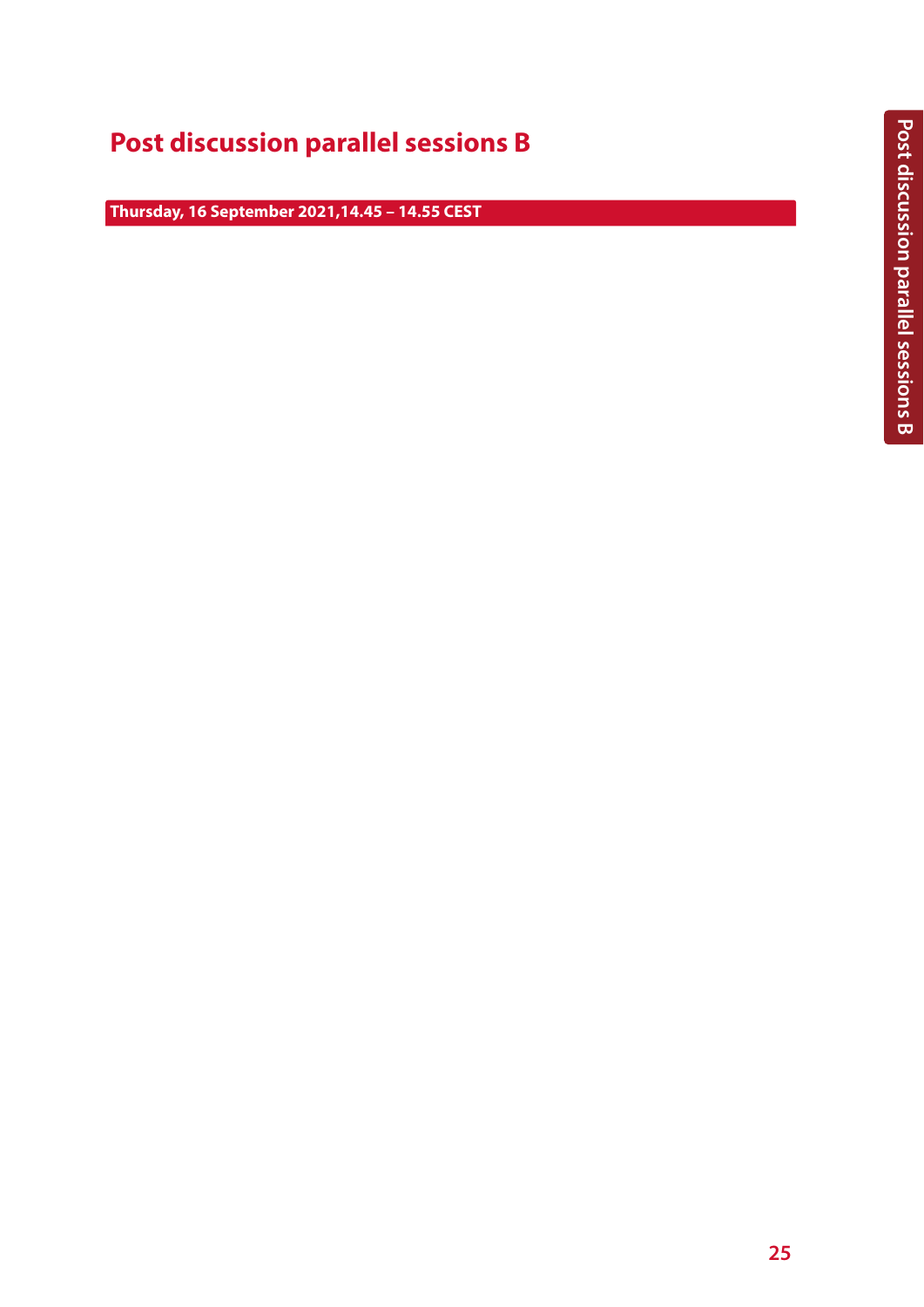# Post discussion parallel sessions B

**Thursday, 16 September 2021,14.45 – 14.55 CEST**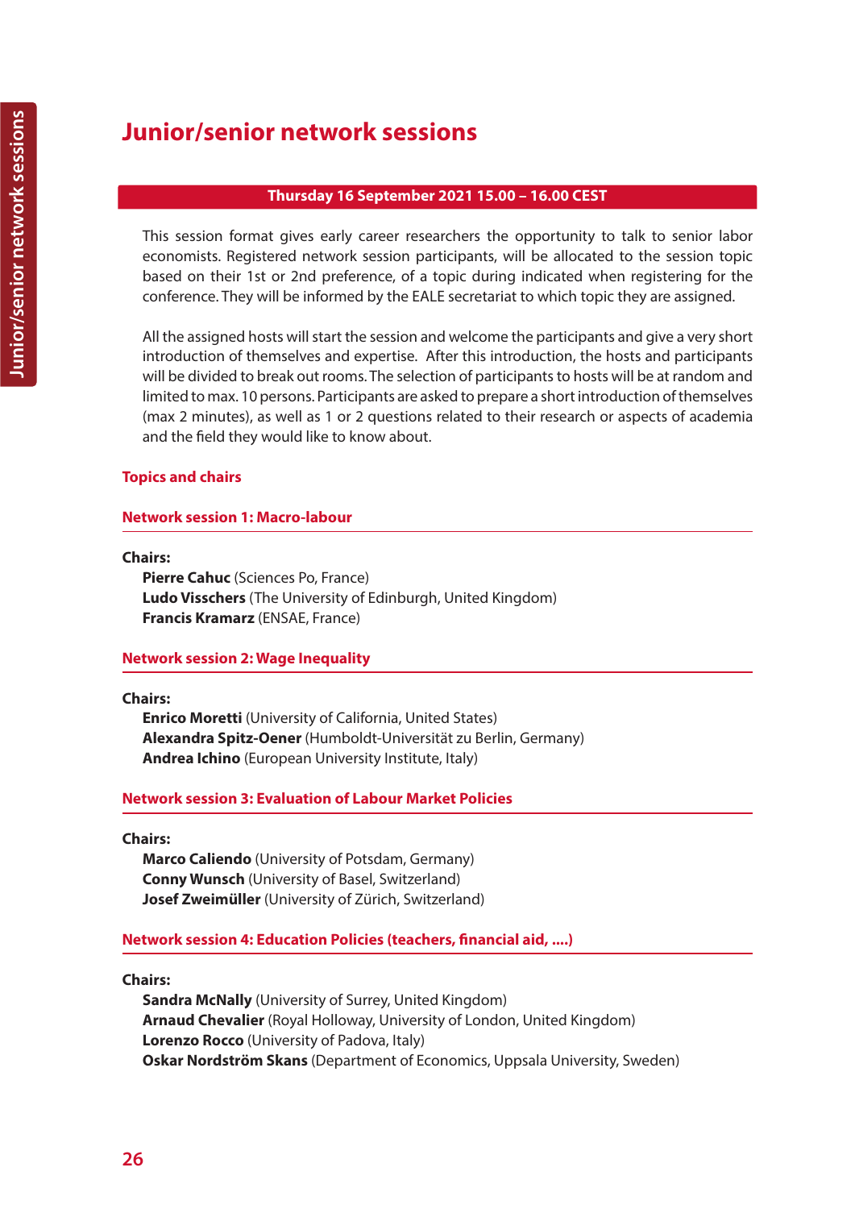# Junior/senior network sessions

**Thursday 16 September 2021 15.00 – 16.00 CEST**

This session format gives early career researchers the opportunity to talk to senior labor economists. Registered network session participants, will be allocated to the session topic based on their 1st or 2nd preference, of a topic during indicated when registering for the conference. They will be informed by the EALE secretariat to which topic they are assigned.

All the assigned hosts will start the session and welcome the participants and give a very short introduction of themselves and expertise. After this introduction, the hosts and participants will be divided to break out rooms. The selection of participants to hosts will be at random and limited to max. 10 persons. Participants are asked to prepare a short introduction of themselves (max 2 minutes), as well as 1 or 2 questions related to their research or aspects of academia and the field they would like to know about.

## Topics and chairs

### Network session 1: Macro-labour

**Chairs:**

**Pierre Cahuc** (Sciences Po, France)
**Ludo Visschers** (The University of Edinburgh, United Kingdom)
**Francis Kramarz** (ENSAE, France)

### Network session 2: Wage Inequality

**Chairs:**

**Enrico Moretti** (University of California, United States)
**Alexandra Spitz-Oener** (Humboldt-Universität zu Berlin, Germany)
**Andrea Ichino** (European University Institute, Italy)

### Network session 3: Evaluation of Labour Market Policies

**Chairs:**

**Marco Caliendo** (University of Potsdam, Germany)
**Conny Wunsch** (University of Basel, Switzerland)
**Josef Zweimüller** (University of Zürich, Switzerland)

### Network session 4: Education Policies (teachers, financial aid, ....)

**Chairs:**

**Sandra McNally** (University of Surrey, United Kingdom)
**Arnaud Chevalier** (Royal Holloway, University of London, United Kingdom)
**Lorenzo Rocco** (University of Padova, Italy)
**Oskar Nordström Skans** (Department of Economics, Uppsala University, Sweden)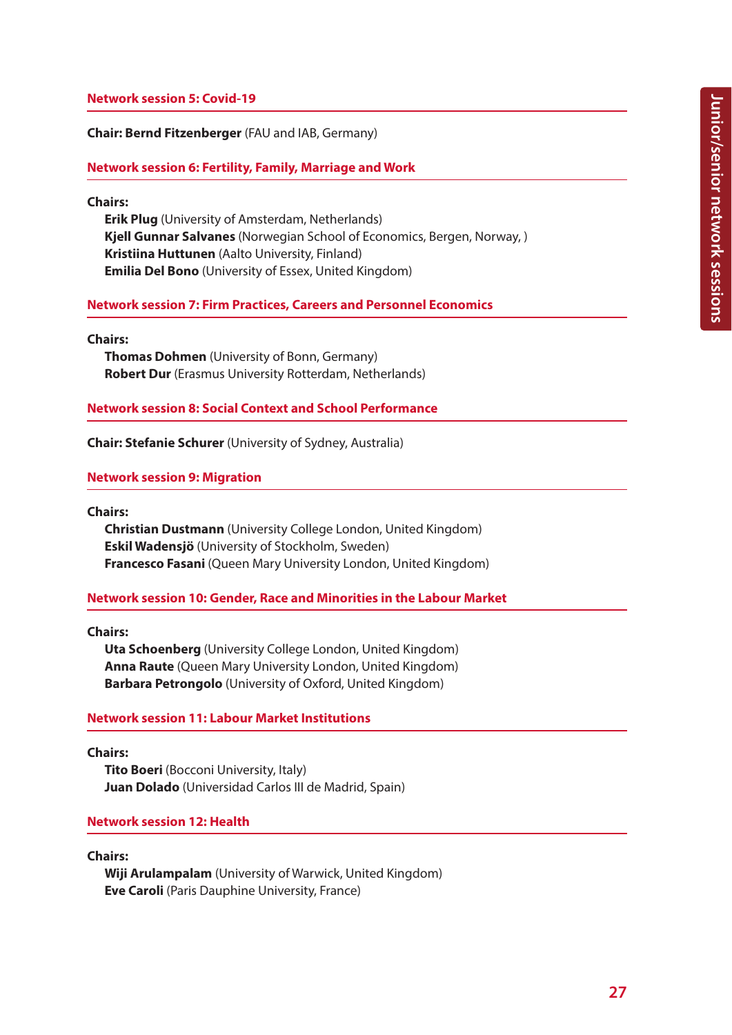## Network session 5: Covid-19

**Chair: Bernd Fitzenberger** (FAU and IAB, Germany)

## Network session 6: Fertility, Family, Marriage and Work

**Chairs:**

**Erik Plug** (University of Amsterdam, Netherlands)
**Kjell Gunnar Salvanes** (Norwegian School of Economics, Bergen, Norway, )
**Kristiina Huttunen** (Aalto University, Finland)
**Emilia Del Bono** (University of Essex, United Kingdom)

## Network session 7: Firm Practices, Careers and Personnel Economics

**Chairs:**

**Thomas Dohmen** (University of Bonn, Germany)
**Robert Dur** (Erasmus University Rotterdam, Netherlands)

## Network session 8: Social Context and School Performance

**Chair: Stefanie Schurer** (University of Sydney, Australia)

## Network session 9: Migration

**Chairs:**

**Christian Dustmann** (University College London, United Kingdom)
**Eskil Wadensjö** (University of Stockholm, Sweden)
**Francesco Fasani** (Queen Mary University London, United Kingdom)

## Network session 10: Gender, Race and Minorities in the Labour Market

**Chairs:**

**Uta Schoenberg** (University College London, United Kingdom)
**Anna Raute** (Queen Mary University London, United Kingdom)
**Barbara Petrongolo** (University of Oxford, United Kingdom)

## Network session 11: Labour Market Institutions

**Chairs:**

**Tito Boeri** (Bocconi University, Italy)
**Juan Dolado** (Universidad Carlos III de Madrid, Spain)

## Network session 12: Health

**Chairs:**

**Wiji Arulampalam** (University of Warwick, United Kingdom)
**Eve Caroli** (Paris Dauphine University, France)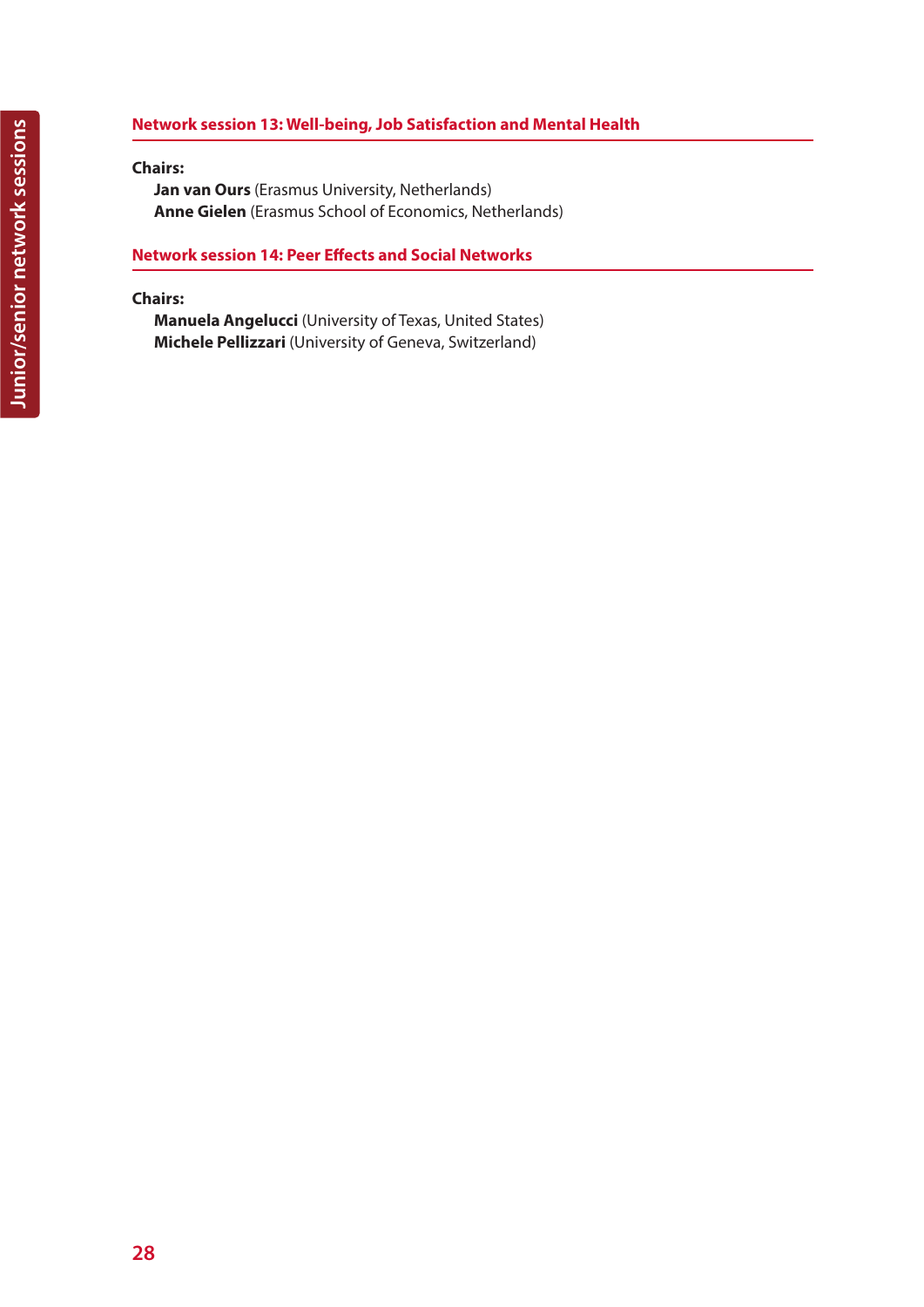## Network session 13: Well-being, Job Satisfaction and Mental Health

**Chairs:**

**Jan van Ours** (Erasmus University, Netherlands)
**Anne Gielen** (Erasmus School of Economics, Netherlands)

## Network session 14: Peer Effects and Social Networks

**Chairs:**

**Manuela Angelucci** (University of Texas, United States)
**Michele Pellizzari** (University of Geneva, Switzerland)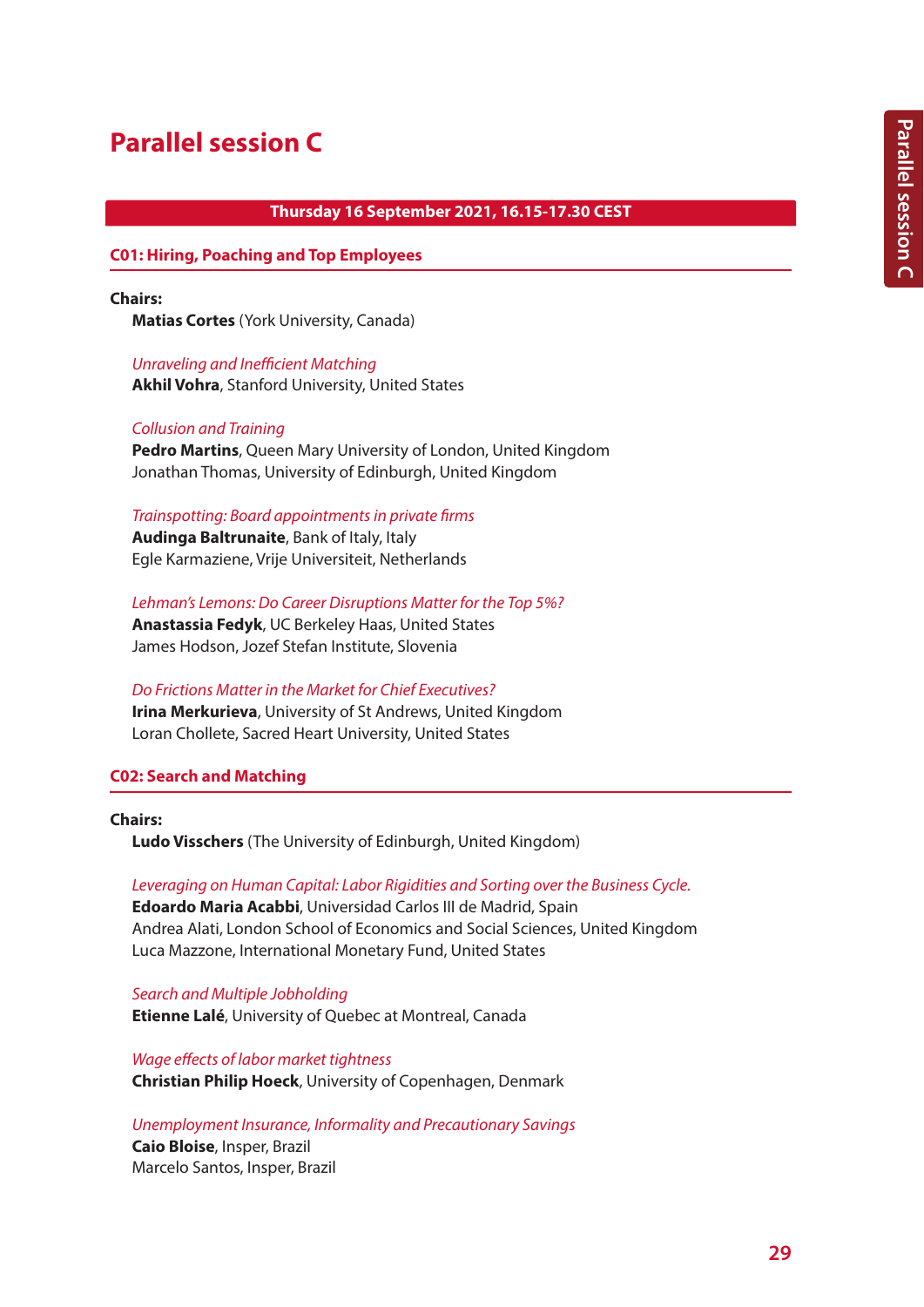# Parallel session C

**Thursday 16 September 2021, 16.15-17.30 CEST**

## C01: Hiring, Poaching and Top Employees

**Chairs:**
**Matias Cortes** (York University, Canada)

*Unraveling and Inefficient Matching*
**Akhil Vohra**, Stanford University, United States

*Collusion and Training*
**Pedro Martins**, Queen Mary University of London, United Kingdom
Jonathan Thomas, University of Edinburgh, United Kingdom

*Trainspotting: Board appointments in private firms*
**Audinga Baltrunaite**, Bank of Italy, Italy
Egle Karmaziene, Vrije Universiteit, Netherlands

*Lehman's Lemons: Do Career Disruptions Matter for the Top 5%?*
**Anastassia Fedyk**, UC Berkeley Haas, United States
James Hodson, Jozef Stefan Institute, Slovenia

*Do Frictions Matter in the Market for Chief Executives?*
**Irina Merkurieva**, University of St Andrews, United Kingdom
Loran Chollete, Sacred Heart University, United States

## C02: Search and Matching

**Chairs:**
**Ludo Visschers** (The University of Edinburgh, United Kingdom)

*Leveraging on Human Capital: Labor Rigidities and Sorting over the Business Cycle.*
**Edoardo Maria Acabbi**, Universidad Carlos III de Madrid, Spain
Andrea Alati, London School of Economics and Social Sciences, United Kingdom
Luca Mazzone, International Monetary Fund, United States

*Search and Multiple Jobholding*
**Etienne Lalé**, University of Quebec at Montreal, Canada

*Wage effects of labor market tightness*
**Christian Philip Hoeck**, University of Copenhagen, Denmark

*Unemployment Insurance, Informality and Precautionary Savings*
**Caio Bloise**, Insper, Brazil
Marcelo Santos, Insper, Brazil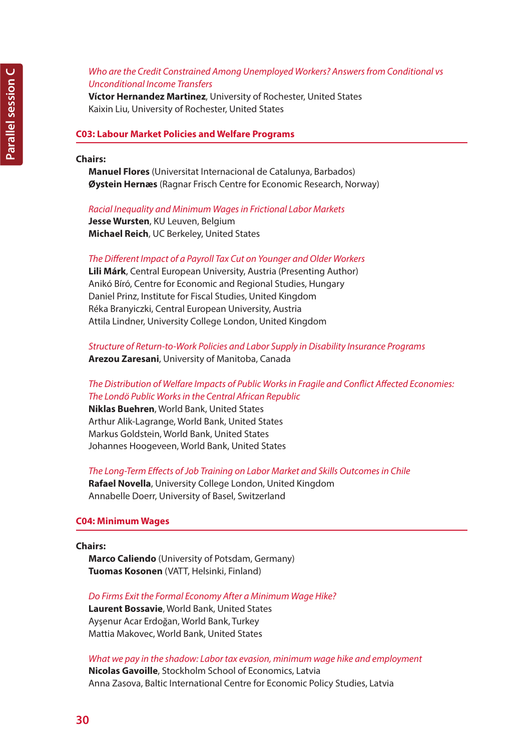*Who are the Credit Constrained Among Unemployed Workers? Answers from Conditional vs Unconditional Income Transfers*
**Víctor Hernandez Martinez**, University of Rochester, United States
Kaixin Liu, University of Rochester, United States

## C03: Labour Market Policies and Welfare Programs

**Chairs:**
**Manuel Flores** (Universitat Internacional de Catalunya, Barbados)
**Øystein Hernæs** (Ragnar Frisch Centre for Economic Research, Norway)

*Racial Inequality and Minimum Wages in Frictional Labor Markets*
**Jesse Wursten**, KU Leuven, Belgium
**Michael Reich**, UC Berkeley, United States

*The Different Impact of a Payroll Tax Cut on Younger and Older Workers*
**Lili Márk**, Central European University, Austria (Presenting Author)
Anikó Bíró, Centre for Economic and Regional Studies, Hungary
Daniel Prinz, Institute for Fiscal Studies, United Kingdom
Réka Branyiczki, Central European University, Austria
Attila Lindner, University College London, United Kingdom

*Structure of Return-to-Work Policies and Labor Supply in Disability Insurance Programs*
**Arezou Zaresani**, University of Manitoba, Canada

*The Distribution of Welfare Impacts of Public Works in Fragile and Conflict Affected Economies: The Londö Public Works in the Central African Republic*
**Niklas Buehren**, World Bank, United States
Arthur Alik-Lagrange, World Bank, United States
Markus Goldstein, World Bank, United States
Johannes Hoogeveen, World Bank, United States

*The Long-Term Effects of Job Training on Labor Market and Skills Outcomes in Chile*
**Rafael Novella**, University College London, United Kingdom
Annabelle Doerr, University of Basel, Switzerland

## C04: Minimum Wages

**Chairs:**
**Marco Caliendo** (University of Potsdam, Germany)
**Tuomas Kosonen** (VATT, Helsinki, Finland)

*Do Firms Exit the Formal Economy After a Minimum Wage Hike?*
**Laurent Bossavie**, World Bank, United States
Ayşenur Acar Erdoğan, World Bank, Turkey
Mattia Makovec, World Bank, United States

*What we pay in the shadow: Labor tax evasion, minimum wage hike and employment*
**Nicolas Gavoille**, Stockholm School of Economics, Latvia
Anna Zasova, Baltic International Centre for Economic Policy Studies, Latvia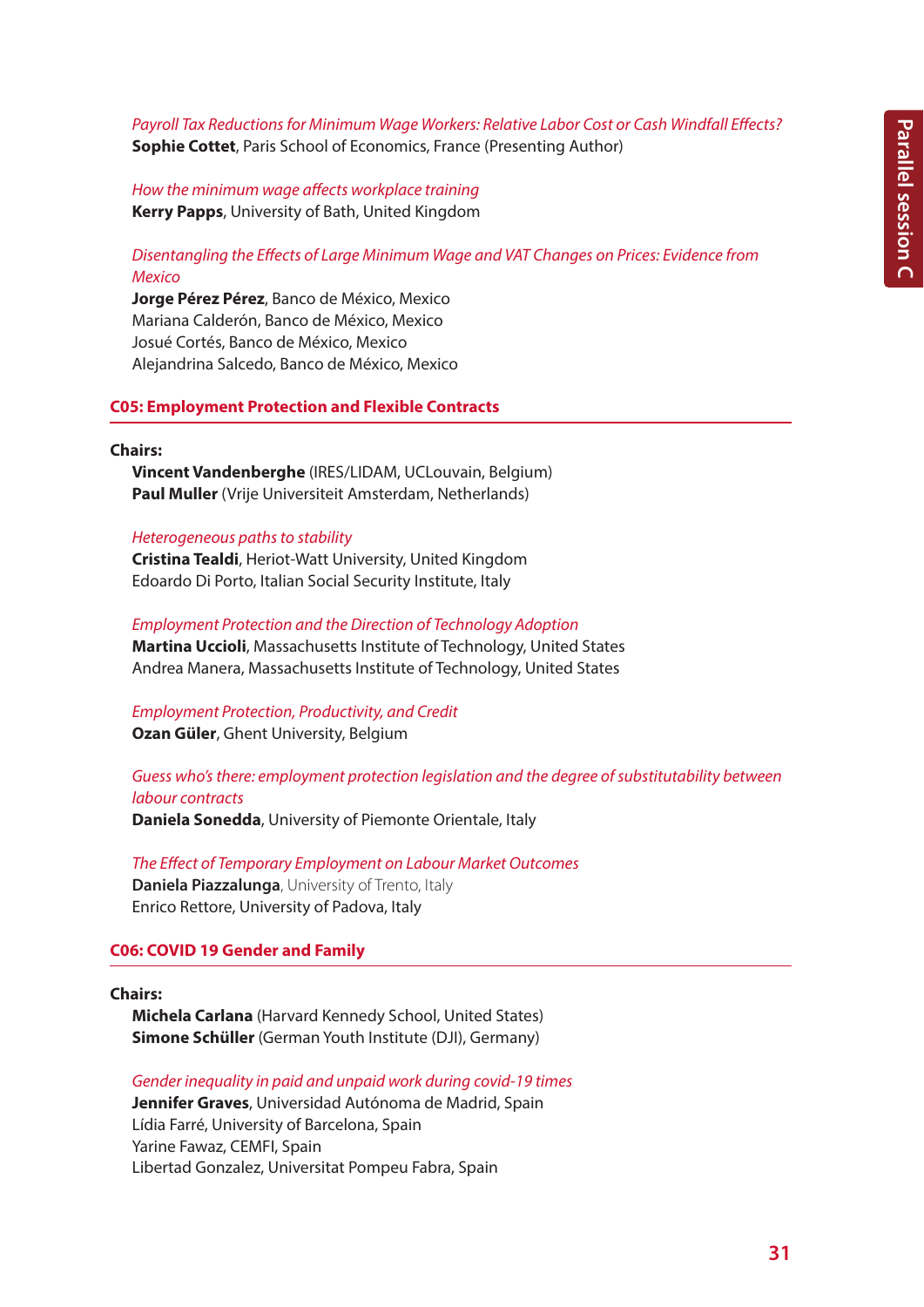*Payroll Tax Reductions for Minimum Wage Workers: Relative Labor Cost or Cash Windfall Effects?*
**Sophie Cottet**, Paris School of Economics, France (Presenting Author)

*How the minimum wage affects workplace training*
**Kerry Papps**, University of Bath, United Kingdom

*Disentangling the Effects of Large Minimum Wage and VAT Changes on Prices: Evidence from Mexico*
**Jorge Pérez Pérez**, Banco de México, Mexico
Mariana Calderón, Banco de México, Mexico
Josué Cortés, Banco de México, Mexico
Alejandrina Salcedo, Banco de México, Mexico

## C05: Employment Protection and Flexible Contracts

**Chairs:**
**Vincent Vandenberghe** (IRES/LIDAM, UCLouvain, Belgium)
**Paul Muller** (Vrije Universiteit Amsterdam, Netherlands)

*Heterogeneous paths to stability*
**Cristina Tealdi**, Heriot-Watt University, United Kingdom
Edoardo Di Porto, Italian Social Security Institute, Italy

*Employment Protection and the Direction of Technology Adoption*
**Martina Uccioli**, Massachusetts Institute of Technology, United States
Andrea Manera, Massachusetts Institute of Technology, United States

*Employment Protection, Productivity, and Credit*
**Ozan Güler**, Ghent University, Belgium

*Guess who's there: employment protection legislation and the degree of substitutability between labour contracts*
**Daniela Sonedda**, University of Piemonte Orientale, Italy

*The Effect of Temporary Employment on Labour Market Outcomes*
**Daniela Piazzalunga**, University of Trento, Italy
Enrico Rettore, University of Padova, Italy

## C06: COVID 19 Gender and Family

**Chairs:**
**Michela Carlana** (Harvard Kennedy School, United States)
**Simone Schüller** (German Youth Institute (DJI), Germany)

*Gender inequality in paid and unpaid work during covid-19 times*
**Jennifer Graves**, Universidad Autónoma de Madrid, Spain
Lídia Farré, University of Barcelona, Spain
Yarine Fawaz, CEMFI, Spain
Libertad Gonzalez, Universitat Pompeu Fabra, Spain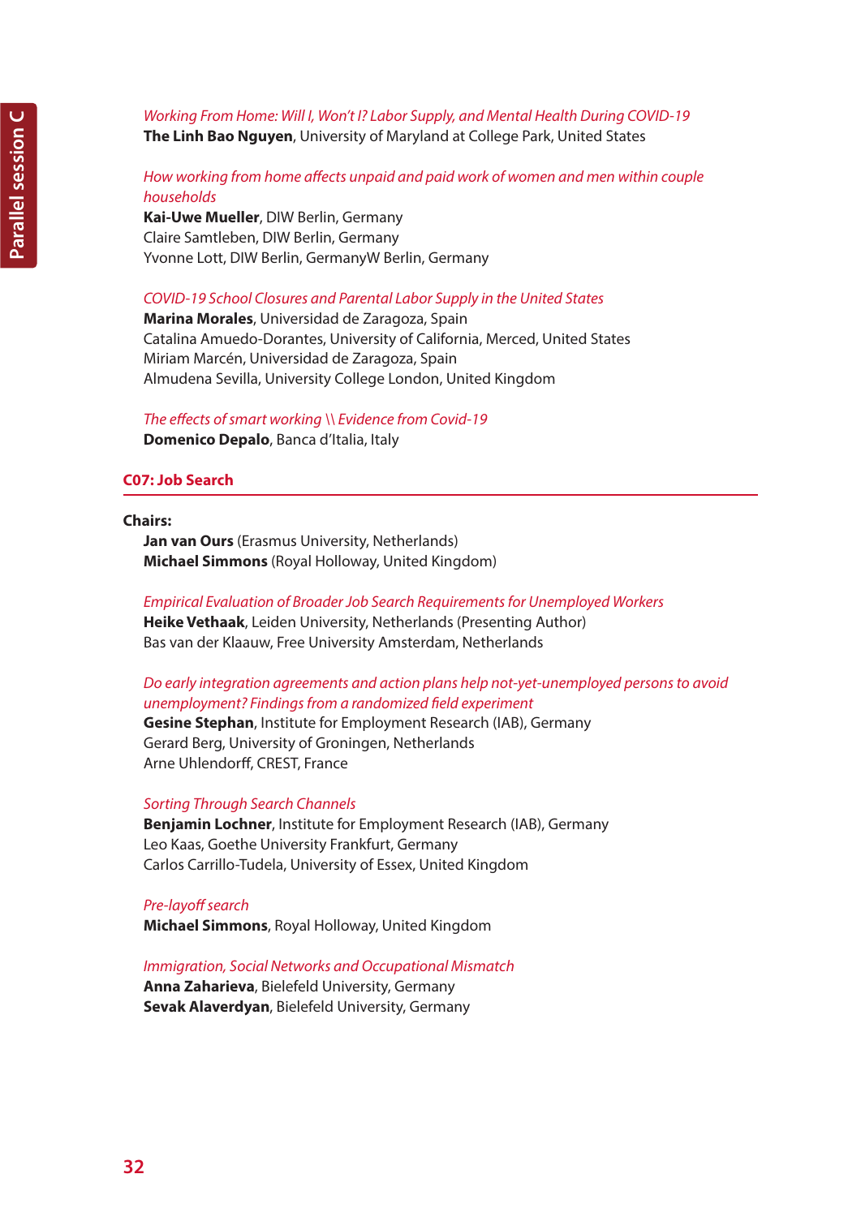*Working From Home: Will I, Won't I? Labor Supply, and Mental Health During COVID-19*
**The Linh Bao Nguyen**, University of Maryland at College Park, United States

*How working from home affects unpaid and paid work of women and men within couple households*
**Kai-Uwe Mueller**, DIW Berlin, Germany
Claire Samtleben, DIW Berlin, Germany
Yvonne Lott, DIW Berlin, GermanyW Berlin, Germany

*COVID-19 School Closures and Parental Labor Supply in the United States*
**Marina Morales**, Universidad de Zaragoza, Spain
Catalina Amuedo-Dorantes, University of California, Merced, United States
Miriam Marcén, Universidad de Zaragoza, Spain
Almudena Sevilla, University College London, United Kingdom

*The effects of smart working \\ Evidence from Covid-19*
**Domenico Depalo**, Banca d'Italia, Italy

## C07: Job Search

**Chairs:**
**Jan van Ours** (Erasmus University, Netherlands)
**Michael Simmons** (Royal Holloway, United Kingdom)

*Empirical Evaluation of Broader Job Search Requirements for Unemployed Workers*
**Heike Vethaak**, Leiden University, Netherlands (Presenting Author)
Bas van der Klaauw, Free University Amsterdam, Netherlands

*Do early integration agreements and action plans help not-yet-unemployed persons to avoid unemployment? Findings from a randomized field experiment*
**Gesine Stephan**, Institute for Employment Research (IAB), Germany
Gerard Berg, University of Groningen, Netherlands
Arne Uhlendorff, CREST, France

*Sorting Through Search Channels*
**Benjamin Lochner**, Institute for Employment Research (IAB), Germany
Leo Kaas, Goethe University Frankfurt, Germany
Carlos Carrillo-Tudela, University of Essex, United Kingdom

*Pre-layoff search*
**Michael Simmons**, Royal Holloway, United Kingdom

*Immigration, Social Networks and Occupational Mismatch*
**Anna Zaharieva**, Bielefeld University, Germany
**Sevak Alaverdyan**, Bielefeld University, Germany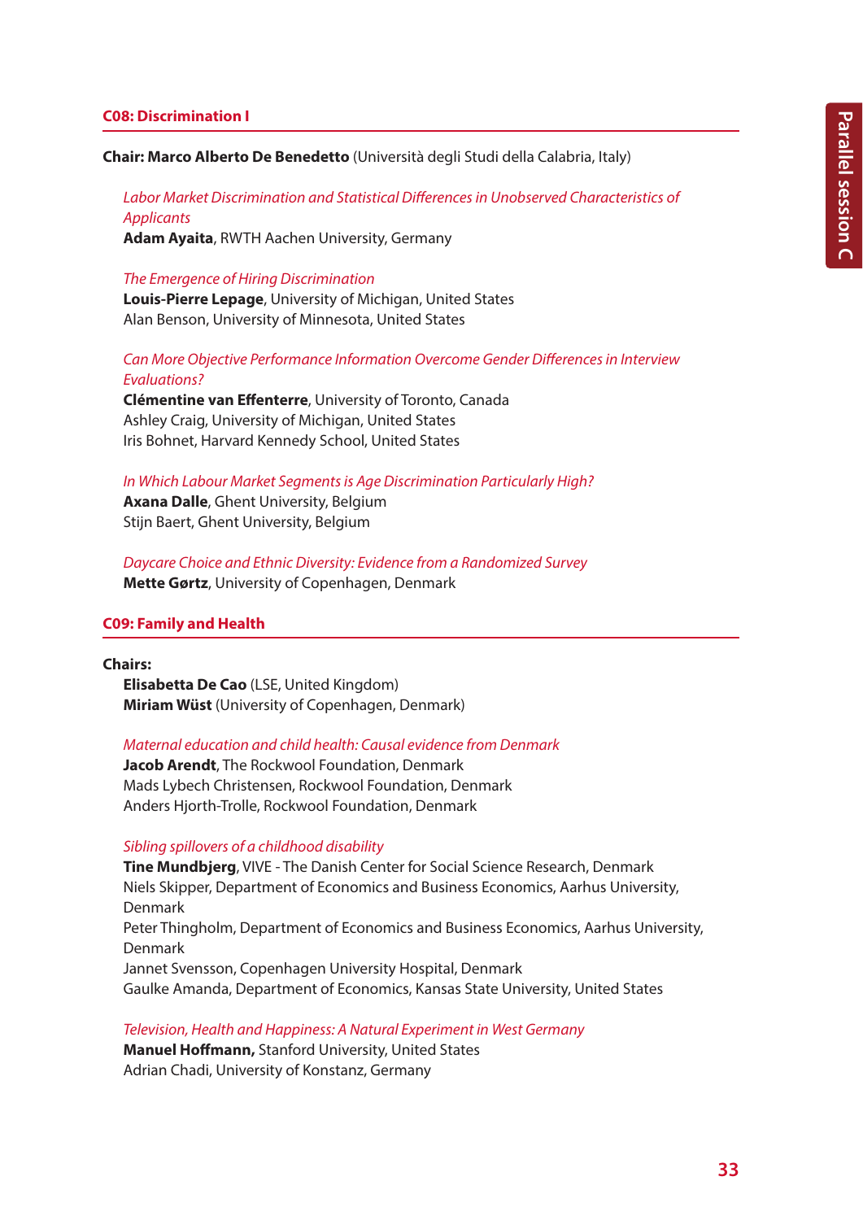## C08: Discrimination I

**Chair: Marco Alberto De Benedetto** (Università degli Studi della Calabria, Italy)

*Labor Market Discrimination and Statistical Differences in Unobserved Characteristics of Applicants*
**Adam Ayaita**, RWTH Aachen University, Germany

*The Emergence of Hiring Discrimination*
**Louis-Pierre Lepage**, University of Michigan, United States
Alan Benson, University of Minnesota, United States

*Can More Objective Performance Information Overcome Gender Differences in Interview Evaluations?*
**Clémentine van Effenterre**, University of Toronto, Canada
Ashley Craig, University of Michigan, United States
Iris Bohnet, Harvard Kennedy School, United States

*In Which Labour Market Segments is Age Discrimination Particularly High?*
**Axana Dalle**, Ghent University, Belgium
Stijn Baert, Ghent University, Belgium

*Daycare Choice and Ethnic Diversity: Evidence from a Randomized Survey*
**Mette Gørtz**, University of Copenhagen, Denmark

## C09: Family and Health

**Chairs:**
**Elisabetta De Cao** (LSE, United Kingdom)
**Miriam Wüst** (University of Copenhagen, Denmark)

*Maternal education and child health: Causal evidence from Denmark*
**Jacob Arendt**, The Rockwool Foundation, Denmark
Mads Lybech Christensen, Rockwool Foundation, Denmark
Anders Hjorth-Trolle, Rockwool Foundation, Denmark

*Sibling spillovers of a childhood disability*
**Tine Mundbjerg**, VIVE - The Danish Center for Social Science Research, Denmark
Niels Skipper, Department of Economics and Business Economics, Aarhus University, Denmark
Peter Thingholm, Department of Economics and Business Economics, Aarhus University, Denmark
Jannet Svensson, Copenhagen University Hospital, Denmark
Gaulke Amanda, Department of Economics, Kansas State University, United States

*Television, Health and Happiness: A Natural Experiment in West Germany*
**Manuel Hoffmann,** Stanford University, United States
Adrian Chadi, University of Konstanz, Germany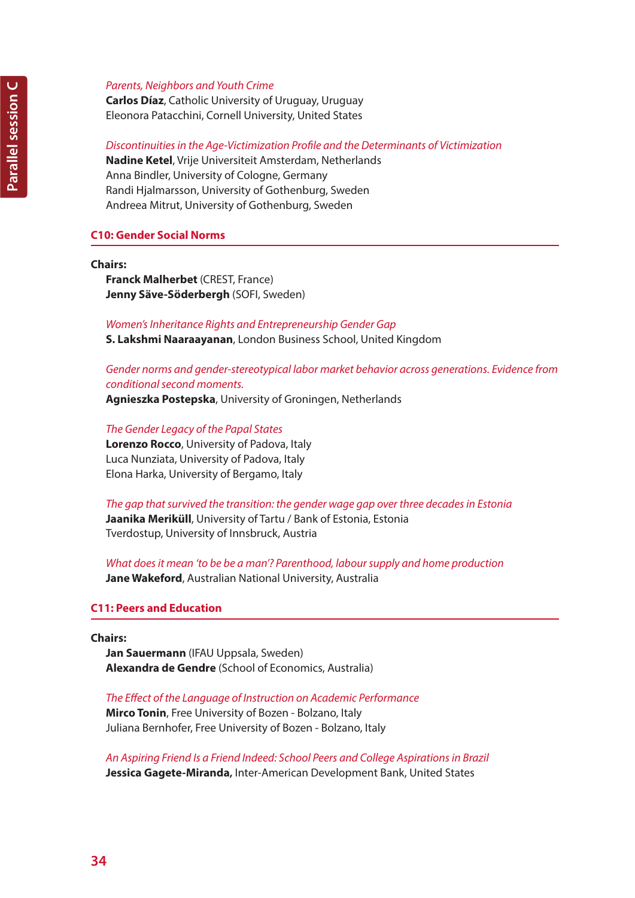*Parents, Neighbors and Youth Crime*
**Carlos Díaz**, Catholic University of Uruguay, Uruguay
Eleonora Patacchini, Cornell University, United States

*Discontinuities in the Age-Victimization Profile and the Determinants of Victimization*
**Nadine Ketel**, Vrije Universiteit Amsterdam, Netherlands
Anna Bindler, University of Cologne, Germany
Randi Hjalmarsson, University of Gothenburg, Sweden
Andreea Mitrut, University of Gothenburg, Sweden

## C10: Gender Social Norms

**Chairs:**
**Franck Malherbet** (CREST, France)
**Jenny Säve-Söderbergh** (SOFI, Sweden)

*Women's Inheritance Rights and Entrepreneurship Gender Gap*
**S. Lakshmi Naaraayanan**, London Business School, United Kingdom

*Gender norms and gender-stereotypical labor market behavior across generations. Evidence from conditional second moments.*
**Agnieszka Postepska**, University of Groningen, Netherlands

*The Gender Legacy of the Papal States*
**Lorenzo Rocco**, University of Padova, Italy
Luca Nunziata, University of Padova, Italy
Elona Harka, University of Bergamo, Italy

*The gap that survived the transition: the gender wage gap over three decades in Estonia*
**Jaanika Meriküll**, University of Tartu / Bank of Estonia, Estonia
Tverdostup, University of Innsbruck, Austria

*What does it mean 'to be be a man'? Parenthood, labour supply and home production*
**Jane Wakeford**, Australian National University, Australia

## C11: Peers and Education

**Chairs:**
**Jan Sauermann** (IFAU Uppsala, Sweden)
**Alexandra de Gendre** (School of Economics, Australia)

*The Effect of the Language of Instruction on Academic Performance*
**Mirco Tonin**, Free University of Bozen - Bolzano, Italy
Juliana Bernhofer, Free University of Bozen - Bolzano, Italy

*An Aspiring Friend Is a Friend Indeed: School Peers and College Aspirations in Brazil*
**Jessica Gagete-Miranda,** Inter-American Development Bank, United States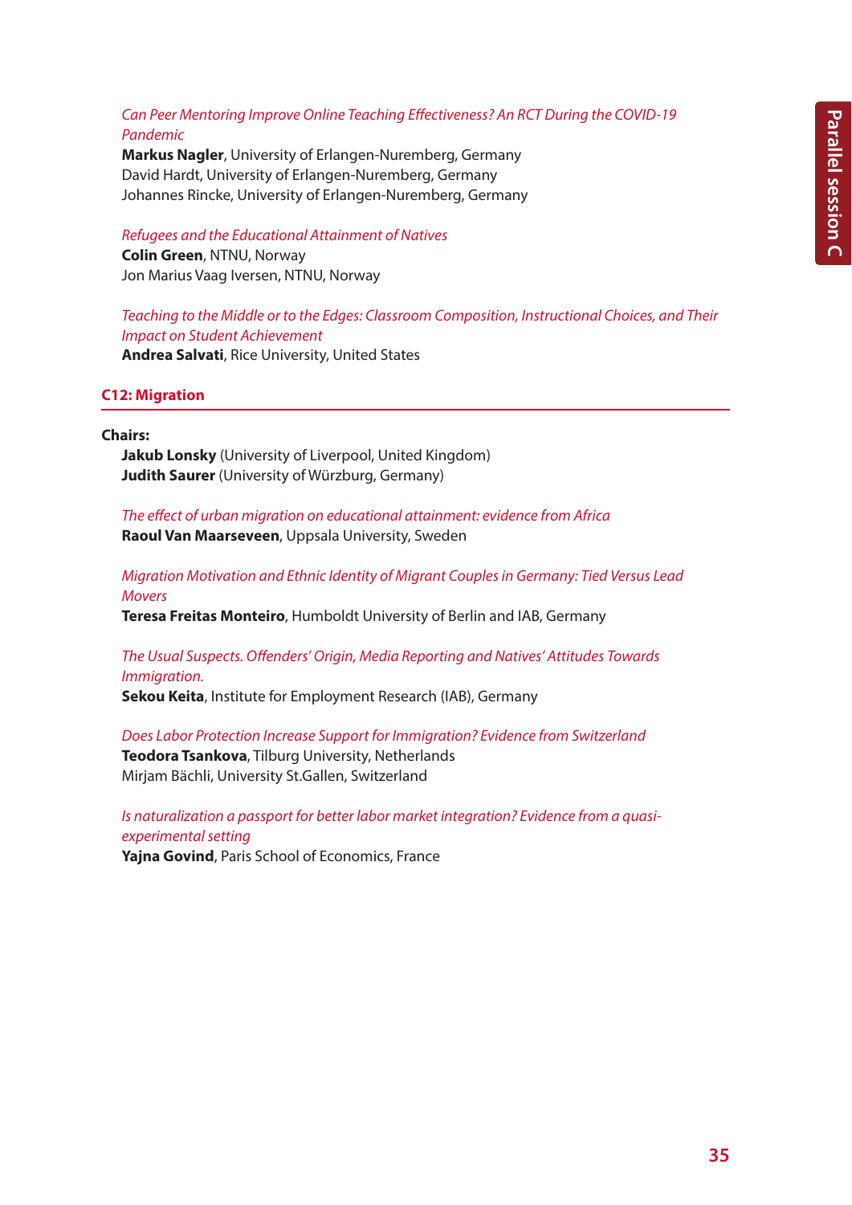*Can Peer Mentoring Improve Online Teaching Effectiveness? An RCT During the COVID-19 Pandemic*
**Markus Nagler**, University of Erlangen-Nuremberg, Germany
David Hardt, University of Erlangen-Nuremberg, Germany
Johannes Rincke, University of Erlangen-Nuremberg, Germany

*Refugees and the Educational Attainment of Natives*
**Colin Green**, NTNU, Norway
Jon Marius Vaag Iversen, NTNU, Norway

*Teaching to the Middle or to the Edges: Classroom Composition, Instructional Choices, and Their Impact on Student Achievement*
**Andrea Salvati**, Rice University, United States

## C12: Migration

**Chairs:**
**Jakub Lonsky** (University of Liverpool, United Kingdom)
**Judith Saurer** (University of Würzburg, Germany)

*The effect of urban migration on educational attainment: evidence from Africa*
**Raoul Van Maarseveen**, Uppsala University, Sweden

*Migration Motivation and Ethnic Identity of Migrant Couples in Germany: Tied Versus Lead Movers*
**Teresa Freitas Monteiro**, Humboldt University of Berlin and IAB, Germany

*The Usual Suspects. Offenders' Origin, Media Reporting and Natives' Attitudes Towards Immigration.*
**Sekou Keita**, Institute for Employment Research (IAB), Germany

*Does Labor Protection Increase Support for Immigration? Evidence from Switzerland*
**Teodora Tsankova**, Tilburg University, Netherlands
Mirjam Bächli, University St.Gallen, Switzerland

*Is naturalization a passport for better labor market integration? Evidence from a quasi-experimental setting*
**Yajna Govind**, Paris School of Economics, France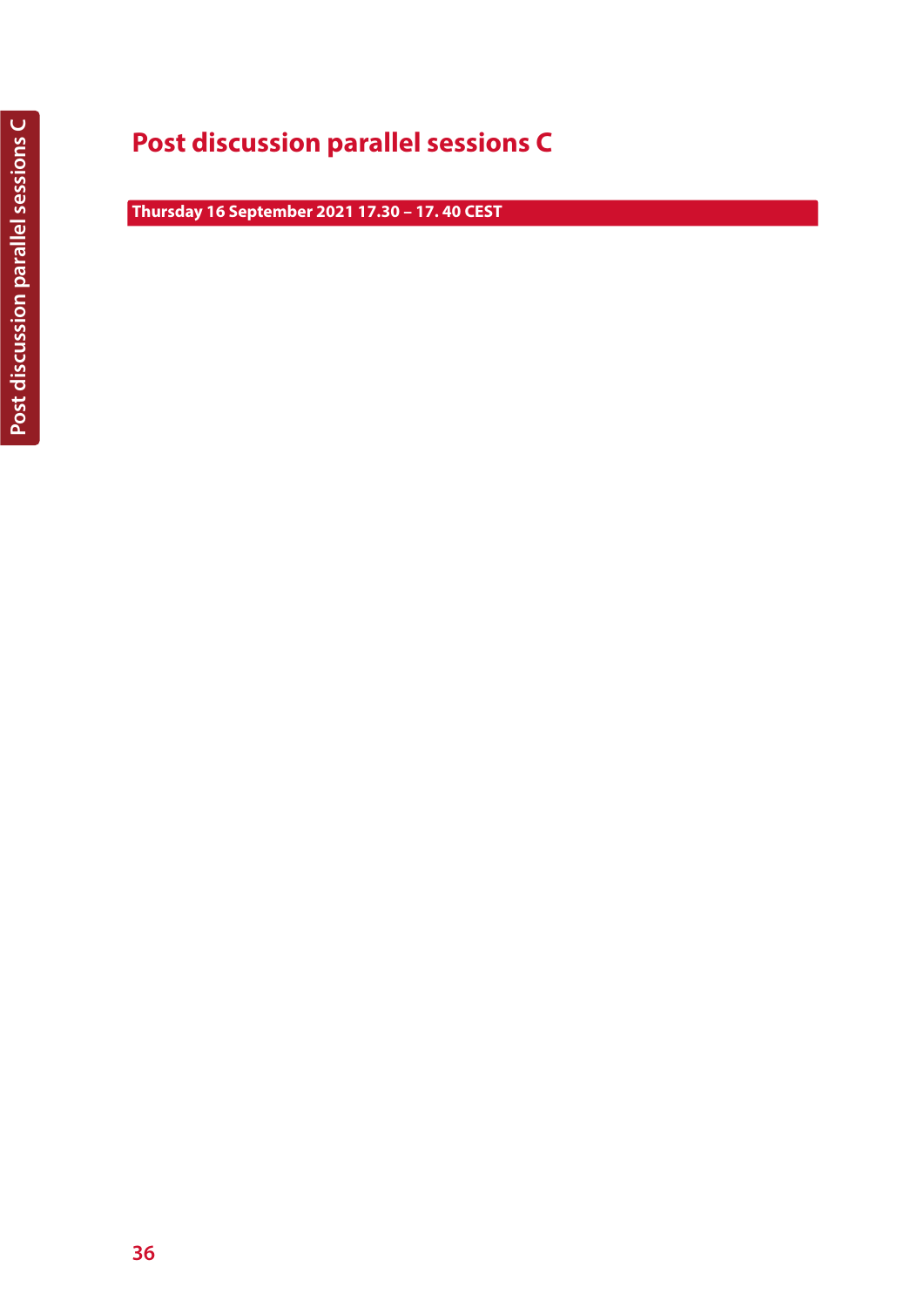# Post discussion parallel sessions C

**Thursday 16 September 2021 17.30 – 17. 40 CEST**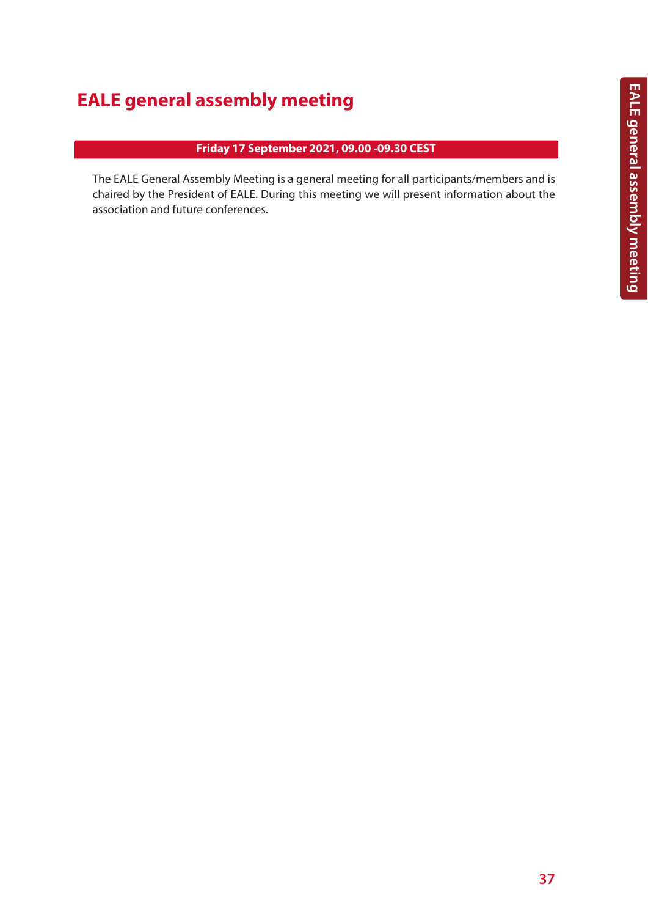# EALE general assembly meeting

**Friday 17 September 2021, 09.00 -09.30 CEST**

The EALE General Assembly Meeting is a general meeting for all participants/members and is chaired by the President of EALE. During this meeting we will present information about the association and future conferences.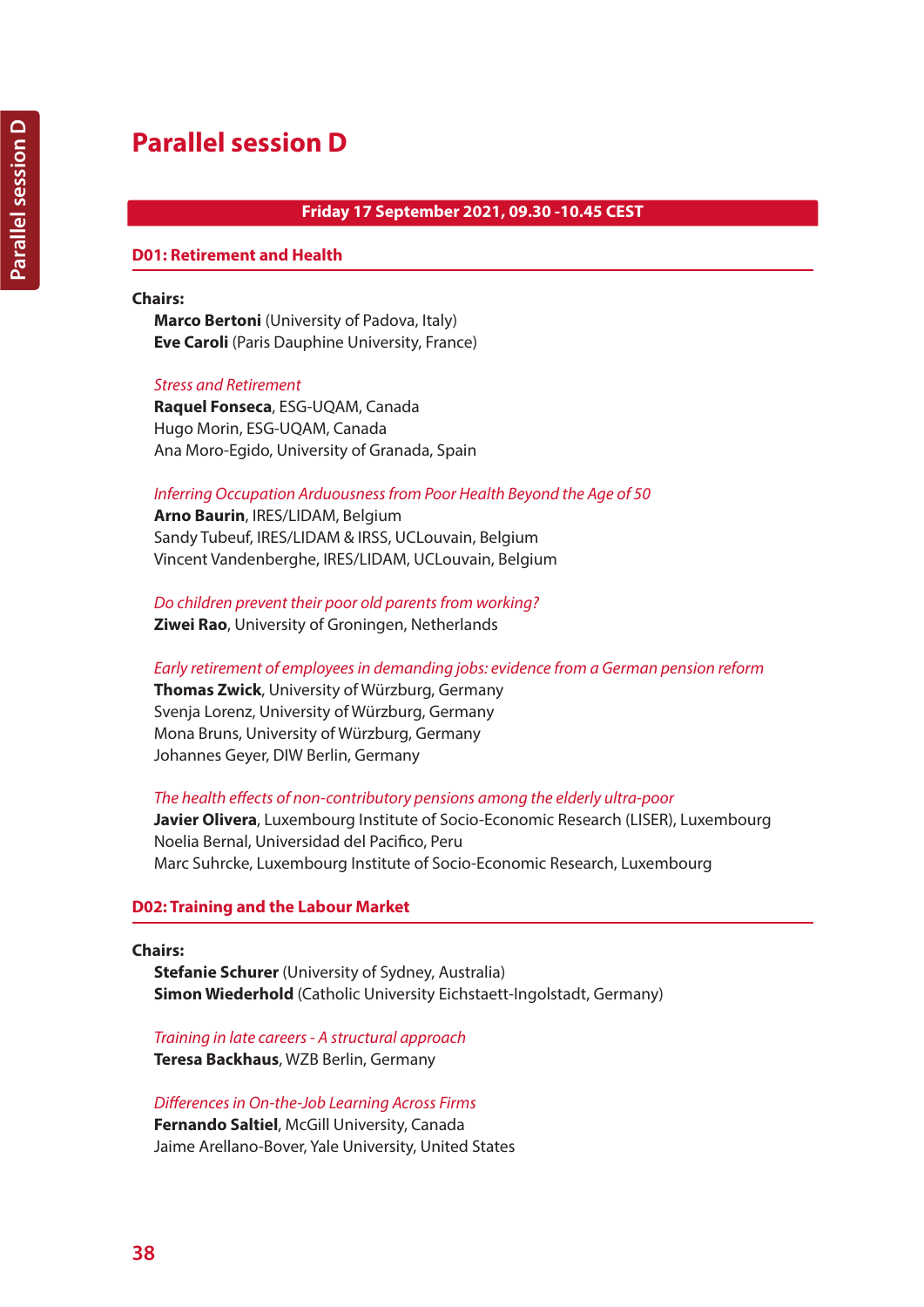# Parallel session D

**Friday 17 September 2021, 09.30 -10.45 CEST**

## D01: Retirement and Health

**Chairs:**

**Marco Bertoni** (University of Padova, Italy)
**Eve Caroli** (Paris Dauphine University, France)

*Stress and Retirement*
**Raquel Fonseca**, ESG-UQAM, Canada
Hugo Morin, ESG-UQAM, Canada
Ana Moro-Egido, University of Granada, Spain

*Inferring Occupation Arduousness from Poor Health Beyond the Age of 50*
**Arno Baurin**, IRES/LIDAM, Belgium
Sandy Tubeuf, IRES/LIDAM & IRSS, UCLouvain, Belgium
Vincent Vandenberghe, IRES/LIDAM, UCLouvain, Belgium

*Do children prevent their poor old parents from working?*
**Ziwei Rao**, University of Groningen, Netherlands

*Early retirement of employees in demanding jobs: evidence from a German pension reform*
**Thomas Zwick**, University of Würzburg, Germany
Svenja Lorenz, University of Würzburg, Germany
Mona Bruns, University of Würzburg, Germany
Johannes Geyer, DIW Berlin, Germany

*The health effects of non-contributory pensions among the elderly ultra-poor*
**Javier Olivera**, Luxembourg Institute of Socio-Economic Research (LISER), Luxembourg
Noelia Bernal, Universidad del Pacifico, Peru
Marc Suhrcke, Luxembourg Institute of Socio-Economic Research, Luxembourg

## D02: Training and the Labour Market

**Chairs:**

**Stefanie Schurer** (University of Sydney, Australia)
**Simon Wiederhold** (Catholic University Eichstaett-Ingolstadt, Germany)

*Training in late careers - A structural approach*
**Teresa Backhaus**, WZB Berlin, Germany

*Differences in On-the-Job Learning Across Firms*
**Fernando Saltiel**, McGill University, Canada
Jaime Arellano-Bover, Yale University, United States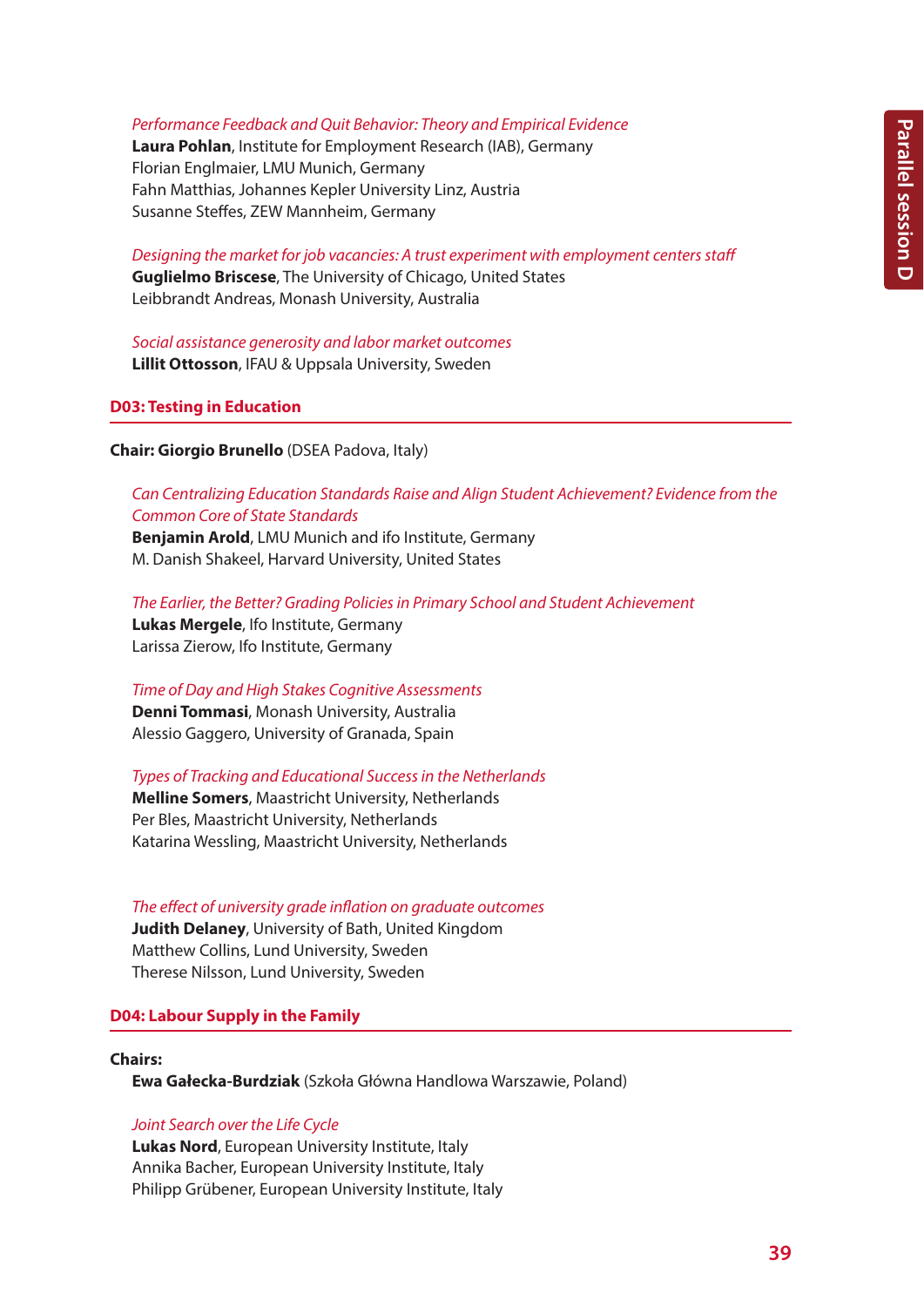*Performance Feedback and Quit Behavior: Theory and Empirical Evidence*
**Laura Pohlan**, Institute for Employment Research (IAB), Germany
Florian Englmaier, LMU Munich, Germany
Fahn Matthias, Johannes Kepler University Linz, Austria
Susanne Steffes, ZEW Mannheim, Germany

*Designing the market for job vacancies: A trust experiment with employment centers staff*
**Guglielmo Briscese**, The University of Chicago, United States
Leibbrandt Andreas, Monash University, Australia

*Social assistance generosity and labor market outcomes*
**Lillit Ottosson**, IFAU & Uppsala University, Sweden

## D03: Testing in Education

**Chair: Giorgio Brunello** (DSEA Padova, Italy)

*Can Centralizing Education Standards Raise and Align Student Achievement? Evidence from the Common Core of State Standards*
**Benjamin Arold**, LMU Munich and ifo Institute, Germany
M. Danish Shakeel, Harvard University, United States

*The Earlier, the Better? Grading Policies in Primary School and Student Achievement*
**Lukas Mergele**, Ifo Institute, Germany
Larissa Zierow, Ifo Institute, Germany

*Time of Day and High Stakes Cognitive Assessments*
**Denni Tommasi**, Monash University, Australia
Alessio Gaggero, University of Granada, Spain

*Types of Tracking and Educational Success in the Netherlands*
**Melline Somers**, Maastricht University, Netherlands
Per Bles, Maastricht University, Netherlands
Katarina Wessling, Maastricht University, Netherlands

*The effect of university grade inflation on graduate outcomes*
**Judith Delaney**, University of Bath, United Kingdom
Matthew Collins, Lund University, Sweden
Therese Nilsson, Lund University, Sweden

## D04: Labour Supply in the Family

**Chairs:**
**Ewa Gałecka-Burdziak** (Szkoła Główna Handlowa Warszawie, Poland)

*Joint Search over the Life Cycle*
**Lukas Nord**, European University Institute, Italy
Annika Bacher, European University Institute, Italy
Philipp Grübener, European University Institute, Italy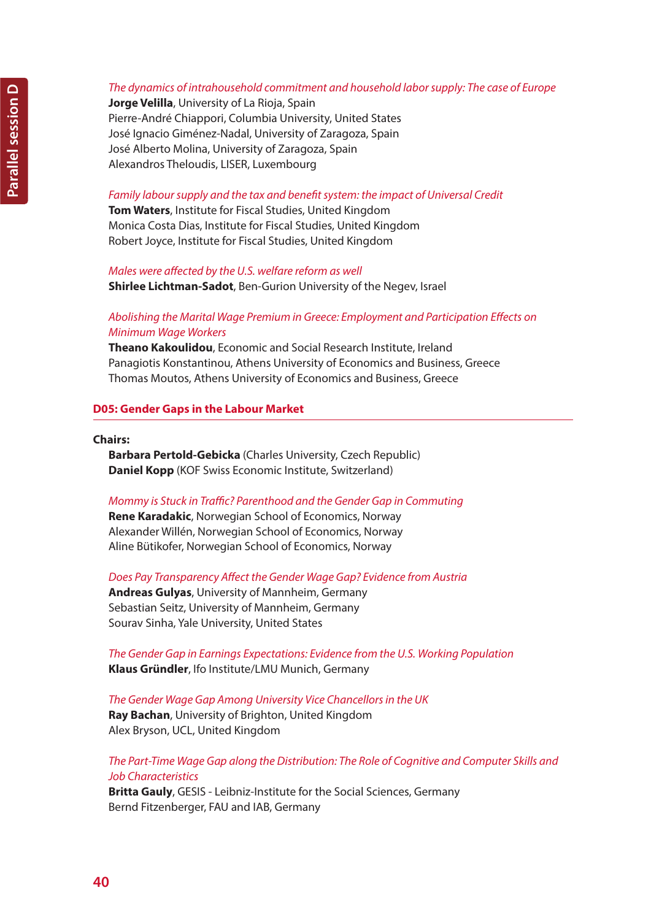*The dynamics of intrahousehold commitment and household labor supply: The case of Europe*
**Jorge Velilla**, University of La Rioja, Spain
Pierre-André Chiappori, Columbia University, United States
José Ignacio Giménez-Nadal, University of Zaragoza, Spain
José Alberto Molina, University of Zaragoza, Spain
Alexandros Theloudis, LISER, Luxembourg

*Family labour supply and the tax and benefit system: the impact of Universal Credit*
**Tom Waters**, Institute for Fiscal Studies, United Kingdom
Monica Costa Dias, Institute for Fiscal Studies, United Kingdom
Robert Joyce, Institute for Fiscal Studies, United Kingdom

*Males were affected by the U.S. welfare reform as well*
**Shirlee Lichtman-Sadot**, Ben-Gurion University of the Negev, Israel

*Abolishing the Marital Wage Premium in Greece: Employment and Participation Effects on Minimum Wage Workers*
**Theano Kakoulidou**, Economic and Social Research Institute, Ireland
Panagiotis Konstantinou, Athens University of Economics and Business, Greece
Thomas Moutos, Athens University of Economics and Business, Greece

## D05: Gender Gaps in the Labour Market

**Chairs:**
**Barbara Pertold-Gebicka** (Charles University, Czech Republic)
**Daniel Kopp** (KOF Swiss Economic Institute, Switzerland)

*Mommy is Stuck in Traffic? Parenthood and the Gender Gap in Commuting*
**Rene Karadakic**, Norwegian School of Economics, Norway
Alexander Willén, Norwegian School of Economics, Norway
Aline Bütikofer, Norwegian School of Economics, Norway

*Does Pay Transparency Affect the Gender Wage Gap? Evidence from Austria*
**Andreas Gulyas**, University of Mannheim, Germany
Sebastian Seitz, University of Mannheim, Germany
Sourav Sinha, Yale University, United States

*The Gender Gap in Earnings Expectations: Evidence from the U.S. Working Population*
**Klaus Gründler**, Ifo Institute/LMU Munich, Germany

*The Gender Wage Gap Among University Vice Chancellors in the UK*
**Ray Bachan**, University of Brighton, United Kingdom
Alex Bryson, UCL, United Kingdom

*The Part-Time Wage Gap along the Distribution: The Role of Cognitive and Computer Skills and Job Characteristics*
**Britta Gauly**, GESIS - Leibniz-Institute for the Social Sciences, Germany
Bernd Fitzenberger, FAU and IAB, Germany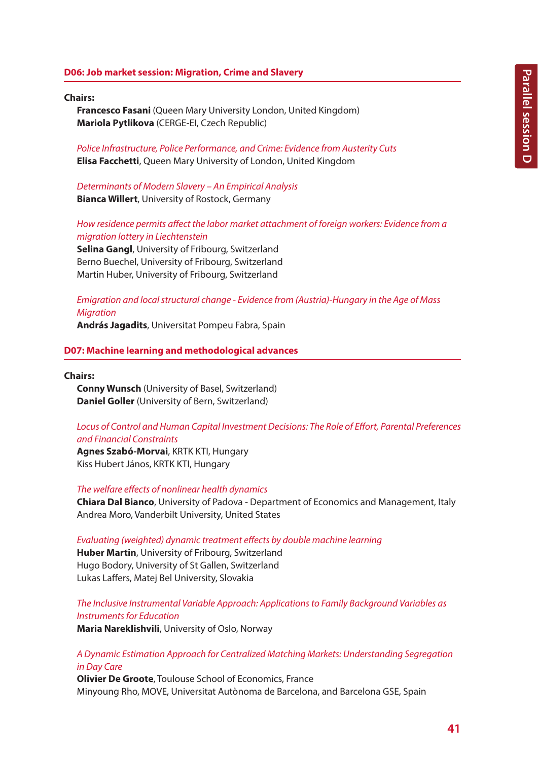## D06: Job market session: Migration, Crime and Slavery

**Chairs:**

**Francesco Fasani** (Queen Mary University London, United Kingdom)
**Mariola Pytlikova** (CERGE-EI, Czech Republic)

*Police Infrastructure, Police Performance, and Crime: Evidence from Austerity Cuts*
**Elisa Facchetti**, Queen Mary University of London, United Kingdom

*Determinants of Modern Slavery – An Empirical Analysis*
**Bianca Willert**, University of Rostock, Germany

*How residence permits affect the labor market attachment of foreign workers: Evidence from a migration lottery in Liechtenstein*
**Selina Gangl**, University of Fribourg, Switzerland
Berno Buechel, University of Fribourg, Switzerland
Martin Huber, University of Fribourg, Switzerland

*Emigration and local structural change - Evidence from (Austria)-Hungary in the Age of Mass Migration*
**András Jagadits**, Universitat Pompeu Fabra, Spain

## D07: Machine learning and methodological advances

**Chairs:**

**Conny Wunsch** (University of Basel, Switzerland)
**Daniel Goller** (University of Bern, Switzerland)

*Locus of Control and Human Capital Investment Decisions: The Role of Effort, Parental Preferences and Financial Constraints*
**Agnes Szabó-Morvai**, KRTK KTI, Hungary
Kiss Hubert János, KRTK KTI, Hungary

*The welfare effects of nonlinear health dynamics*
**Chiara Dal Bianco**, University of Padova - Department of Economics and Management, Italy
Andrea Moro, Vanderbilt University, United States

*Evaluating (weighted) dynamic treatment effects by double machine learning*
**Huber Martin**, University of Fribourg, Switzerland
Hugo Bodory, University of St Gallen, Switzerland
Lukas Laffers, Matej Bel University, Slovakia

*The Inclusive Instrumental Variable Approach: Applications to Family Background Variables as Instruments for Education*
**Maria Nareklishvili**, University of Oslo, Norway

*A Dynamic Estimation Approach for Centralized Matching Markets: Understanding Segregation in Day Care*
**Olivier De Groote**, Toulouse School of Economics, France
Minyoung Rho, MOVE, Universitat Autònoma de Barcelona, and Barcelona GSE, Spain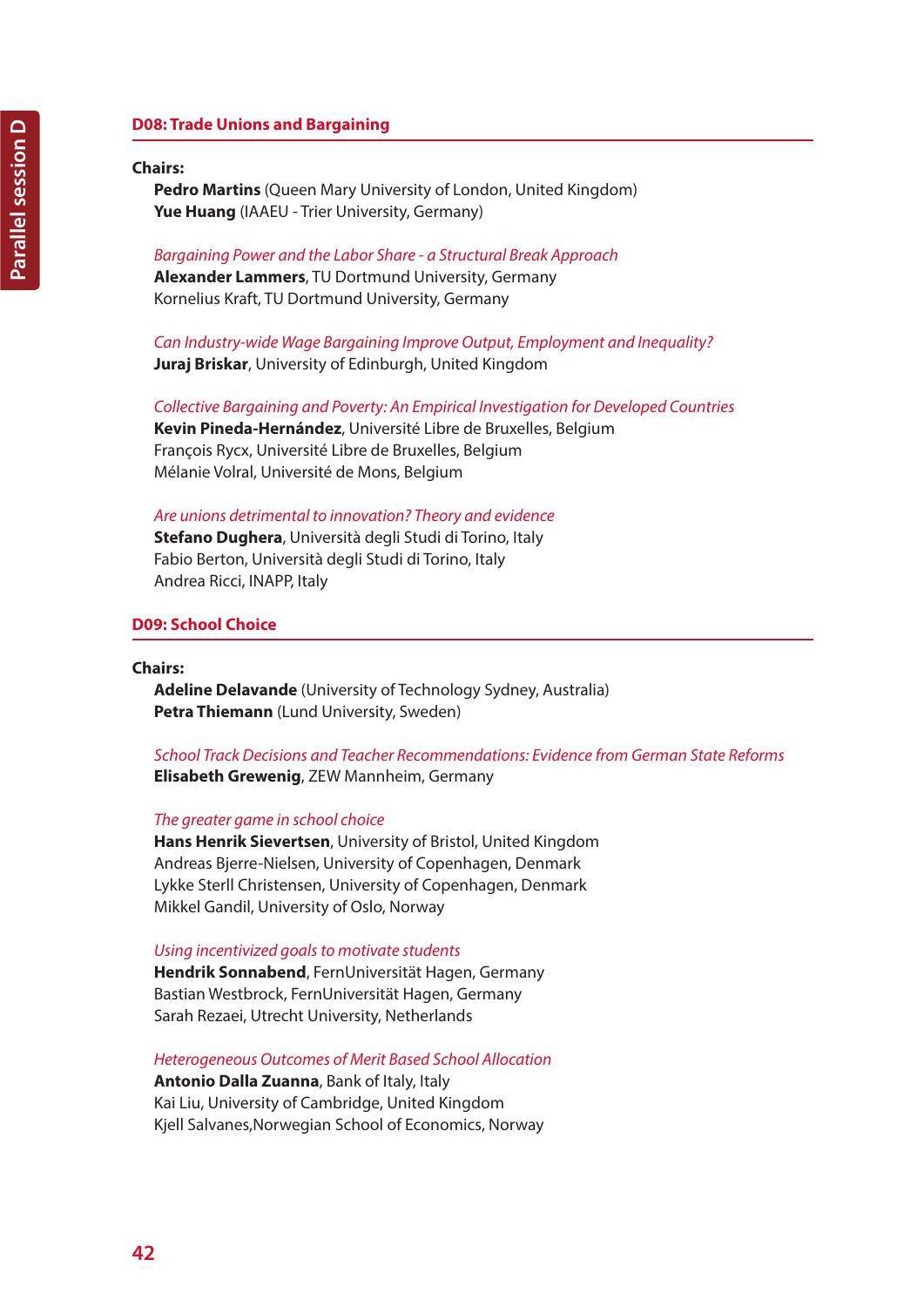## D08: Trade Unions and Bargaining

**Chairs:**

**Pedro Martins** (Queen Mary University of London, United Kingdom)
**Yue Huang** (IAAEU - Trier University, Germany)

*Bargaining Power and the Labor Share - a Structural Break Approach*
**Alexander Lammers**, TU Dortmund University, Germany
Kornelius Kraft, TU Dortmund University, Germany

*Can Industry-wide Wage Bargaining Improve Output, Employment and Inequality?*
**Juraj Briskar**, University of Edinburgh, United Kingdom

*Collective Bargaining and Poverty: An Empirical Investigation for Developed Countries*
**Kevin Pineda-Hernández**, Université Libre de Bruxelles, Belgium
François Rycx, Université Libre de Bruxelles, Belgium
Mélanie Volral, Université de Mons, Belgium

*Are unions detrimental to innovation? Theory and evidence*
**Stefano Dughera**, Università degli Studi di Torino, Italy
Fabio Berton, Università degli Studi di Torino, Italy
Andrea Ricci, INAPP, Italy

## D09: School Choice

**Chairs:**

**Adeline Delavande** (University of Technology Sydney, Australia)
**Petra Thiemann** (Lund University, Sweden)

*School Track Decisions and Teacher Recommendations: Evidence from German State Reforms*
**Elisabeth Grewenig**, ZEW Mannheim, Germany

*The greater game in school choice*
**Hans Henrik Sievertsen**, University of Bristol, United Kingdom
Andreas Bjerre-Nielsen, University of Copenhagen, Denmark
Lykke Sterll Christensen, University of Copenhagen, Denmark
Mikkel Gandil, University of Oslo, Norway

*Using incentivized goals to motivate students*
**Hendrik Sonnabend**, FernUniversität Hagen, Germany
Bastian Westbrock, FernUniversität Hagen, Germany
Sarah Rezaei, Utrecht University, Netherlands

*Heterogeneous Outcomes of Merit Based School Allocation*
**Antonio Dalla Zuanna**, Bank of Italy, Italy
Kai Liu, University of Cambridge, United Kingdom
Kjell Salvanes,Norwegian School of Economics, Norway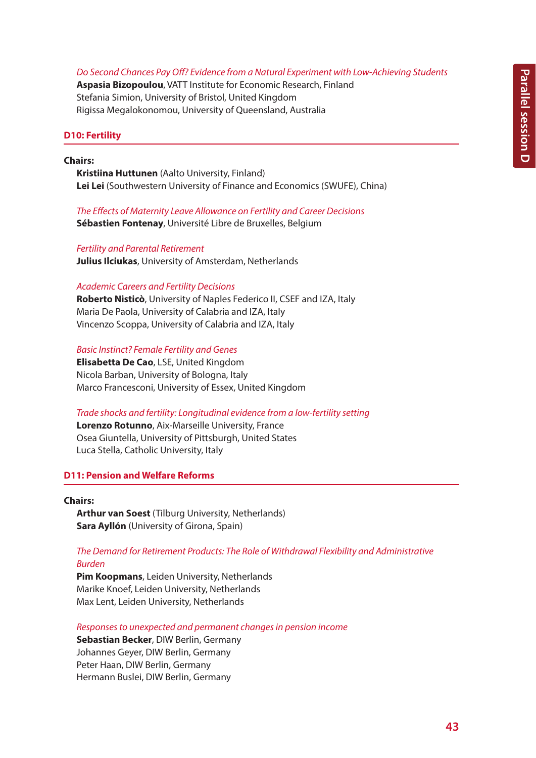*Do Second Chances Pay Off? Evidence from a Natural Experiment with Low-Achieving Students*
**Aspasia Bizopoulou**, VATT Institute for Economic Research, Finland
Stefania Simion, University of Bristol, United Kingdom
Rigissa Megalokonomou, University of Queensland, Australia

## D10: Fertility

**Chairs:**
**Kristiina Huttunen** (Aalto University, Finland)
**Lei Lei** (Southwestern University of Finance and Economics (SWUFE), China)

*The Effects of Maternity Leave Allowance on Fertility and Career Decisions*
**Sébastien Fontenay**, Université Libre de Bruxelles, Belgium

*Fertility and Parental Retirement*
**Julius Ilciukas**, University of Amsterdam, Netherlands

*Academic Careers and Fertility Decisions*
**Roberto Nisticò**, University of Naples Federico II, CSEF and IZA, Italy
Maria De Paola, University of Calabria and IZA, Italy
Vincenzo Scoppa, University of Calabria and IZA, Italy

*Basic Instinct? Female Fertility and Genes*
**Elisabetta De Cao**, LSE, United Kingdom
Nicola Barban, University of Bologna, Italy
Marco Francesconi, University of Essex, United Kingdom

*Trade shocks and fertility: Longitudinal evidence from a low-fertility setting*
**Lorenzo Rotunno**, Aix-Marseille University, France
Osea Giuntella, University of Pittsburgh, United States
Luca Stella, Catholic University, Italy

## D11: Pension and Welfare Reforms

**Chairs:**
**Arthur van Soest** (Tilburg University, Netherlands)
**Sara Ayllón** (University of Girona, Spain)

*The Demand for Retirement Products: The Role of Withdrawal Flexibility and Administrative Burden*
**Pim Koopmans**, Leiden University, Netherlands
Marike Knoef, Leiden University, Netherlands
Max Lent, Leiden University, Netherlands

*Responses to unexpected and permanent changes in pension income*
**Sebastian Becker**, DIW Berlin, Germany
Johannes Geyer, DIW Berlin, Germany
Peter Haan, DIW Berlin, Germany
Hermann Buslei, DIW Berlin, Germany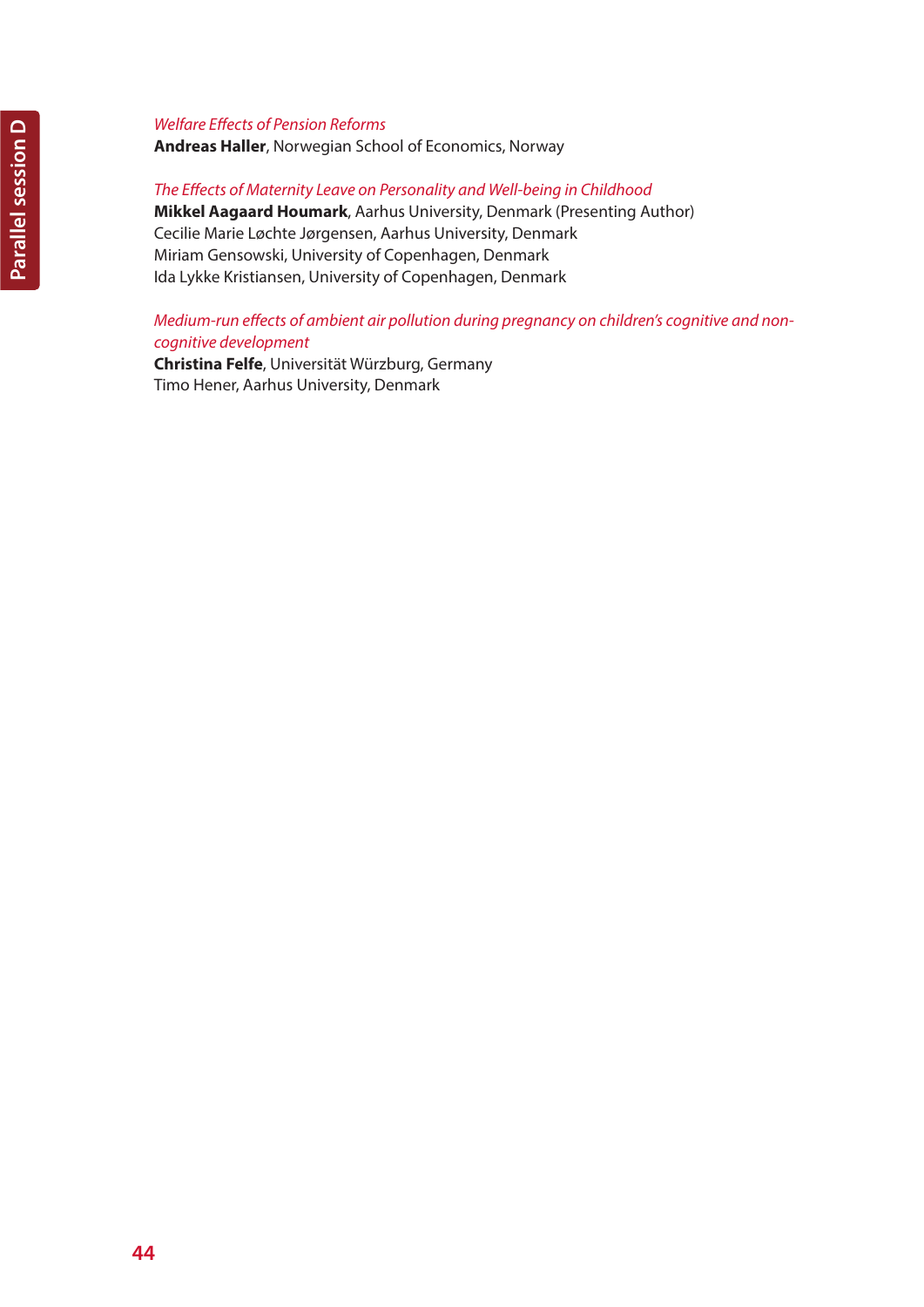*Welfare Effects of Pension Reforms*
**Andreas Haller**, Norwegian School of Economics, Norway

*The Effects of Maternity Leave on Personality and Well-being in Childhood*
**Mikkel Aagaard Houmark**, Aarhus University, Denmark (Presenting Author)
Cecilie Marie Løchte Jørgensen, Aarhus University, Denmark
Miriam Gensowski, University of Copenhagen, Denmark
Ida Lykke Kristiansen, University of Copenhagen, Denmark

*Medium-run effects of ambient air pollution during pregnancy on children's cognitive and non-cognitive development*
**Christina Felfe**, Universität Würzburg, Germany
Timo Hener, Aarhus University, Denmark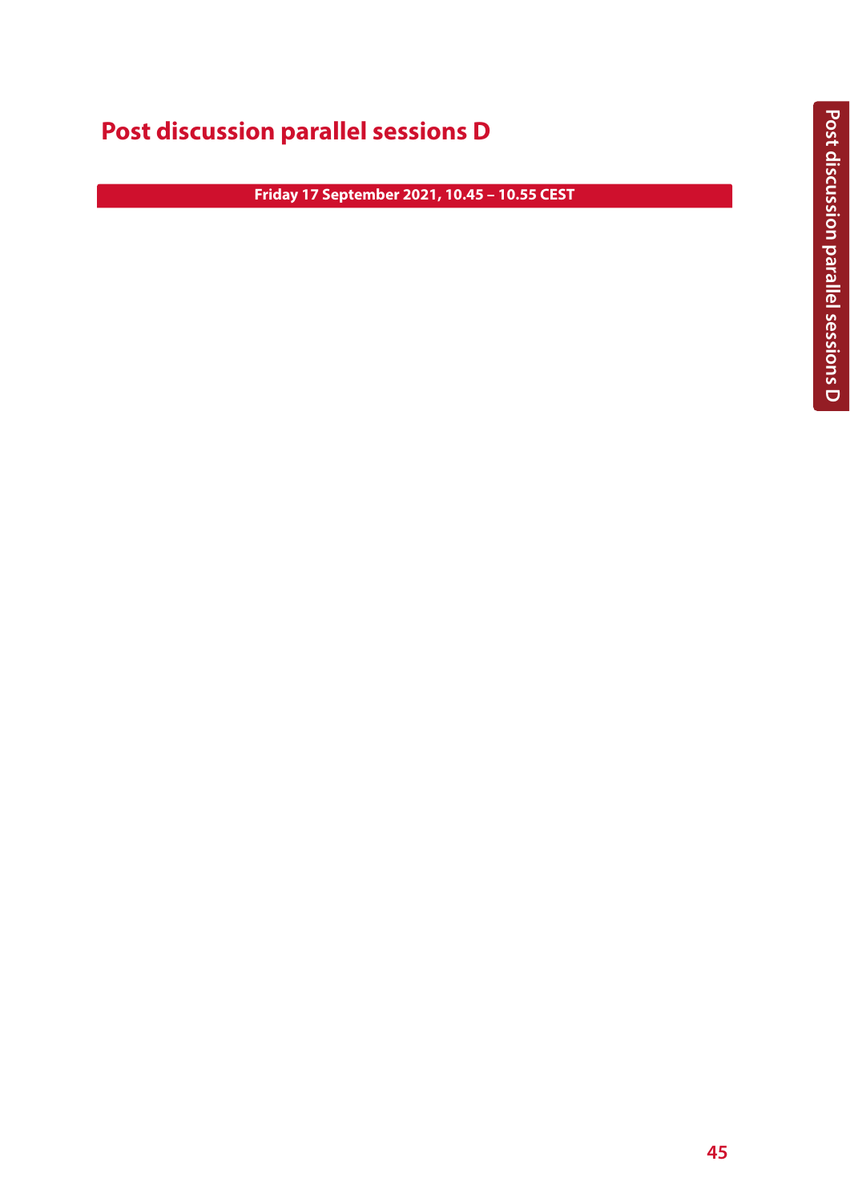# Post discussion parallel sessions D

**Friday 17 September 2021, 10.45 – 10.55 CEST**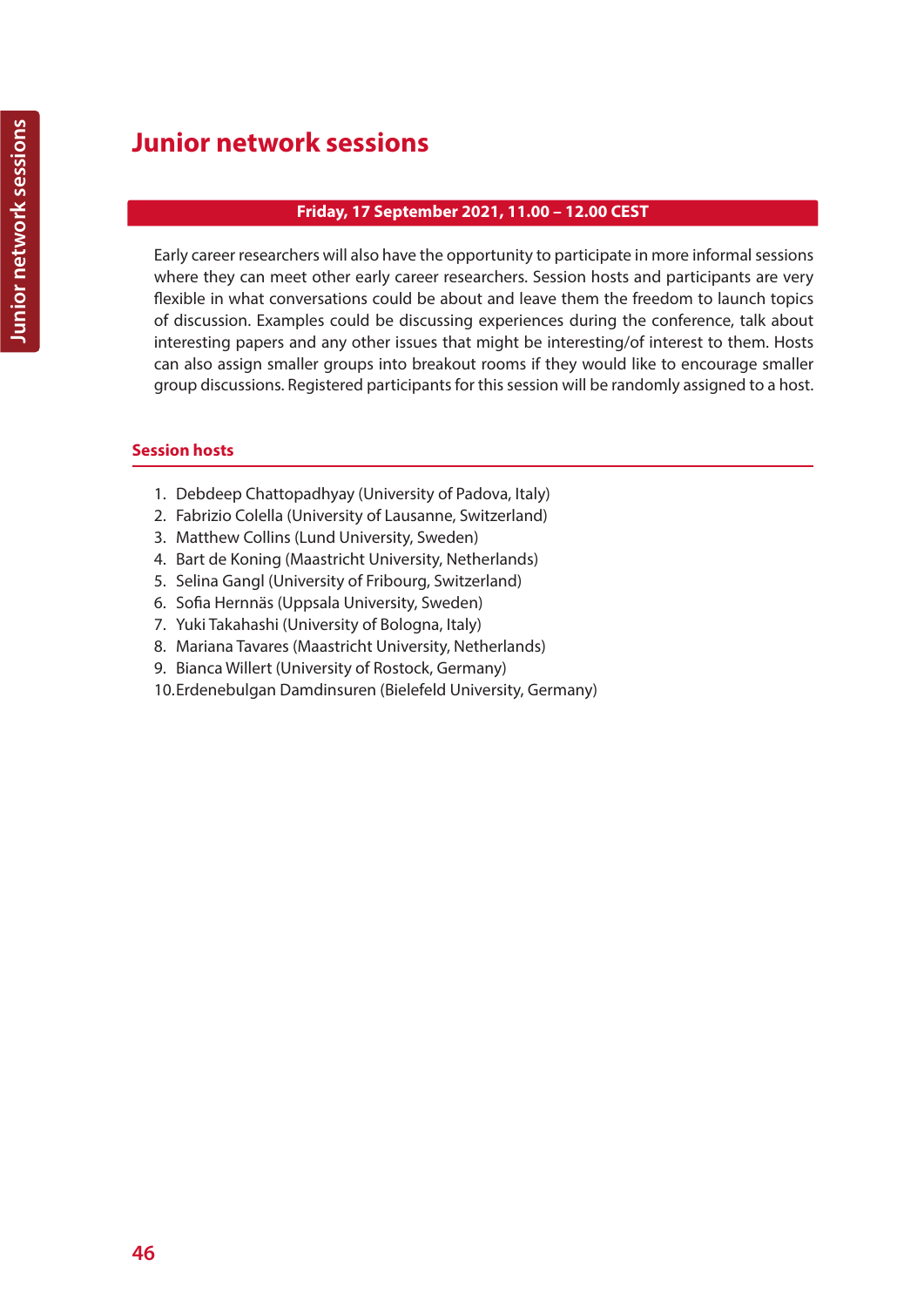# Junior network sessions

**Friday, 17 September 2021, 11.00 – 12.00 CEST**

Early career researchers will also have the opportunity to participate in more informal sessions where they can meet other early career researchers. Session hosts and participants are very flexible in what conversations could be about and leave them the freedom to launch topics of discussion. Examples could be discussing experiences during the conference, talk about interesting papers and any other issues that might be interesting/of interest to them. Hosts can also assign smaller groups into breakout rooms if they would like to encourage smaller group discussions. Registered participants for this session will be randomly assigned to a host.

## Session hosts

1. Debdeep Chattopadhyay (University of Padova, Italy)
2. Fabrizio Colella (University of Lausanne, Switzerland)
3. Matthew Collins (Lund University, Sweden)
4. Bart de Koning (Maastricht University, Netherlands)
5. Selina Gangl (University of Fribourg, Switzerland)
6. Sofia Hernnäs (Uppsala University, Sweden)
7. Yuki Takahashi (University of Bologna, Italy)
8. Mariana Tavares (Maastricht University, Netherlands)
9. Bianca Willert (University of Rostock, Germany)
10. Erdenebulgan Damdinsuren (Bielefeld University, Germany)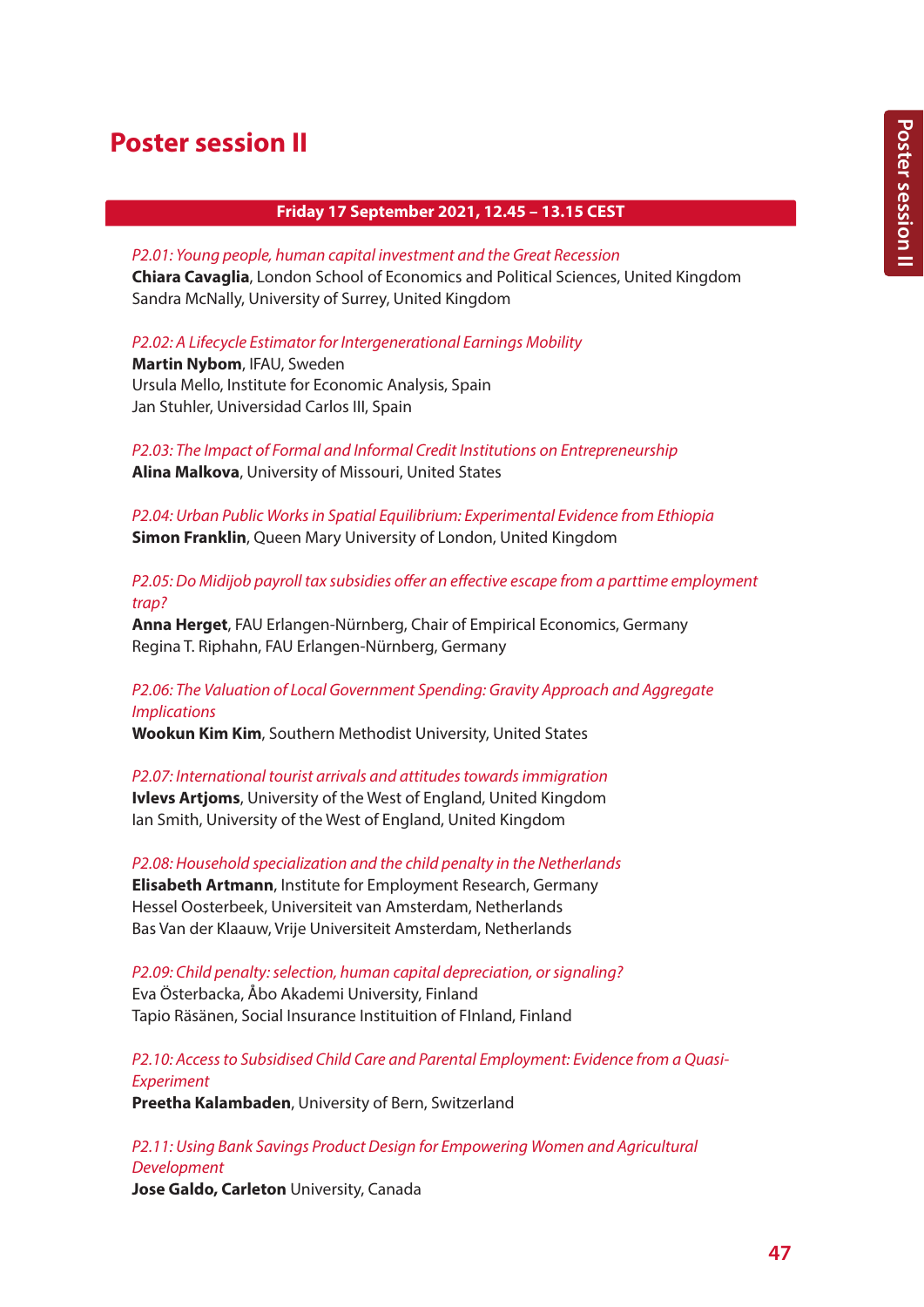# Poster session II

**Friday 17 September 2021, 12.45 – 13.15 CEST**

*P2.01: Young people, human capital investment and the Great Recession*
**Chiara Cavaglia**, London School of Economics and Political Sciences, United Kingdom
Sandra McNally, University of Surrey, United Kingdom

*P2.02: A Lifecycle Estimator for Intergenerational Earnings Mobility*
**Martin Nybom**, IFAU, Sweden
Ursula Mello, Institute for Economic Analysis, Spain
Jan Stuhler, Universidad Carlos III, Spain

*P2.03: The Impact of Formal and Informal Credit Institutions on Entrepreneurship*
**Alina Malkova**, University of Missouri, United States

*P2.04: Urban Public Works in Spatial Equilibrium: Experimental Evidence from Ethiopia*
**Simon Franklin**, Queen Mary University of London, United Kingdom

*P2.05: Do Midijob payroll tax subsidies offer an effective escape from a parttime employment trap?*
**Anna Herget**, FAU Erlangen-Nürnberg, Chair of Empirical Economics, Germany
Regina T. Riphahn, FAU Erlangen-Nürnberg, Germany

*P2.06: The Valuation of Local Government Spending: Gravity Approach and Aggregate Implications*
**Wookun Kim Kim**, Southern Methodist University, United States

*P2.07: International tourist arrivals and attitudes towards immigration*
**Ivlevs Artjoms**, University of the West of England, United Kingdom
Ian Smith, University of the West of England, United Kingdom

*P2.08: Household specialization and the child penalty in the Netherlands*
**Elisabeth Artmann**, Institute for Employment Research, Germany
Hessel Oosterbeek, Universiteit van Amsterdam, Netherlands
Bas Van der Klaauw, Vrije Universiteit Amsterdam, Netherlands

*P2.09: Child penalty: selection, human capital depreciation, or signaling?*
Eva Österbacka, Åbo Akademi University, Finland
Tapio Räsänen, Social Insurance Instituition of FInland, Finland

*P2.10: Access to Subsidised Child Care and Parental Employment: Evidence from a Quasi-Experiment*
**Preetha Kalambaden**, University of Bern, Switzerland

*P2.11: Using Bank Savings Product Design for Empowering Women and Agricultural Development*
**Jose Galdo, Carleton** University, Canada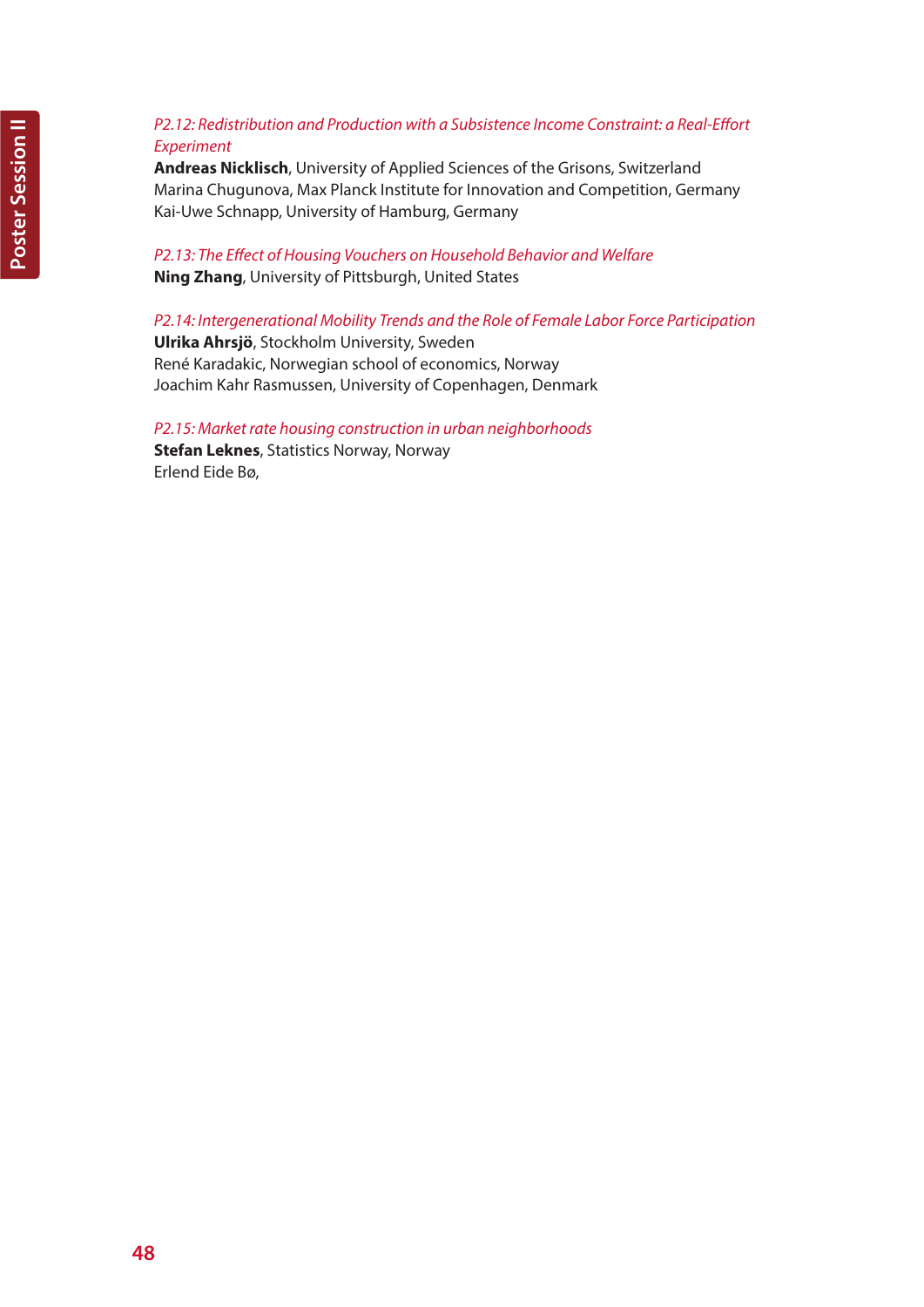*P2.12: Redistribution and Production with a Subsistence Income Constraint: a Real-Effort Experiment*
**Andreas Nicklisch**, University of Applied Sciences of the Grisons, Switzerland
Marina Chugunova, Max Planck Institute for Innovation and Competition, Germany
Kai-Uwe Schnapp, University of Hamburg, Germany

*P2.13: The Effect of Housing Vouchers on Household Behavior and Welfare*
**Ning Zhang**, University of Pittsburgh, United States

*P2.14: Intergenerational Mobility Trends and the Role of Female Labor Force Participation*
**Ulrika Ahrsjö**, Stockholm University, Sweden
René Karadakic, Norwegian school of economics, Norway
Joachim Kahr Rasmussen, University of Copenhagen, Denmark

*P2.15: Market rate housing construction in urban neighborhoods*
**Stefan Leknes**, Statistics Norway, Norway
Erlend Eide Bø,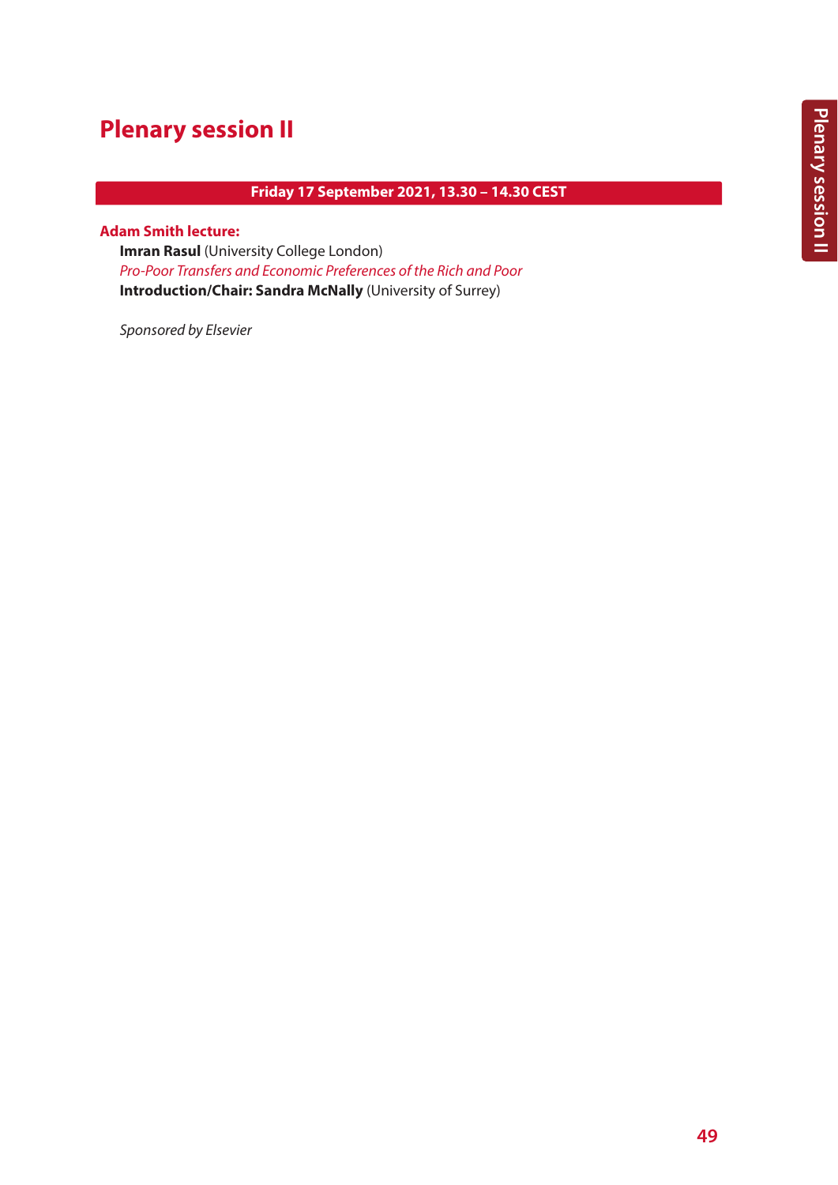# Plenary session II

**Friday 17 September 2021, 13.30 – 14.30 CEST**

**Adam Smith lecture:**

**Imran Rasul** (University College London)
*Pro-Poor Transfers and Economic Preferences of the Rich and Poor*
**Introduction/Chair: Sandra McNally** (University of Surrey)

*Sponsored by Elsevier*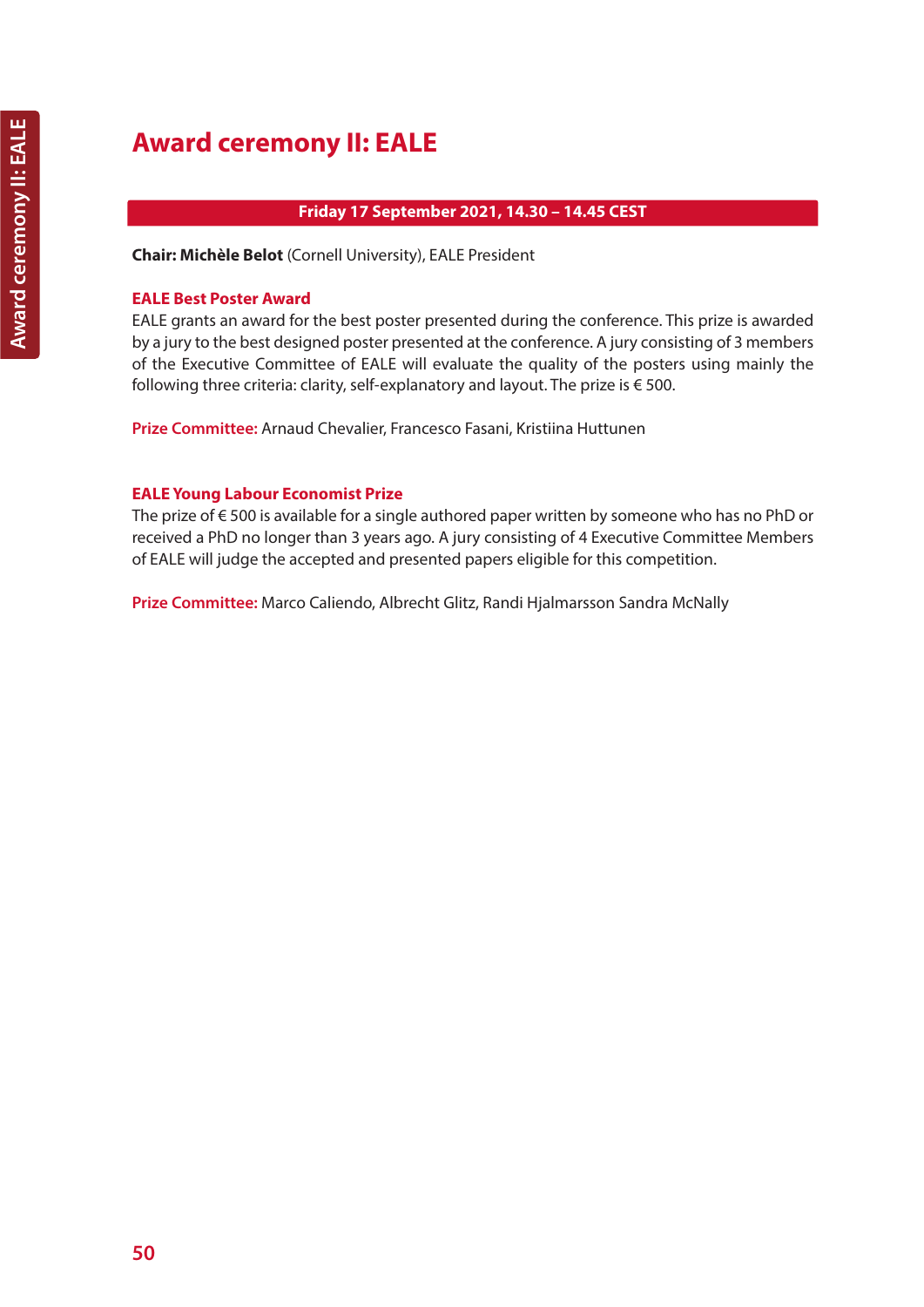# Award ceremony II: EALE

**Friday 17 September 2021, 14.30 – 14.45 CEST**

**Chair: Michèle Belot** (Cornell University), EALE President

### EALE Best Poster Award

EALE grants an award for the best poster presented during the conference. This prize is awarded by a jury to the best designed poster presented at the conference. A jury consisting of 3 members of the Executive Committee of EALE will evaluate the quality of the posters using mainly the following three criteria: clarity, self-explanatory and layout. The prize is € 500.

**Prize Committee:** Arnaud Chevalier, Francesco Fasani, Kristiina Huttunen

### EALE Young Labour Economist Prize

The prize of € 500 is available for a single authored paper written by someone who has no PhD or received a PhD no longer than 3 years ago. A jury consisting of 4 Executive Committee Members of EALE will judge the accepted and presented papers eligible for this competition.

**Prize Committee:** Marco Caliendo, Albrecht Glitz, Randi Hjalmarsson Sandra McNally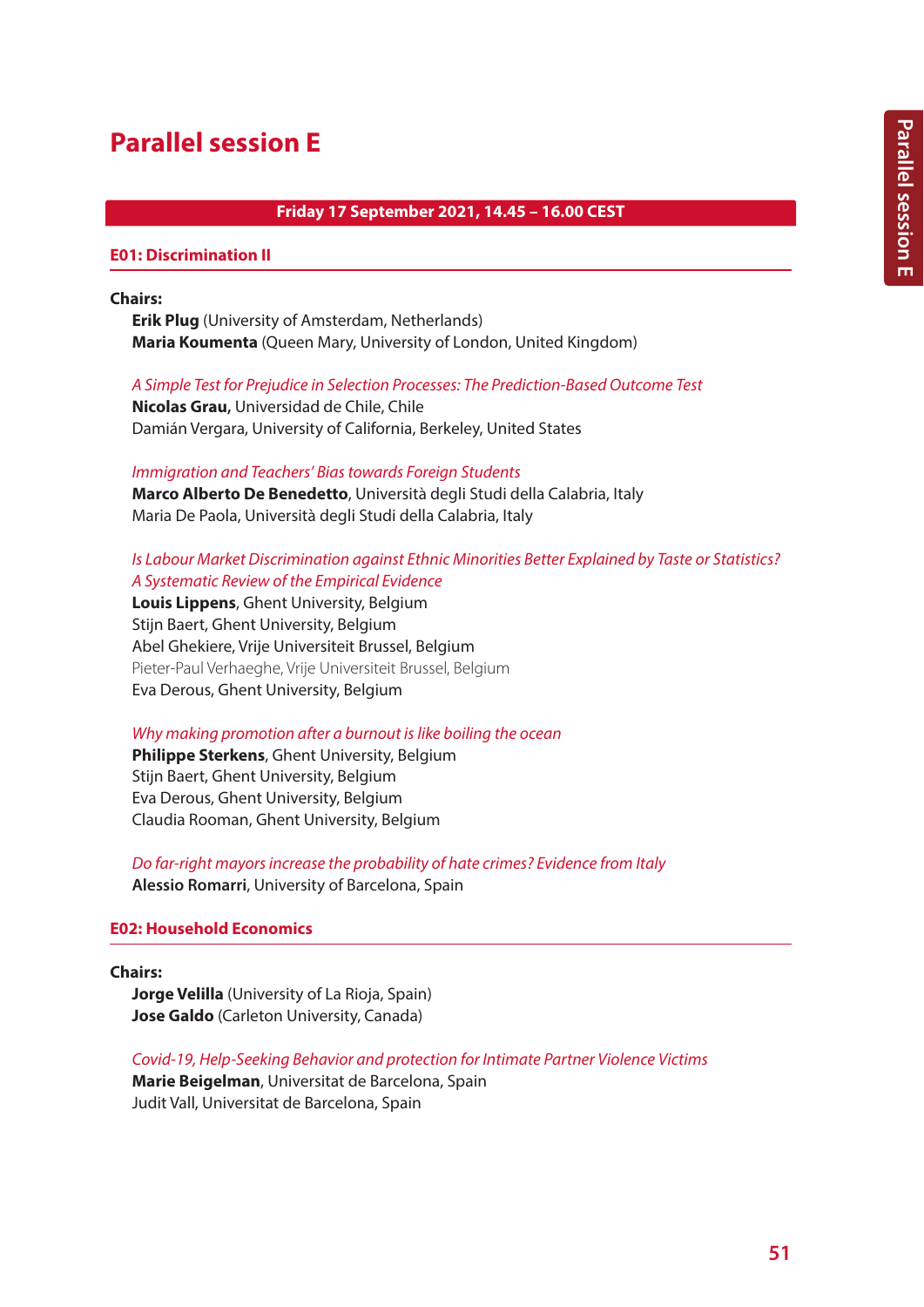# Parallel session E

**Friday 17 September 2021, 14.45 – 16.00 CEST**

## E01: Discrimination II

**Chairs:**

**Erik Plug** (University of Amsterdam, Netherlands)
**Maria Koumenta** (Queen Mary, University of London, United Kingdom)

*A Simple Test for Prejudice in Selection Processes: The Prediction-Based Outcome Test*
**Nicolas Grau,** Universidad de Chile, Chile
Damián Vergara, University of California, Berkeley, United States

*Immigration and Teachers' Bias towards Foreign Students*
**Marco Alberto De Benedetto**, Università degli Studi della Calabria, Italy
Maria De Paola, Università degli Studi della Calabria, Italy

*Is Labour Market Discrimination against Ethnic Minorities Better Explained by Taste or Statistics? A Systematic Review of the Empirical Evidence*
**Louis Lippens**, Ghent University, Belgium
Stijn Baert, Ghent University, Belgium
Abel Ghekiere, Vrije Universiteit Brussel, Belgium
Pieter-Paul Verhaeghe, Vrije Universiteit Brussel, Belgium
Eva Derous, Ghent University, Belgium

*Why making promotion after a burnout is like boiling the ocean*
**Philippe Sterkens**, Ghent University, Belgium
Stijn Baert, Ghent University, Belgium
Eva Derous, Ghent University, Belgium
Claudia Rooman, Ghent University, Belgium

*Do far-right mayors increase the probability of hate crimes? Evidence from Italy*
**Alessio Romarri**, University of Barcelona, Spain

## E02: Household Economics

**Chairs:**

**Jorge Velilla** (University of La Rioja, Spain)
**Jose Galdo** (Carleton University, Canada)

*Covid-19, Help-Seeking Behavior and protection for Intimate Partner Violence Victims*
**Marie Beigelman**, Universitat de Barcelona, Spain
Judit Vall, Universitat de Barcelona, Spain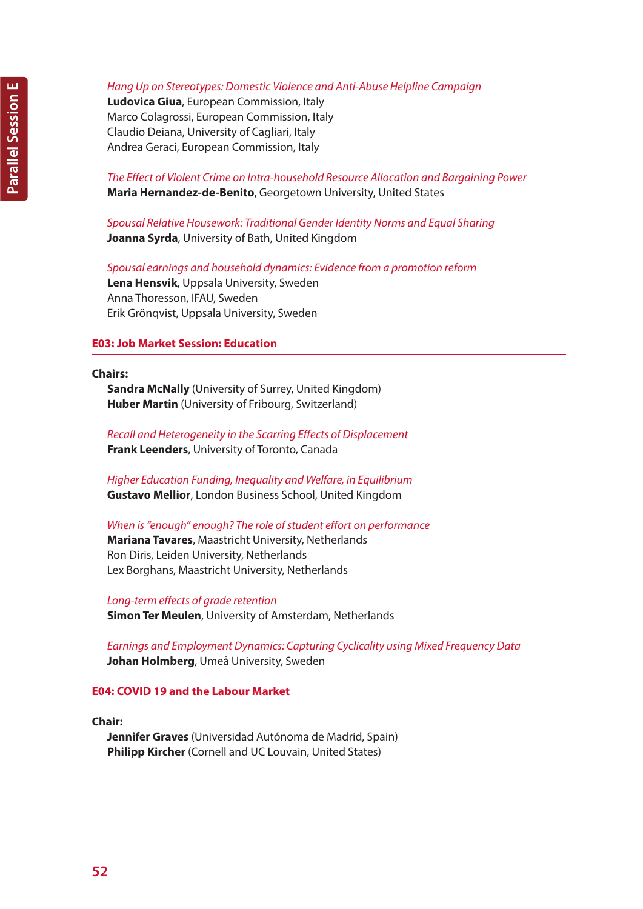*Hang Up on Stereotypes: Domestic Violence and Anti-Abuse Helpline Campaign*
**Ludovica Giua**, European Commission, Italy
Marco Colagrossi, European Commission, Italy
Claudio Deiana, University of Cagliari, Italy
Andrea Geraci, European Commission, Italy

*The Effect of Violent Crime on Intra-household Resource Allocation and Bargaining Power*
**Maria Hernandez-de-Benito**, Georgetown University, United States

*Spousal Relative Housework: Traditional Gender Identity Norms and Equal Sharing*
**Joanna Syrda**, University of Bath, United Kingdom

*Spousal earnings and household dynamics: Evidence from a promotion reform*
**Lena Hensvik**, Uppsala University, Sweden
Anna Thoresson, IFAU, Sweden
Erik Grönqvist, Uppsala University, Sweden

## E03: Job Market Session: Education

**Chairs:**
**Sandra McNally** (University of Surrey, United Kingdom)
**Huber Martin** (University of Fribourg, Switzerland)

*Recall and Heterogeneity in the Scarring Effects of Displacement*
**Frank Leenders**, University of Toronto, Canada

*Higher Education Funding, Inequality and Welfare, in Equilibrium*
**Gustavo Mellior**, London Business School, United Kingdom

*When is "enough" enough? The role of student effort on performance*
**Mariana Tavares**, Maastricht University, Netherlands
Ron Diris, Leiden University, Netherlands
Lex Borghans, Maastricht University, Netherlands

*Long-term effects of grade retention*
**Simon Ter Meulen**, University of Amsterdam, Netherlands

*Earnings and Employment Dynamics: Capturing Cyclicality using Mixed Frequency Data*
**Johan Holmberg**, Umeå University, Sweden

## E04: COVID 19 and the Labour Market

**Chair:**
**Jennifer Graves** (Universidad Autónoma de Madrid, Spain)
**Philipp Kircher** (Cornell and UC Louvain, United States)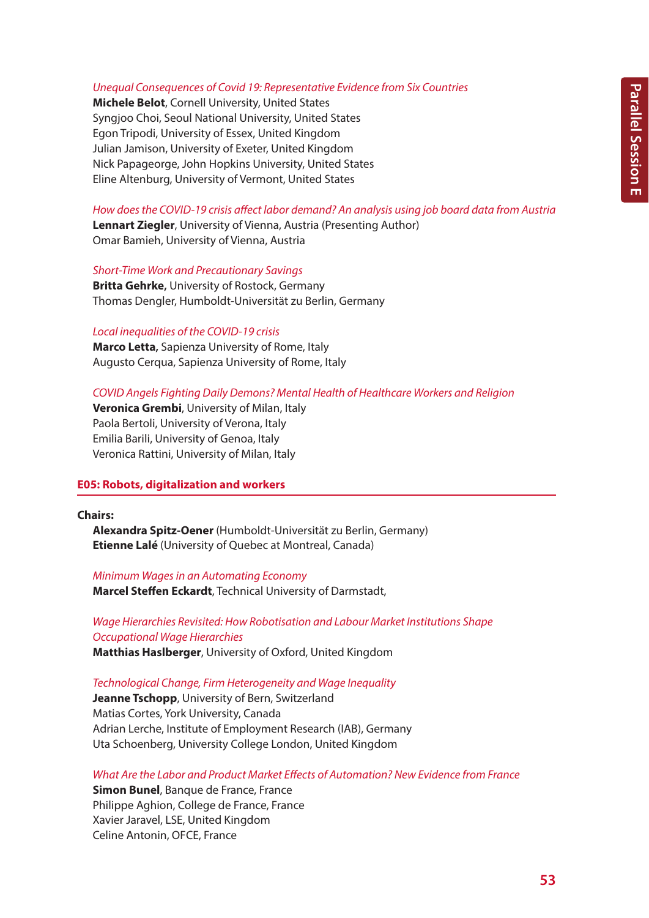*Unequal Consequences of Covid 19: Representative Evidence from Six Countries*
**Michele Belot**, Cornell University, United States
Syngjoo Choi, Seoul National University, United States
Egon Tripodi, University of Essex, United Kingdom
Julian Jamison, University of Exeter, United Kingdom
Nick Papageorge, John Hopkins University, United States
Eline Altenburg, University of Vermont, United States

*How does the COVID-19 crisis affect labor demand? An analysis using job board data from Austria*
**Lennart Ziegler**, University of Vienna, Austria (Presenting Author)
Omar Bamieh, University of Vienna, Austria

*Short-Time Work and Precautionary Savings*
**Britta Gehrke,** University of Rostock, Germany
Thomas Dengler, Humboldt-Universität zu Berlin, Germany

*Local inequalities of the COVID-19 crisis*
**Marco Letta,** Sapienza University of Rome, Italy
Augusto Cerqua, Sapienza University of Rome, Italy

*COVID Angels Fighting Daily Demons? Mental Health of Healthcare Workers and Religion*
**Veronica Grembi**, University of Milan, Italy
Paola Bertoli, University of Verona, Italy
Emilia Barili, University of Genoa, Italy
Veronica Rattini, University of Milan, Italy

## E05: Robots, digitalization and workers

**Chairs:**
**Alexandra Spitz-Oener** (Humboldt-Universität zu Berlin, Germany)
**Etienne Lalé** (University of Quebec at Montreal, Canada)

*Minimum Wages in an Automating Economy*
**Marcel Steffen Eckardt**, Technical University of Darmstadt,

*Wage Hierarchies Revisited: How Robotisation and Labour Market Institutions Shape Occupational Wage Hierarchies*
**Matthias Haslberger**, University of Oxford, United Kingdom

*Technological Change, Firm Heterogeneity and Wage Inequality*
**Jeanne Tschopp**, University of Bern, Switzerland
Matias Cortes, York University, Canada
Adrian Lerche, Institute of Employment Research (IAB), Germany
Uta Schoenberg, University College London, United Kingdom

*What Are the Labor and Product Market Effects of Automation? New Evidence from France*
**Simon Bunel**, Banque de France, France
Philippe Aghion, College de France, France
Xavier Jaravel, LSE, United Kingdom
Celine Antonin, OFCE, France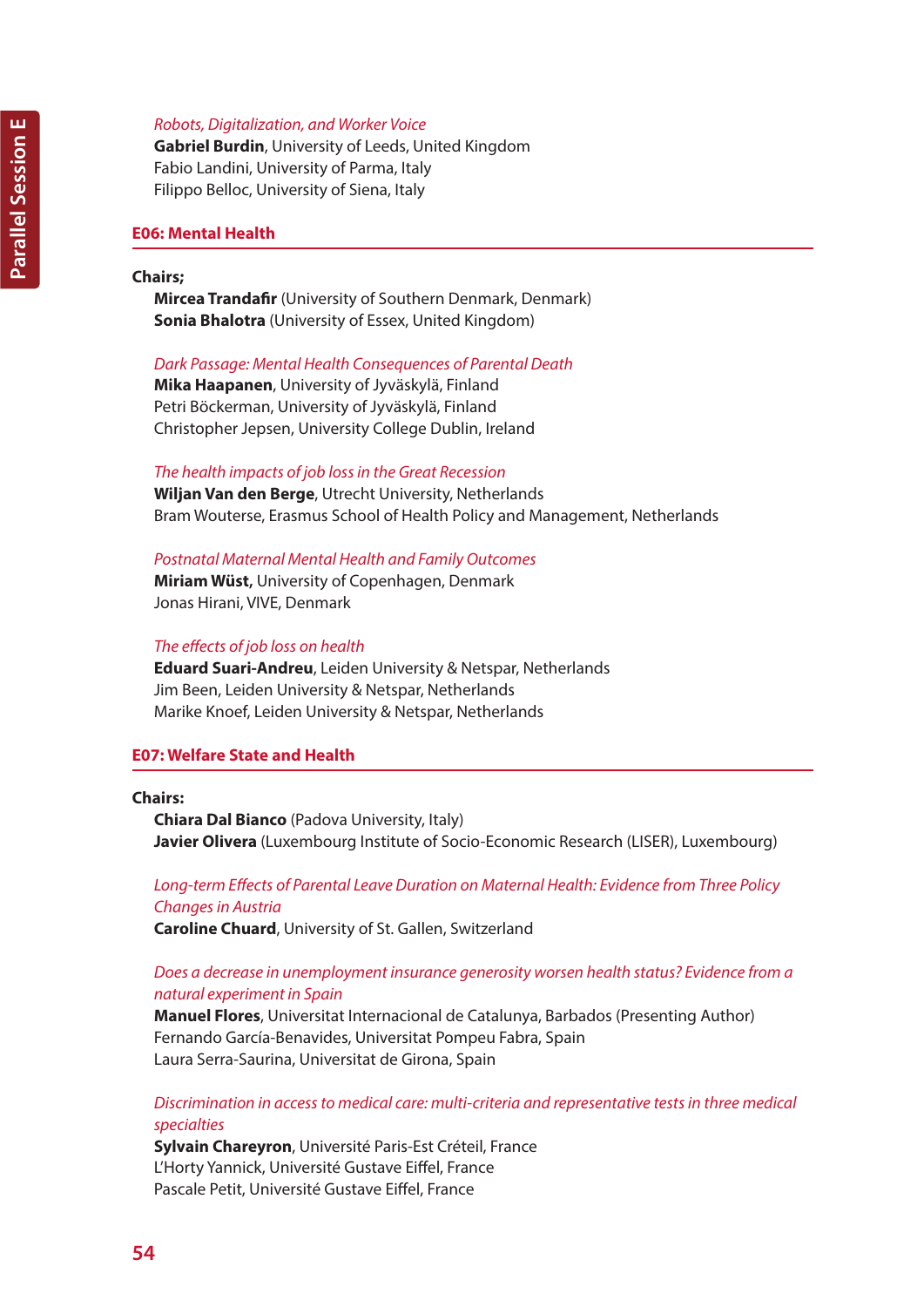*Robots, Digitalization, and Worker Voice*
**Gabriel Burdin**, University of Leeds, United Kingdom
Fabio Landini, University of Parma, Italy
Filippo Belloc, University of Siena, Italy

## E06: Mental Health

**Chairs;**
**Mircea Trandafir** (University of Southern Denmark, Denmark)
**Sonia Bhalotra** (University of Essex, United Kingdom)

*Dark Passage: Mental Health Consequences of Parental Death*
**Mika Haapanen**, University of Jyväskylä, Finland
Petri Böckerman, University of Jyväskylä, Finland
Christopher Jepsen, University College Dublin, Ireland

*The health impacts of job loss in the Great Recession*
**Wiljan Van den Berge**, Utrecht University, Netherlands
Bram Wouterse, Erasmus School of Health Policy and Management, Netherlands

*Postnatal Maternal Mental Health and Family Outcomes*
**Miriam Wüst,** University of Copenhagen, Denmark
Jonas Hirani, VIVE, Denmark

*The effects of job loss on health*
**Eduard Suari-Andreu**, Leiden University & Netspar, Netherlands
Jim Been, Leiden University & Netspar, Netherlands
Marike Knoef, Leiden University & Netspar, Netherlands

## E07: Welfare State and Health

**Chairs:**
**Chiara Dal Bianco** (Padova University, Italy)
**Javier Olivera** (Luxembourg Institute of Socio-Economic Research (LISER), Luxembourg)

*Long-term Effects of Parental Leave Duration on Maternal Health: Evidence from Three Policy Changes in Austria*
**Caroline Chuard**, University of St. Gallen, Switzerland

*Does a decrease in unemployment insurance generosity worsen health status? Evidence from a natural experiment in Spain*
**Manuel Flores**, Universitat Internacional de Catalunya, Barbados (Presenting Author)
Fernando García-Benavides, Universitat Pompeu Fabra, Spain
Laura Serra-Saurina, Universitat de Girona, Spain

*Discrimination in access to medical care: multi-criteria and representative tests in three medical specialties*
**Sylvain Chareyron**, Université Paris-Est Créteil, France
L'Horty Yannick, Université Gustave Eiffel, France
Pascale Petit, Université Gustave Eiffel, France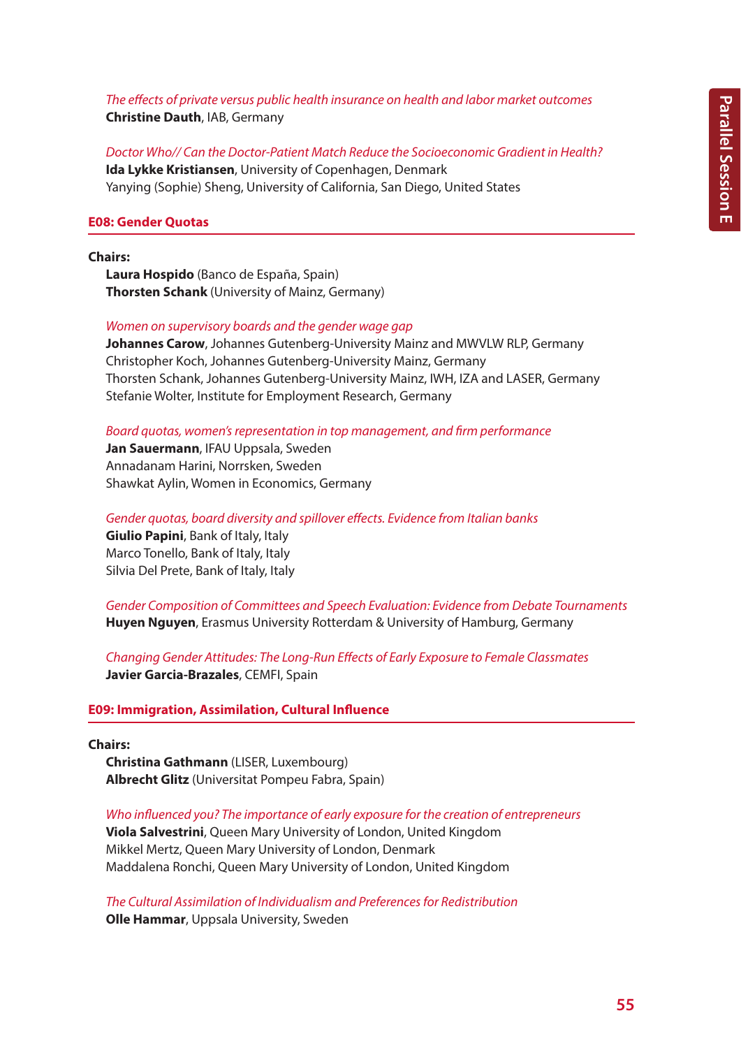*The effects of private versus public health insurance on health and labor market outcomes*
**Christine Dauth**, IAB, Germany

*Doctor Who// Can the Doctor-Patient Match Reduce the Socioeconomic Gradient in Health?*
**Ida Lykke Kristiansen**, University of Copenhagen, Denmark
Yanying (Sophie) Sheng, University of California, San Diego, United States

## E08: Gender Quotas

**Chairs:**
**Laura Hospido** (Banco de España, Spain)
**Thorsten Schank** (University of Mainz, Germany)

*Women on supervisory boards and the gender wage gap*
**Johannes Carow**, Johannes Gutenberg-University Mainz and MWVLW RLP, Germany
Christopher Koch, Johannes Gutenberg-University Mainz, Germany
Thorsten Schank, Johannes Gutenberg-University Mainz, IWH, IZA and LASER, Germany
Stefanie Wolter, Institute for Employment Research, Germany

*Board quotas, women's representation in top management, and firm performance*
**Jan Sauermann**, IFAU Uppsala, Sweden
Annadanam Harini, Norrsken, Sweden
Shawkat Aylin, Women in Economics, Germany

*Gender quotas, board diversity and spillover effects. Evidence from Italian banks*
**Giulio Papini**, Bank of Italy, Italy
Marco Tonello, Bank of Italy, Italy
Silvia Del Prete, Bank of Italy, Italy

*Gender Composition of Committees and Speech Evaluation: Evidence from Debate Tournaments*
**Huyen Nguyen**, Erasmus University Rotterdam & University of Hamburg, Germany

*Changing Gender Attitudes: The Long-Run Effects of Early Exposure to Female Classmates*
**Javier Garcia-Brazales**, CEMFI, Spain

## E09: Immigration, Assimilation, Cultural Influence

**Chairs:**
**Christina Gathmann** (LISER, Luxembourg)
**Albrecht Glitz** (Universitat Pompeu Fabra, Spain)

*Who influenced you? The importance of early exposure for the creation of entrepreneurs*
**Viola Salvestrini**, Queen Mary University of London, United Kingdom
Mikkel Mertz, Queen Mary University of London, Denmark
Maddalena Ronchi, Queen Mary University of London, United Kingdom

*The Cultural Assimilation of Individualism and Preferences for Redistribution*
**Olle Hammar**, Uppsala University, Sweden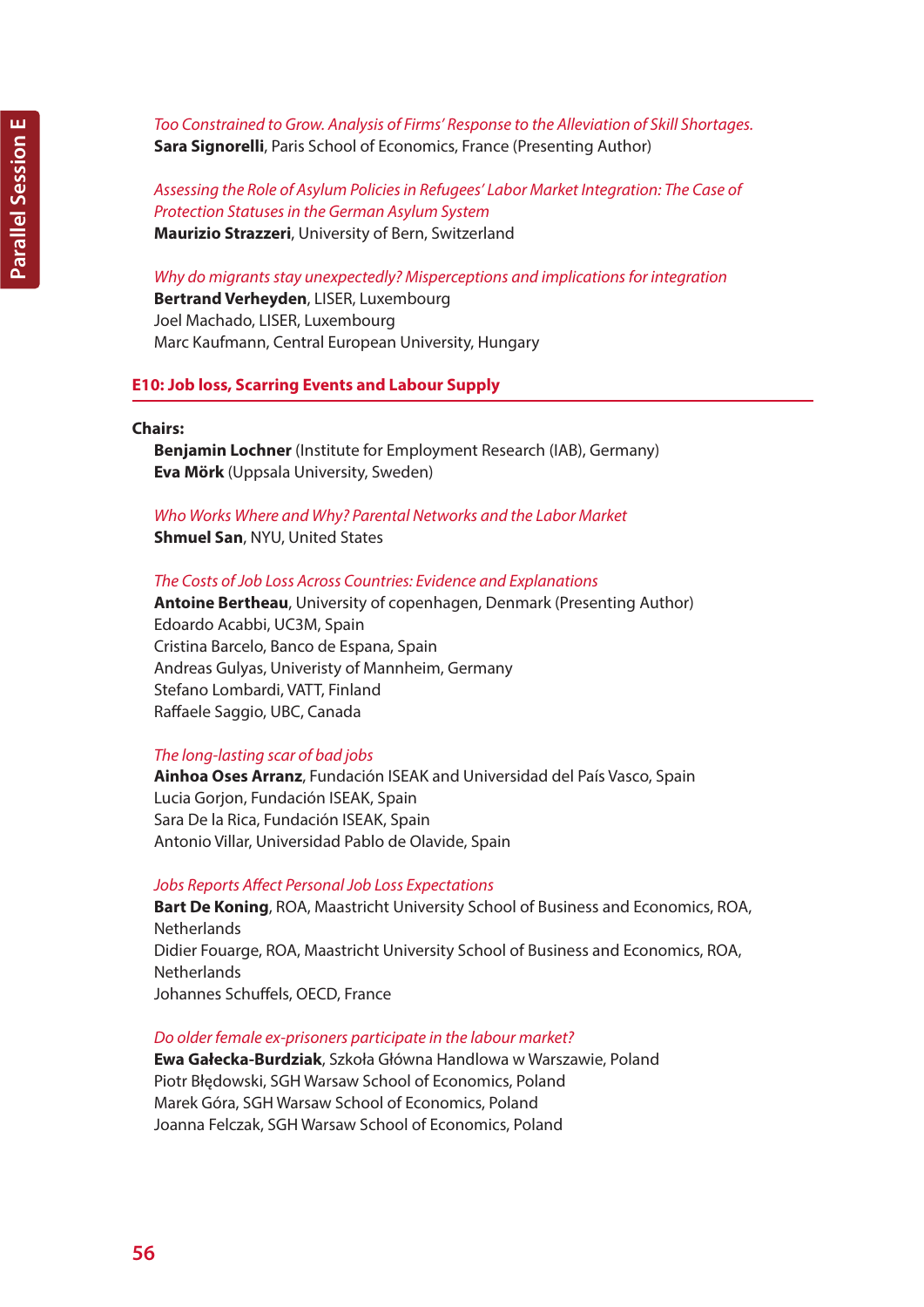*Too Constrained to Grow. Analysis of Firms' Response to the Alleviation of Skill Shortages.*
**Sara Signorelli**, Paris School of Economics, France (Presenting Author)

*Assessing the Role of Asylum Policies in Refugees' Labor Market Integration: The Case of Protection Statuses in the German Asylum System*
**Maurizio Strazzeri**, University of Bern, Switzerland

*Why do migrants stay unexpectedly? Misperceptions and implications for integration*
**Bertrand Verheyden**, LISER, Luxembourg
Joel Machado, LISER, Luxembourg
Marc Kaufmann, Central European University, Hungary

## E10: Job loss, Scarring Events and Labour Supply

**Chairs:**
**Benjamin Lochner** (Institute for Employment Research (IAB), Germany)
**Eva Mörk** (Uppsala University, Sweden)

*Who Works Where and Why? Parental Networks and the Labor Market*
**Shmuel San**, NYU, United States

*The Costs of Job Loss Across Countries: Evidence and Explanations*
**Antoine Bertheau**, University of copenhagen, Denmark (Presenting Author)
Edoardo Acabbi, UC3M, Spain
Cristina Barcelo, Banco de Espana, Spain
Andreas Gulyas, Univeristy of Mannheim, Germany
Stefano Lombardi, VATT, Finland
Raffaele Saggio, UBC, Canada

*The long-lasting scar of bad jobs*
**Ainhoa Oses Arranz**, Fundación ISEAK and Universidad del País Vasco, Spain
Lucia Gorjon, Fundación ISEAK, Spain
Sara De la Rica, Fundación ISEAK, Spain
Antonio Villar, Universidad Pablo de Olavide, Spain

*Jobs Reports Affect Personal Job Loss Expectations*
**Bart De Koning**, ROA, Maastricht University School of Business and Economics, ROA, Netherlands
Didier Fouarge, ROA, Maastricht University School of Business and Economics, ROA, Netherlands
Johannes Schuffels, OECD, France

*Do older female ex-prisoners participate in the labour market?*
**Ewa Gałecka-Burdziak**, Szkoła Główna Handlowa w Warszawie, Poland
Piotr Błędowski, SGH Warsaw School of Economics, Poland
Marek Góra, SGH Warsaw School of Economics, Poland
Joanna Felczak, SGH Warsaw School of Economics, Poland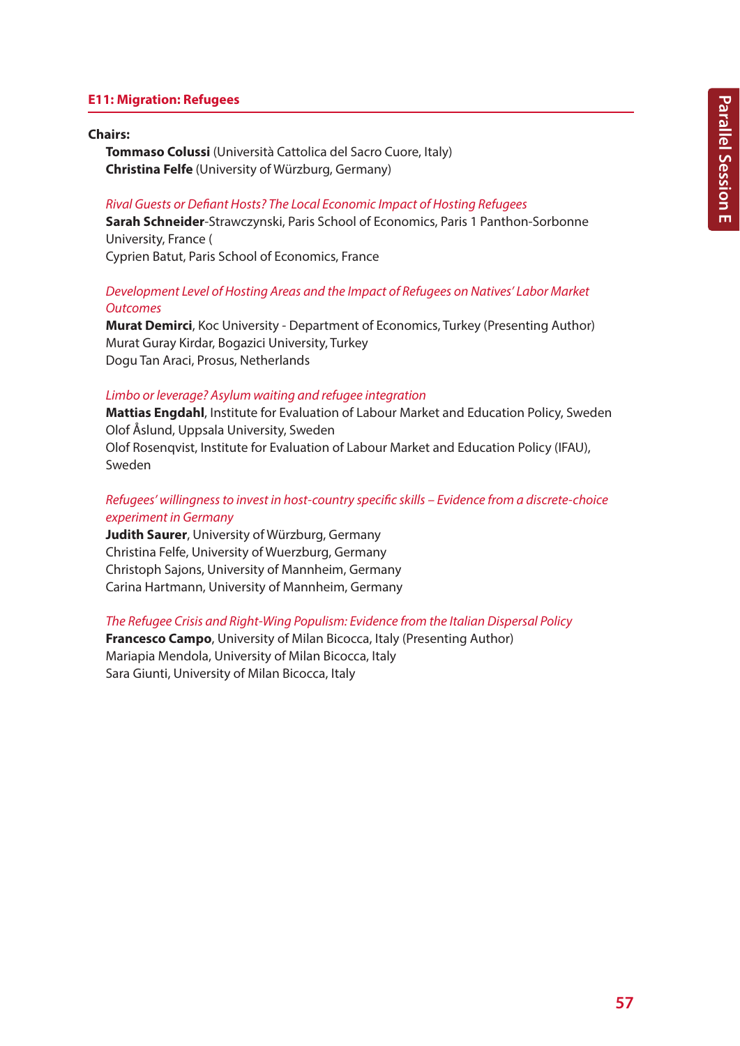## E11: Migration: Refugees

**Chairs:**

**Tommaso Colussi** (Università Cattolica del Sacro Cuore, Italy)
**Christina Felfe** (University of Würzburg, Germany)

*Rival Guests or Defiant Hosts? The Local Economic Impact of Hosting Refugees*
**Sarah Schneider**-Strawczynski, Paris School of Economics, Paris 1 Panthon-Sorbonne University, France (
Cyprien Batut, Paris School of Economics, France

*Development Level of Hosting Areas and the Impact of Refugees on Natives' Labor Market Outcomes*
**Murat Demirci**, Koc University - Department of Economics, Turkey (Presenting Author)
Murat Guray Kirdar, Bogazici University, Turkey
Dogu Tan Araci, Prosus, Netherlands

*Limbo or leverage? Asylum waiting and refugee integration*
**Mattias Engdahl**, Institute for Evaluation of Labour Market and Education Policy, Sweden
Olof Åslund, Uppsala University, Sweden
Olof Rosenqvist, Institute for Evaluation of Labour Market and Education Policy (IFAU), Sweden

*Refugees' willingness to invest in host-country specific skills – Evidence from a discrete-choice experiment in Germany*
**Judith Saurer**, University of Würzburg, Germany
Christina Felfe, University of Wuerzburg, Germany
Christoph Sajons, University of Mannheim, Germany
Carina Hartmann, University of Mannheim, Germany

*The Refugee Crisis and Right-Wing Populism: Evidence from the Italian Dispersal Policy*
**Francesco Campo**, University of Milan Bicocca, Italy (Presenting Author)
Mariapia Mendola, University of Milan Bicocca, Italy
Sara Giunti, University of Milan Bicocca, Italy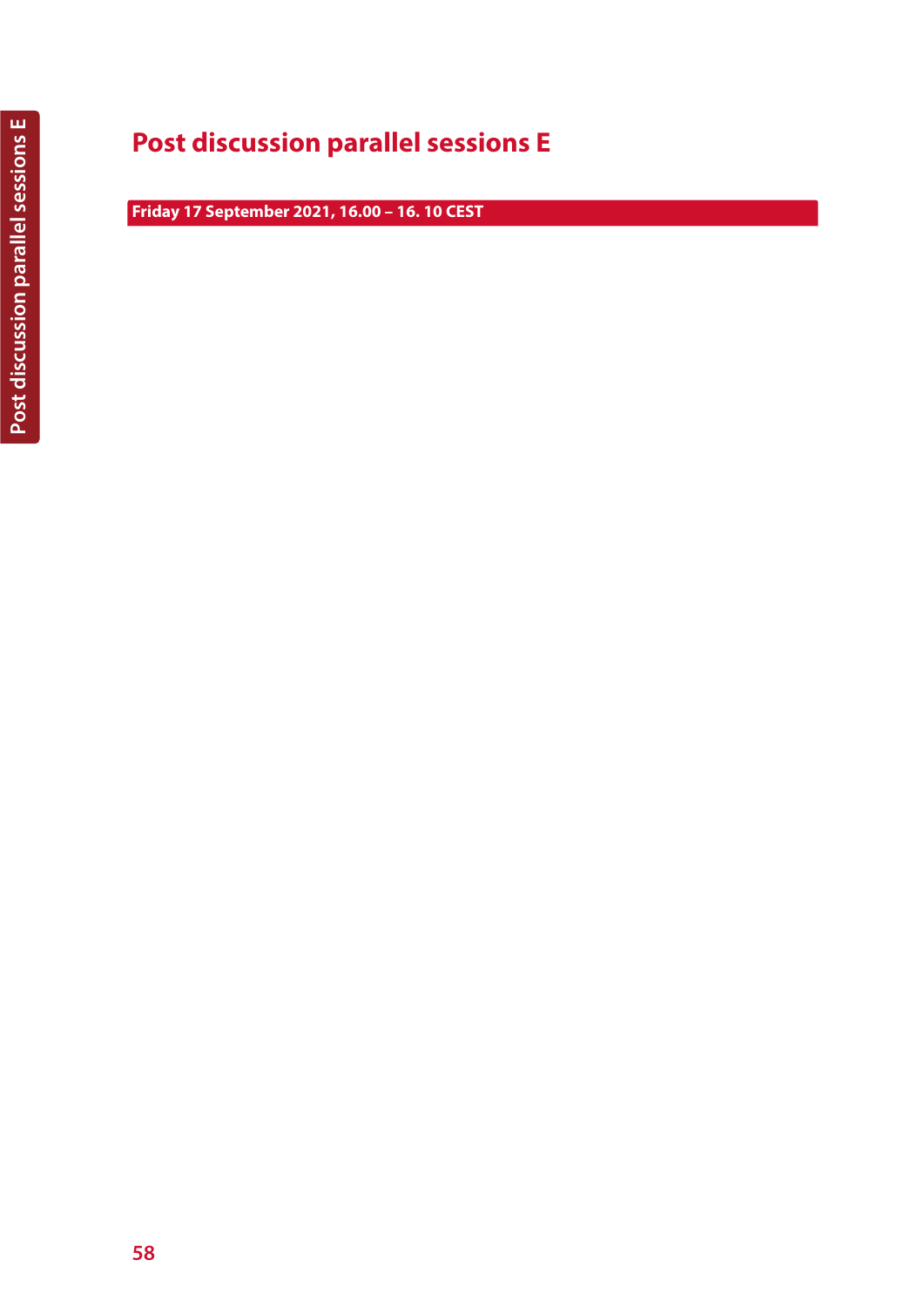# Post discussion parallel sessions E

**Friday 17 September 2021, 16.00 – 16. 10 CEST**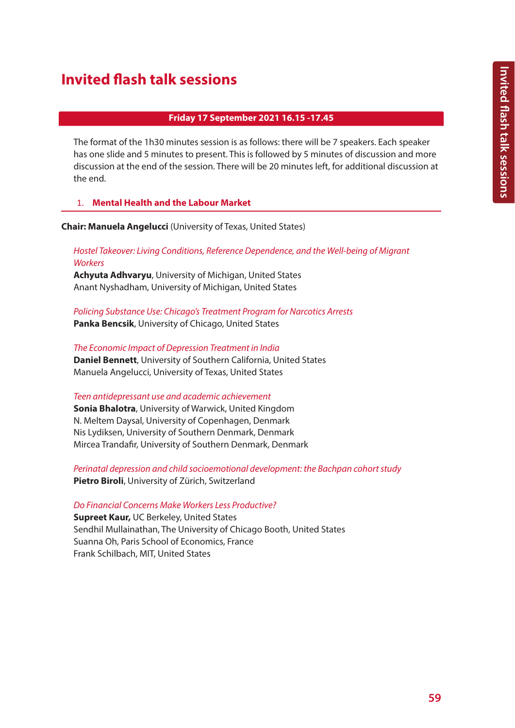# Invited flash talk sessions

**Friday 17 September 2021 16.15 -17.45**

The format of the 1h30 minutes session is as follows: there will be 7 speakers. Each speaker has one slide and 5 minutes to present. This is followed by 5 minutes of discussion and more discussion at the end of the session. There will be 20 minutes left, for additional discussion at the end.

## 1. Mental Health and the Labour Market

**Chair: Manuela Angelucci** (University of Texas, United States)

*Hostel Takeover: Living Conditions, Reference Dependence, and the Well-being of Migrant Workers*
**Achyuta Adhvaryu**, University of Michigan, United States
Anant Nyshadham, University of Michigan, United States

*Policing Substance Use: Chicago's Treatment Program for Narcotics Arrests*
**Panka Bencsik**, University of Chicago, United States

*The Economic Impact of Depression Treatment in India*
**Daniel Bennett**, University of Southern California, United States
Manuela Angelucci, University of Texas, United States

*Teen antidepressant use and academic achievement*
**Sonia Bhalotra**, University of Warwick, United Kingdom
N. Meltem Daysal, University of Copenhagen, Denmark
Nis Lydiksen, University of Southern Denmark, Denmark
Mircea Trandafir, University of Southern Denmark, Denmark

*Perinatal depression and child socioemotional development: the Bachpan cohort study*
**Pietro Biroli**, University of Zürich, Switzerland

*Do Financial Concerns Make Workers Less Productive?*
**Supreet Kaur,** UC Berkeley, United States
Sendhil Mullainathan, The University of Chicago Booth, United States
Suanna Oh, Paris School of Economics, France
Frank Schilbach, MIT, United States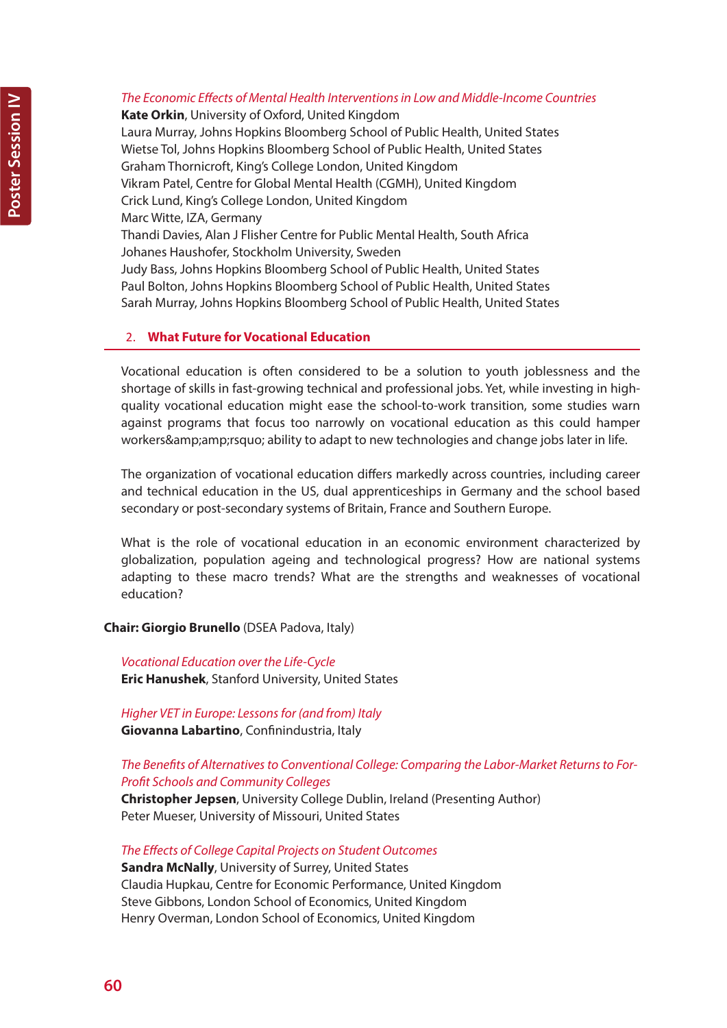*The Economic Effects of Mental Health Interventions in Low and Middle-Income Countries*
**Kate Orkin**, University of Oxford, United Kingdom
Laura Murray, Johns Hopkins Bloomberg School of Public Health, United States
Wietse Tol, Johns Hopkins Bloomberg School of Public Health, United States
Graham Thornicroft, King's College London, United Kingdom
Vikram Patel, Centre for Global Mental Health (CGMH), United Kingdom
Crick Lund, King's College London, United Kingdom
Marc Witte, IZA, Germany
Thandi Davies, Alan J Flisher Centre for Public Mental Health, South Africa
Johanes Haushofer, Stockholm University, Sweden
Judy Bass, Johns Hopkins Bloomberg School of Public Health, United States
Paul Bolton, Johns Hopkins Bloomberg School of Public Health, United States
Sarah Murray, Johns Hopkins Bloomberg School of Public Health, United States

## 2. What Future for Vocational Education

Vocational education is often considered to be a solution to youth joblessness and the shortage of skills in fast-growing technical and professional jobs. Yet, while investing in high-quality vocational education might ease the school-to-work transition, some studies warn against programs that focus too narrowly on vocational education as this could hamper workers&amp;amp;rsquo; ability to adapt to new technologies and change jobs later in life.

The organization of vocational education differs markedly across countries, including career and technical education in the US, dual apprenticeships in Germany and the school based secondary or post-secondary systems of Britain, France and Southern Europe.

What is the role of vocational education in an economic environment characterized by globalization, population ageing and technological progress? How are national systems adapting to these macro trends? What are the strengths and weaknesses of vocational education?

**Chair: Giorgio Brunello** (DSEA Padova, Italy)

*Vocational Education over the Life-Cycle*
**Eric Hanushek**, Stanford University, United States

*Higher VET in Europe: Lessons for (and from) Italy*
**Giovanna Labartino**, Confindustria, Italy

*The Benefits of Alternatives to Conventional College: Comparing the Labor-Market Returns to For-Profit Schools and Community Colleges*
**Christopher Jepsen**, University College Dublin, Ireland (Presenting Author)
Peter Mueser, University of Missouri, United States

*The Effects of College Capital Projects on Student Outcomes*
**Sandra McNally**, University of Surrey, United States
Claudia Hupkau, Centre for Economic Performance, United Kingdom
Steve Gibbons, London School of Economics, United Kingdom
Henry Overman, London School of Economics, United Kingdom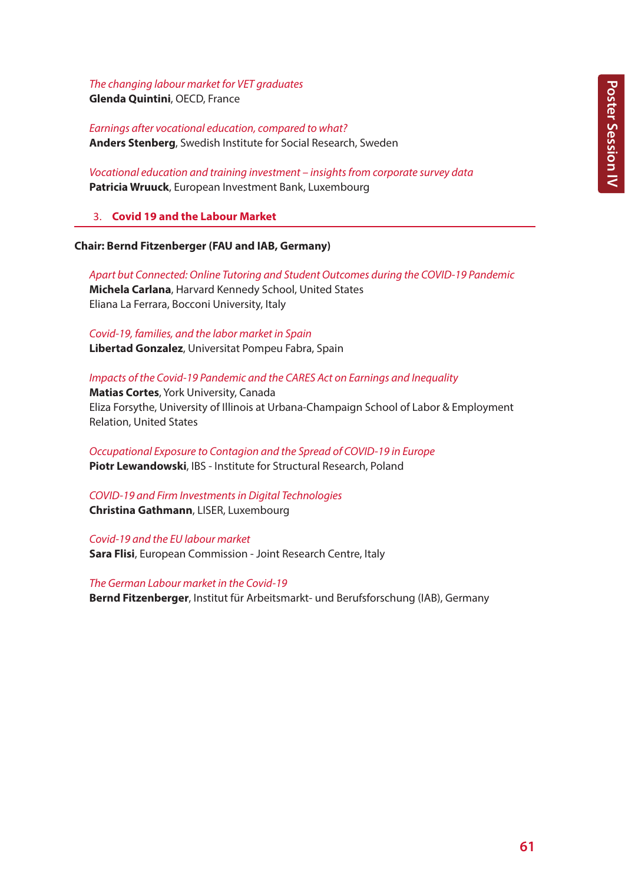*The changing labour market for VET graduates*
**Glenda Quintini**, OECD, France

*Earnings after vocational education, compared to what?*
**Anders Stenberg**, Swedish Institute for Social Research, Sweden

*Vocational education and training investment – insights from corporate survey data*
**Patricia Wruuck**, European Investment Bank, Luxembourg

## 3. Covid 19 and the Labour Market

**Chair: Bernd Fitzenberger (FAU and IAB, Germany)**

*Apart but Connected: Online Tutoring and Student Outcomes during the COVID-19 Pandemic*
**Michela Carlana**, Harvard Kennedy School, United States
Eliana La Ferrara, Bocconi University, Italy

*Covid-19, families, and the labor market in Spain*
**Libertad Gonzalez**, Universitat Pompeu Fabra, Spain

*Impacts of the Covid-19 Pandemic and the CARES Act on Earnings and Inequality*
**Matias Cortes**, York University, Canada
Eliza Forsythe, University of Illinois at Urbana-Champaign School of Labor & Employment Relation, United States

*Occupational Exposure to Contagion and the Spread of COVID-19 in Europe*
**Piotr Lewandowski**, IBS - Institute for Structural Research, Poland

*COVID-19 and Firm Investments in Digital Technologies*
**Christina Gathmann**, LISER, Luxembourg

*Covid-19 and the EU labour market*
**Sara Flisi**, European Commission - Joint Research Centre, Italy

*The German Labour market in the Covid-19*
**Bernd Fitzenberger**, Institut für Arbeitsmarkt- und Berufsforschung (IAB), Germany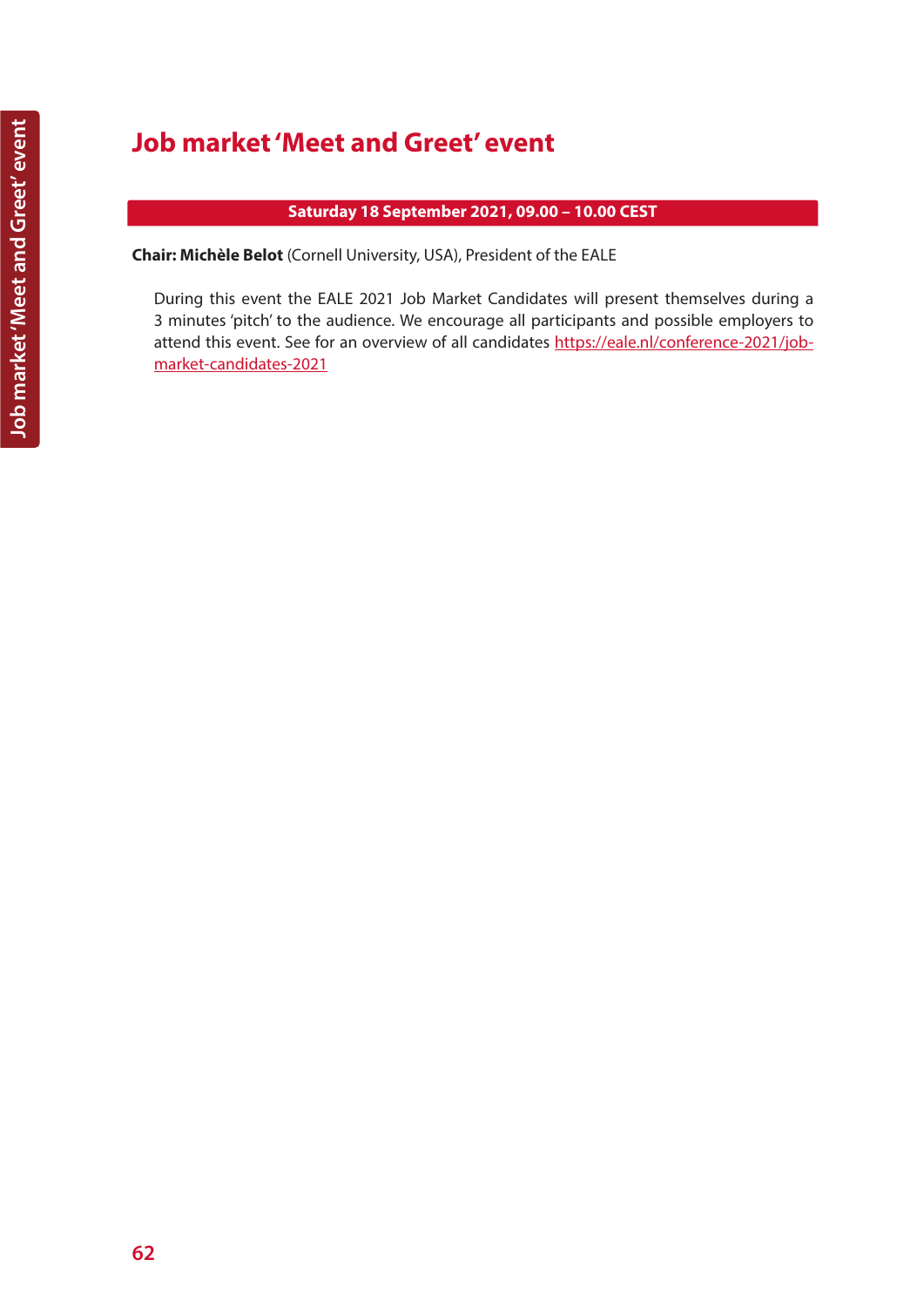# Job market 'Meet and Greet' event

**Saturday 18 September 2021, 09.00 – 10.00 CEST**

**Chair: Michèle Belot** (Cornell University, USA), President of the EALE

During this event the EALE 2021 Job Market Candidates will present themselves during a 3 minutes 'pitch' to the audience. We encourage all participants and possible employers to attend this event. See for an overview of all candidates https://eale.nl/conference-2021/job-market-candidates-2021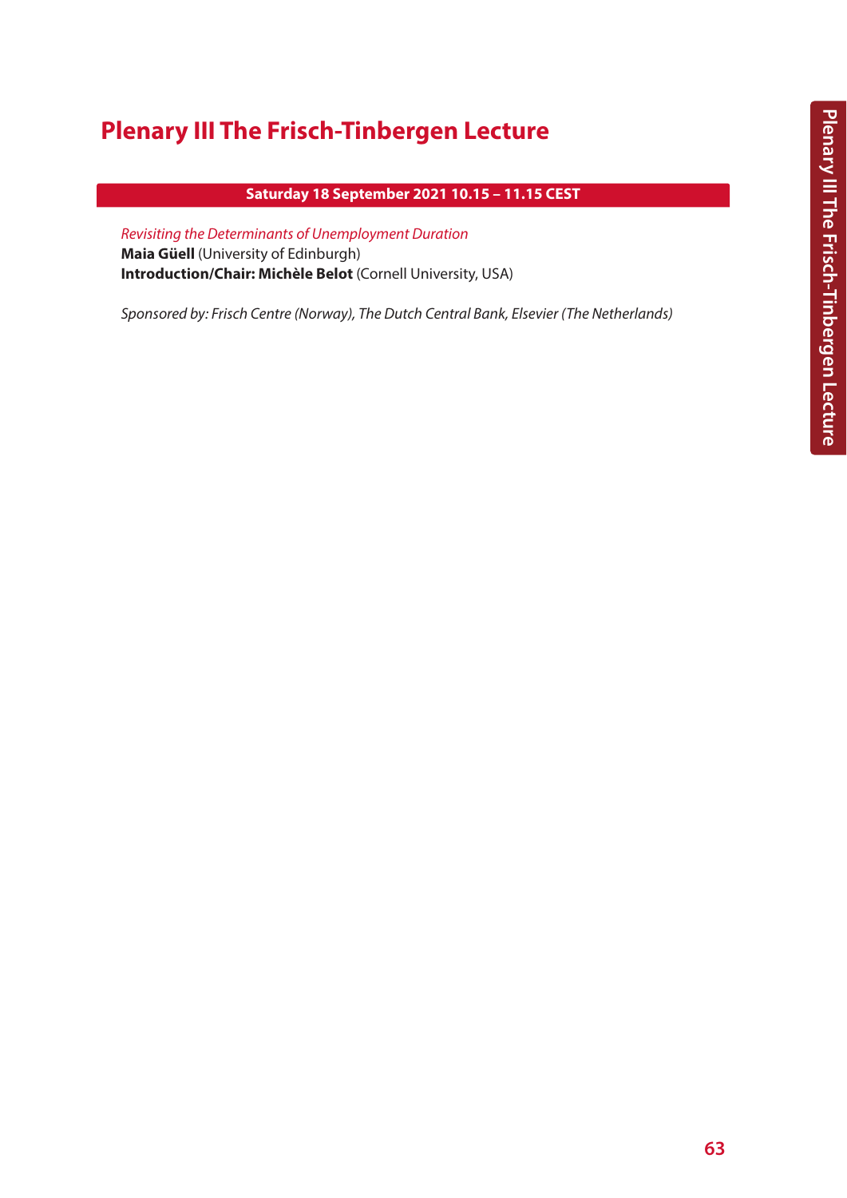# Plenary III The Frisch-Tinbergen Lecture

**Saturday 18 September 2021 10.15 – 11.15 CEST**

*Revisiting the Determinants of Unemployment Duration*
**Maia Güell** (University of Edinburgh)
**Introduction/Chair: Michèle Belot** (Cornell University, USA)

*Sponsored by: Frisch Centre (Norway), The Dutch Central Bank, Elsevier (The Netherlands)*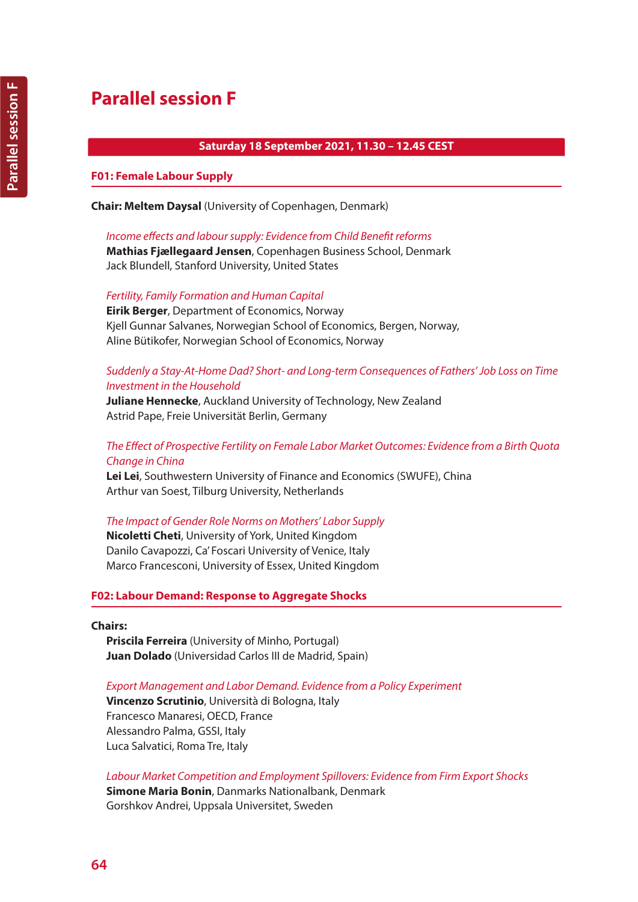# Parallel session F

**Saturday 18 September 2021, 11.30 – 12.45 CEST**

## F01: Female Labour Supply

**Chair: Meltem Daysal** (University of Copenhagen, Denmark)

*Income effects and labour supply: Evidence from Child Benefit reforms*
**Mathias Fjællegaard Jensen**, Copenhagen Business School, Denmark
Jack Blundell, Stanford University, United States

*Fertility, Family Formation and Human Capital*
**Eirik Berger**, Department of Economics, Norway
Kjell Gunnar Salvanes, Norwegian School of Economics, Bergen, Norway,
Aline Bütikofer, Norwegian School of Economics, Norway

*Suddenly a Stay-At-Home Dad? Short- and Long-term Consequences of Fathers' Job Loss on Time Investment in the Household*
**Juliane Hennecke**, Auckland University of Technology, New Zealand
Astrid Pape, Freie Universität Berlin, Germany

*The Effect of Prospective Fertility on Female Labor Market Outcomes: Evidence from a Birth Quota Change in China*
**Lei Lei**, Southwestern University of Finance and Economics (SWUFE), China
Arthur van Soest, Tilburg University, Netherlands

*The Impact of Gender Role Norms on Mothers' Labor Supply*
**Nicoletti Cheti**, University of York, United Kingdom
Danilo Cavapozzi, Ca' Foscari University of Venice, Italy
Marco Francesconi, University of Essex, United Kingdom

## F02: Labour Demand: Response to Aggregate Shocks

**Chairs:**
**Priscila Ferreira** (University of Minho, Portugal)
**Juan Dolado** (Universidad Carlos III de Madrid, Spain)

*Export Management and Labor Demand. Evidence from a Policy Experiment*
**Vincenzo Scrutinio**, Università di Bologna, Italy
Francesco Manaresi, OECD, France
Alessandro Palma, GSSI, Italy
Luca Salvatici, Roma Tre, Italy

*Labour Market Competition and Employment Spillovers: Evidence from Firm Export Shocks*
**Simone Maria Bonin**, Danmarks Nationalbank, Denmark
Gorshkov Andrei, Uppsala Universitet, Sweden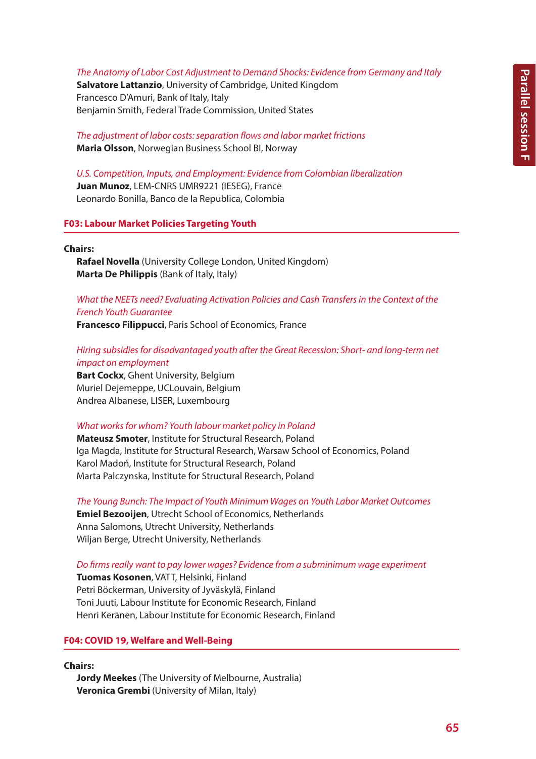*The Anatomy of Labor Cost Adjustment to Demand Shocks: Evidence from Germany and Italy*
**Salvatore Lattanzio**, University of Cambridge, United Kingdom
Francesco D'Amuri, Bank of Italy, Italy
Benjamin Smith, Federal Trade Commission, United States

*The adjustment of labor costs: separation flows and labor market frictions*
**Maria Olsson**, Norwegian Business School BI, Norway

*U.S. Competition, Inputs, and Employment: Evidence from Colombian liberalization*
**Juan Munoz**, LEM-CNRS UMR9221 (IESEG), France
Leonardo Bonilla, Banco de la Republica, Colombia

## F03: Labour Market Policies Targeting Youth

**Chairs:**
**Rafael Novella** (University College London, United Kingdom)
**Marta De Philippis** (Bank of Italy, Italy)

*What the NEETs need? Evaluating Activation Policies and Cash Transfers in the Context of the French Youth Guarantee*
**Francesco Filippucci**, Paris School of Economics, France

*Hiring subsidies for disadvantaged youth after the Great Recession: Short- and long-term net impact on employment*
**Bart Cockx**, Ghent University, Belgium
Muriel Dejemeppe, UCLouvain, Belgium
Andrea Albanese, LISER, Luxembourg

*What works for whom? Youth labour market policy in Poland*
**Mateusz Smoter**, Institute for Structural Research, Poland
Iga Magda, Institute for Structural Research, Warsaw School of Economics, Poland
Karol Madoń, Institute for Structural Research, Poland
Marta Palczynska, Institute for Structural Research, Poland

*The Young Bunch: The Impact of Youth Minimum Wages on Youth Labor Market Outcomes*
**Emiel Bezooijen**, Utrecht School of Economics, Netherlands
Anna Salomons, Utrecht University, Netherlands
Wiljan Berge, Utrecht University, Netherlands

*Do firms really want to pay lower wages? Evidence from a subminimum wage experiment*
**Tuomas Kosonen**, VATT, Helsinki, Finland
Petri Böckerman, University of Jyväskylä, Finland
Toni Juuti, Labour Institute for Economic Research, Finland
Henri Keränen, Labour Institute for Economic Research, Finland

## F04: COVID 19, Welfare and Well-Being

**Chairs:**
**Jordy Meekes** (The University of Melbourne, Australia)
**Veronica Grembi** (University of Milan, Italy)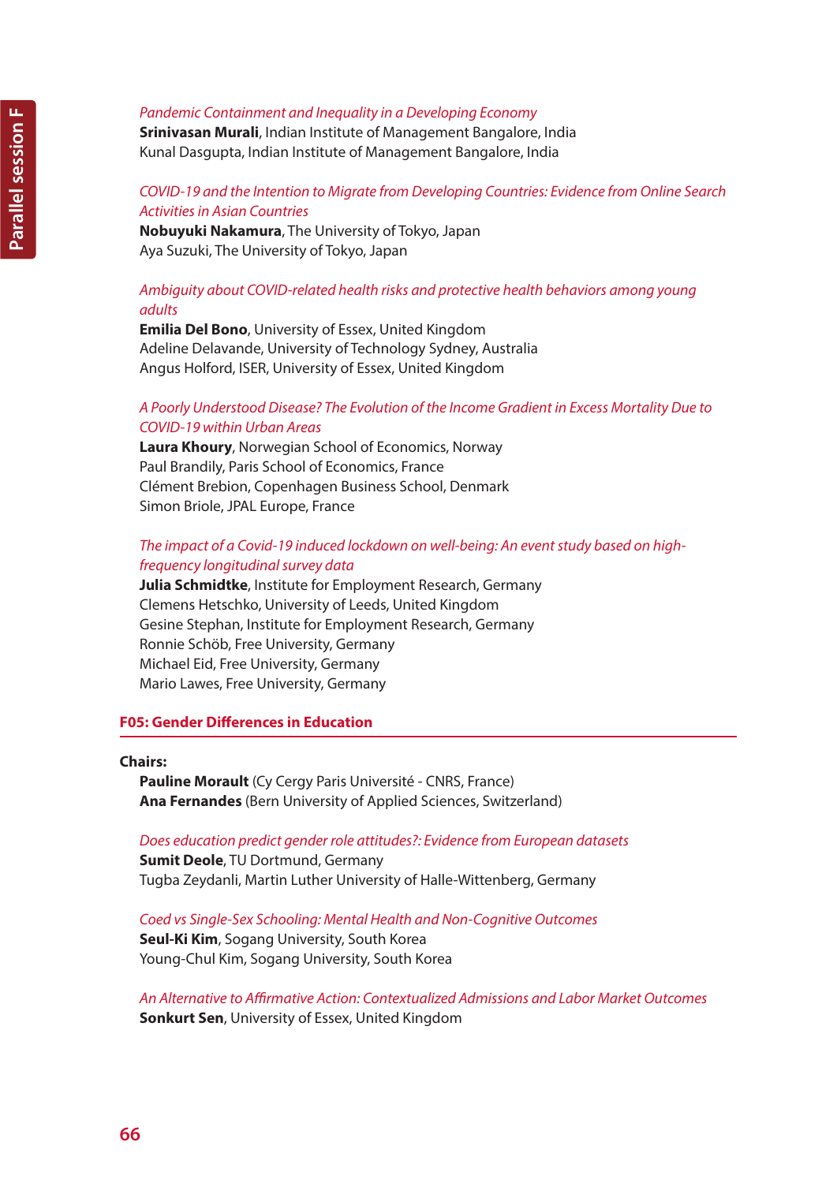*Pandemic Containment and Inequality in a Developing Economy*
**Srinivasan Murali**, Indian Institute of Management Bangalore, India
Kunal Dasgupta, Indian Institute of Management Bangalore, India

*COVID-19 and the Intention to Migrate from Developing Countries: Evidence from Online Search Activities in Asian Countries*
**Nobuyuki Nakamura**, The University of Tokyo, Japan
Aya Suzuki, The University of Tokyo, Japan

*Ambiguity about COVID-related health risks and protective health behaviors among young adults*
**Emilia Del Bono**, University of Essex, United Kingdom
Adeline Delavande, University of Technology Sydney, Australia
Angus Holford, ISER, University of Essex, United Kingdom

*A Poorly Understood Disease? The Evolution of the Income Gradient in Excess Mortality Due to COVID-19 within Urban Areas*
**Laura Khoury**, Norwegian School of Economics, Norway
Paul Brandily, Paris School of Economics, France
Clément Brebion, Copenhagen Business School, Denmark
Simon Briole, JPAL Europe, France

*The impact of a Covid-19 induced lockdown on well-being: An event study based on high-frequency longitudinal survey data*
**Julia Schmidtke**, Institute for Employment Research, Germany
Clemens Hetschko, University of Leeds, United Kingdom
Gesine Stephan, Institute for Employment Research, Germany
Ronnie Schöb, Free University, Germany
Michael Eid, Free University, Germany
Mario Lawes, Free University, Germany

## F05: Gender Differences in Education

**Chairs:**
**Pauline Morault** (Cy Cergy Paris Université - CNRS, France)
**Ana Fernandes** (Bern University of Applied Sciences, Switzerland)

*Does education predict gender role attitudes?: Evidence from European datasets*
**Sumit Deole**, TU Dortmund, Germany
Tugba Zeydanli, Martin Luther University of Halle-Wittenberg, Germany

*Coed vs Single-Sex Schooling: Mental Health and Non-Cognitive Outcomes*
**Seul-Ki Kim**, Sogang University, South Korea
Young-Chul Kim, Sogang University, South Korea

*An Alternative to Affirmative Action: Contextualized Admissions and Labor Market Outcomes*
**Sonkurt Sen**, University of Essex, United Kingdom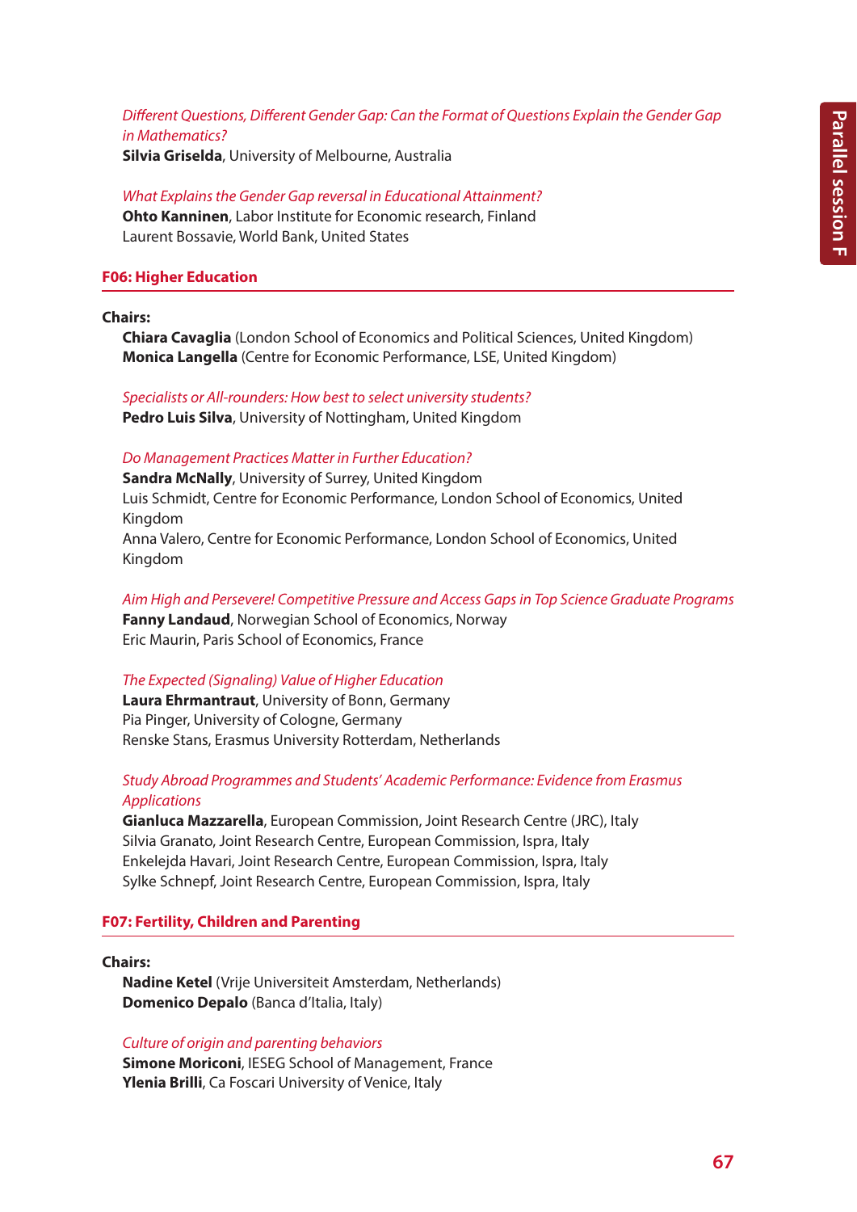*Different Questions, Different Gender Gap: Can the Format of Questions Explain the Gender Gap in Mathematics?*
**Silvia Griselda**, University of Melbourne, Australia

*What Explains the Gender Gap reversal in Educational Attainment?*
**Ohto Kanninen**, Labor Institute for Economic research, Finland
Laurent Bossavie, World Bank, United States

## F06: Higher Education

**Chairs:**
**Chiara Cavaglia** (London School of Economics and Political Sciences, United Kingdom)
**Monica Langella** (Centre for Economic Performance, LSE, United Kingdom)

*Specialists or All-rounders: How best to select university students?*
**Pedro Luis Silva**, University of Nottingham, United Kingdom

*Do Management Practices Matter in Further Education?*
**Sandra McNally**, University of Surrey, United Kingdom
Luis Schmidt, Centre for Economic Performance, London School of Economics, United Kingdom
Anna Valero, Centre for Economic Performance, London School of Economics, United Kingdom

*Aim High and Persevere! Competitive Pressure and Access Gaps in Top Science Graduate Programs*
**Fanny Landaud**, Norwegian School of Economics, Norway
Eric Maurin, Paris School of Economics, France

*The Expected (Signaling) Value of Higher Education*
**Laura Ehrmantraut**, University of Bonn, Germany
Pia Pinger, University of Cologne, Germany
Renske Stans, Erasmus University Rotterdam, Netherlands

*Study Abroad Programmes and Students' Academic Performance: Evidence from Erasmus Applications*
**Gianluca Mazzarella**, European Commission, Joint Research Centre (JRC), Italy
Silvia Granato, Joint Research Centre, European Commission, Ispra, Italy
Enkelejda Havari, Joint Research Centre, European Commission, Ispra, Italy
Sylke Schnepf, Joint Research Centre, European Commission, Ispra, Italy

## F07: Fertility, Children and Parenting

**Chairs:**
**Nadine Ketel** (Vrije Universiteit Amsterdam, Netherlands)
**Domenico Depalo** (Banca d'Italia, Italy)

*Culture of origin and parenting behaviors*
**Simone Moriconi**, IESEG School of Management, France
**Ylenia Brilli**, Ca Foscari University of Venice, Italy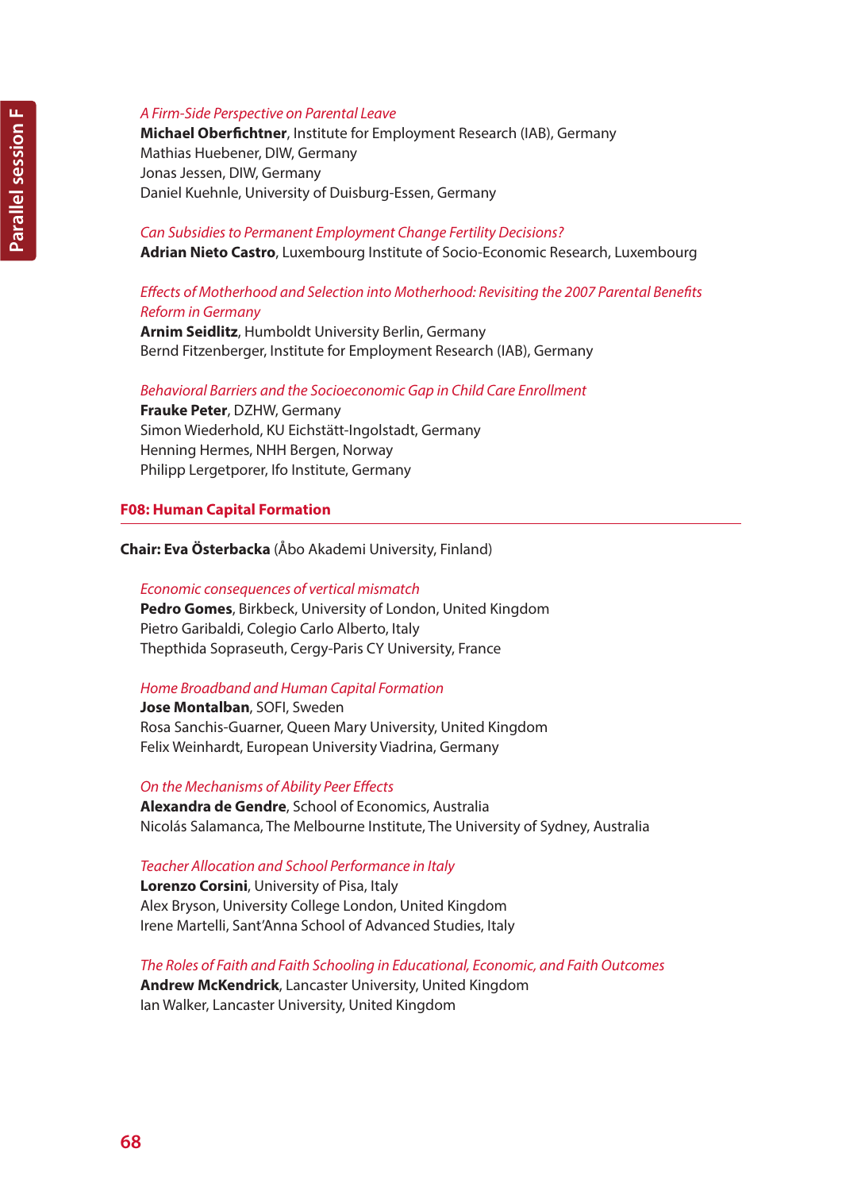*A Firm-Side Perspective on Parental Leave*
**Michael Oberfichtner**, Institute for Employment Research (IAB), Germany
Mathias Huebener, DIW, Germany
Jonas Jessen, DIW, Germany
Daniel Kuehnle, University of Duisburg-Essen, Germany

*Can Subsidies to Permanent Employment Change Fertility Decisions?*
**Adrian Nieto Castro**, Luxembourg Institute of Socio-Economic Research, Luxembourg

*Effects of Motherhood and Selection into Motherhood: Revisiting the 2007 Parental Benefits Reform in Germany*
**Arnim Seidlitz**, Humboldt University Berlin, Germany
Bernd Fitzenberger, Institute for Employment Research (IAB), Germany

*Behavioral Barriers and the Socioeconomic Gap in Child Care Enrollment*
**Frauke Peter**, DZHW, Germany
Simon Wiederhold, KU Eichstätt-Ingolstadt, Germany
Henning Hermes, NHH Bergen, Norway
Philipp Lergetporer, Ifo Institute, Germany

## F08: Human Capital Formation

**Chair: Eva Österbacka** (Åbo Akademi University, Finland)

*Economic consequences of vertical mismatch*
**Pedro Gomes**, Birkbeck, University of London, United Kingdom
Pietro Garibaldi, Colegio Carlo Alberto, Italy
Thepthida Sopraseuth, Cergy-Paris CY University, France

*Home Broadband and Human Capital Formation*
**Jose Montalban**, SOFI, Sweden
Rosa Sanchis-Guarner, Queen Mary University, United Kingdom
Felix Weinhardt, European University Viadrina, Germany

*On the Mechanisms of Ability Peer Effects*
**Alexandra de Gendre**, School of Economics, Australia
Nicolás Salamanca, The Melbourne Institute, The University of Sydney, Australia

*Teacher Allocation and School Performance in Italy*
**Lorenzo Corsini**, University of Pisa, Italy
Alex Bryson, University College London, United Kingdom
Irene Martelli, Sant'Anna School of Advanced Studies, Italy

*The Roles of Faith and Faith Schooling in Educational, Economic, and Faith Outcomes*
**Andrew McKendrick**, Lancaster University, United Kingdom
Ian Walker, Lancaster University, United Kingdom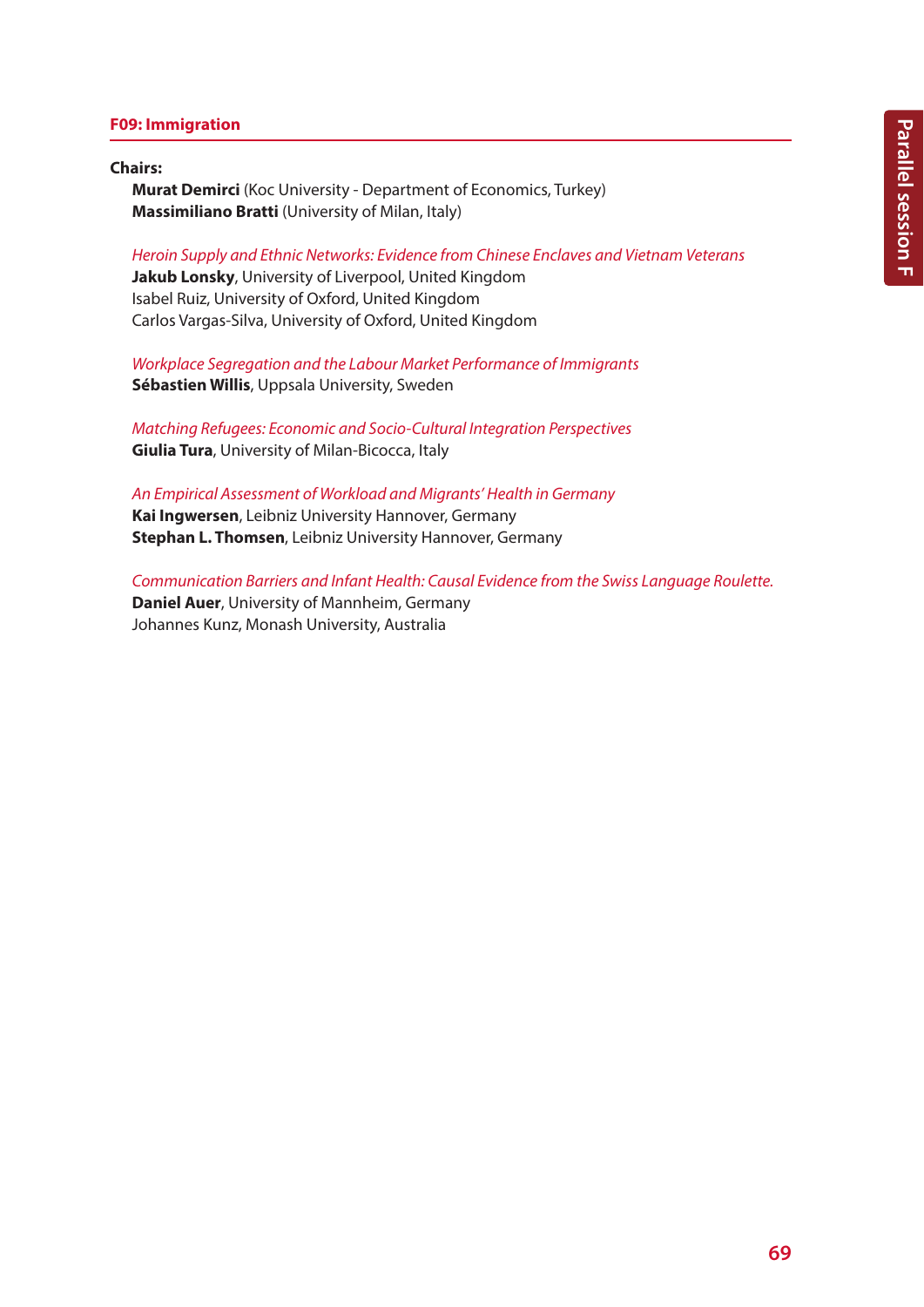## F09: Immigration

**Chairs:**

**Murat Demirci** (Koc University - Department of Economics, Turkey)
**Massimiliano Bratti** (University of Milan, Italy)

*Heroin Supply and Ethnic Networks: Evidence from Chinese Enclaves and Vietnam Veterans*
**Jakub Lonsky**, University of Liverpool, United Kingdom
Isabel Ruiz, University of Oxford, United Kingdom
Carlos Vargas-Silva, University of Oxford, United Kingdom

*Workplace Segregation and the Labour Market Performance of Immigrants*
**Sébastien Willis**, Uppsala University, Sweden

*Matching Refugees: Economic and Socio-Cultural Integration Perspectives*
**Giulia Tura**, University of Milan-Bicocca, Italy

*An Empirical Assessment of Workload and Migrants' Health in Germany*
**Kai Ingwersen**, Leibniz University Hannover, Germany
**Stephan L. Thomsen**, Leibniz University Hannover, Germany

*Communication Barriers and Infant Health: Causal Evidence from the Swiss Language Roulette.*
**Daniel Auer**, University of Mannheim, Germany
Johannes Kunz, Monash University, Australia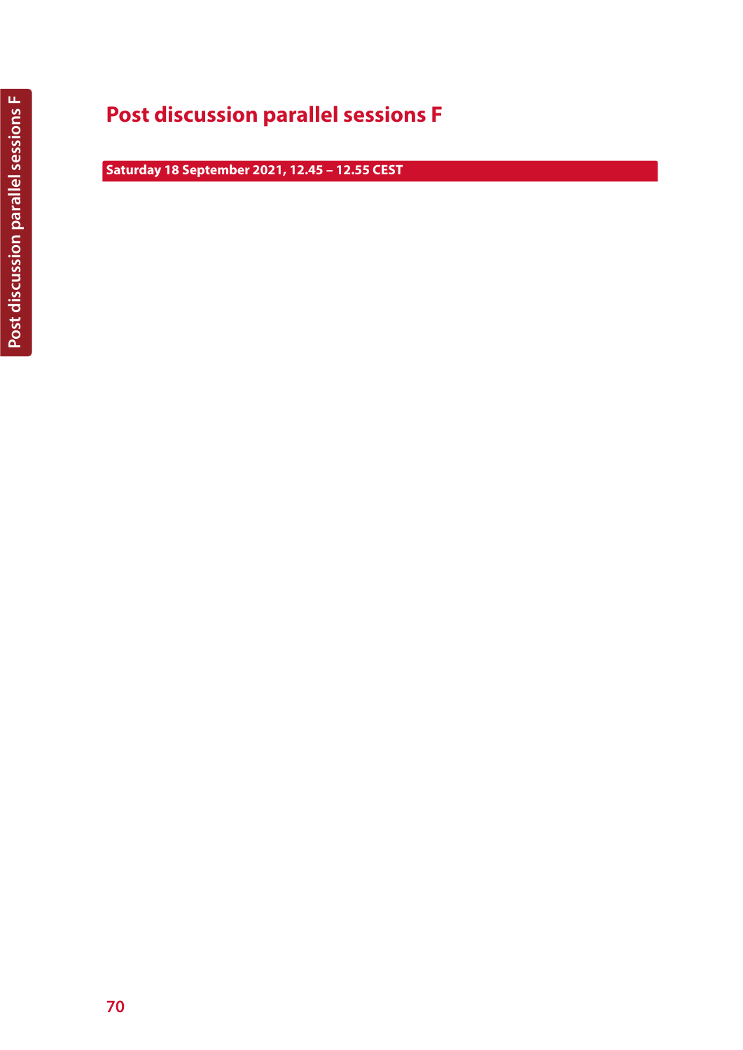# Post discussion parallel sessions F

**Saturday 18 September 2021, 12.45 – 12.55 CEST**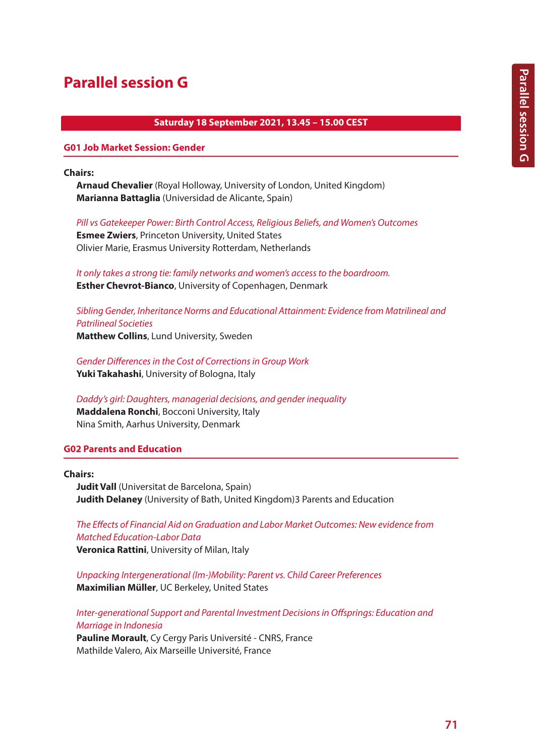# Parallel session G

**Saturday 18 September 2021, 13.45 – 15.00 CEST**

## G01 Job Market Session: Gender

**Chairs:**
**Arnaud Chevalier** (Royal Holloway, University of London, United Kingdom)
**Marianna Battaglia** (Universidad de Alicante, Spain)

*Pill vs Gatekeeper Power: Birth Control Access, Religious Beliefs, and Women's Outcomes*
**Esmee Zwiers**, Princeton University, United States
Olivier Marie, Erasmus University Rotterdam, Netherlands

*It only takes a strong tie: family networks and women's access to the boardroom.*
**Esther Chevrot-Bianco**, University of Copenhagen, Denmark

*Sibling Gender, Inheritance Norms and Educational Attainment: Evidence from Matrilineal and Patrilineal Societies*
**Matthew Collins**, Lund University, Sweden

*Gender Differences in the Cost of Corrections in Group Work*
**Yuki Takahashi**, University of Bologna, Italy

*Daddy's girl: Daughters, managerial decisions, and gender inequality*
**Maddalena Ronchi**, Bocconi University, Italy
Nina Smith, Aarhus University, Denmark

## G02 Parents and Education

**Chairs:**
**Judit Vall** (Universitat de Barcelona, Spain)
**Judith Delaney** (University of Bath, United Kingdom)3 Parents and Education

*The Effects of Financial Aid on Graduation and Labor Market Outcomes: New evidence from Matched Education-Labor Data*
**Veronica Rattini**, University of Milan, Italy

*Unpacking Intergenerational (Im-)Mobility: Parent vs. Child Career Preferences*
**Maximilian Müller**, UC Berkeley, United States

*Inter-generational Support and Parental Investment Decisions in Offsprings: Education and Marriage in Indonesia*
**Pauline Morault**, Cy Cergy Paris Université - CNRS, France
Mathilde Valero, Aix Marseille Université, France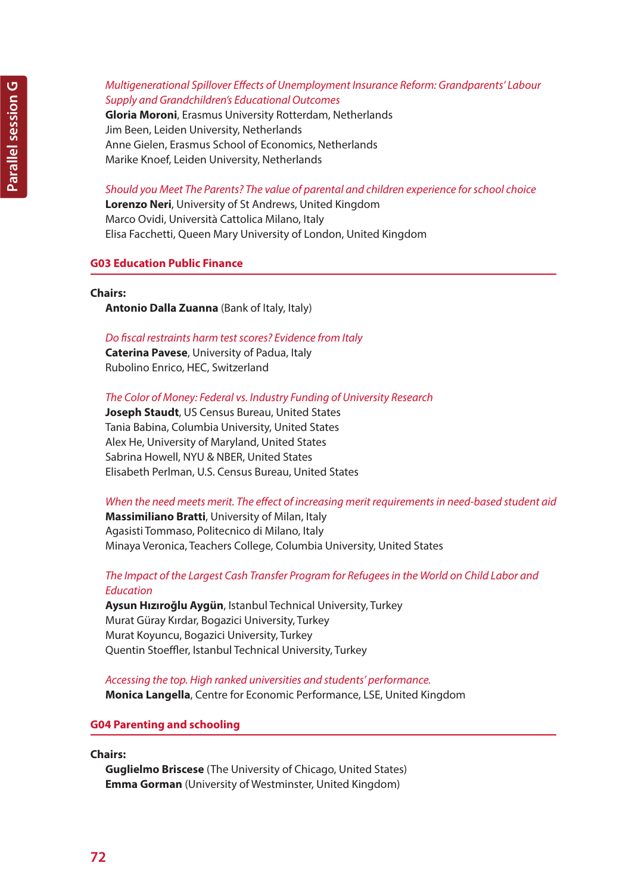*Multigenerational Spillover Effects of Unemployment Insurance Reform: Grandparents' Labour Supply and Grandchildren's Educational Outcomes*
**Gloria Moroni**, Erasmus University Rotterdam, Netherlands
Jim Been, Leiden University, Netherlands
Anne Gielen, Erasmus School of Economics, Netherlands
Marike Knoef, Leiden University, Netherlands

*Should you Meet The Parents? The value of parental and children experience for school choice*
**Lorenzo Neri**, University of St Andrews, United Kingdom
Marco Ovidi, Università Cattolica Milano, Italy
Elisa Facchetti, Queen Mary University of London, United Kingdom

## G03 Education Public Finance

**Chairs:**
**Antonio Dalla Zuanna** (Bank of Italy, Italy)

*Do fiscal restraints harm test scores? Evidence from Italy*
**Caterina Pavese**, University of Padua, Italy
Rubolino Enrico, HEC, Switzerland

*The Color of Money: Federal vs. Industry Funding of University Research*
**Joseph Staudt**, US Census Bureau, United States
Tania Babina, Columbia University, United States
Alex He, University of Maryland, United States
Sabrina Howell, NYU & NBER, United States
Elisabeth Perlman, U.S. Census Bureau, United States

*When the need meets merit. The effect of increasing merit requirements in need-based student aid*
**Massimiliano Bratti**, University of Milan, Italy
Agasisti Tommaso, Politecnico di Milano, Italy
Minaya Veronica, Teachers College, Columbia University, United States

*The Impact of the Largest Cash Transfer Program for Refugees in the World on Child Labor and Education*
**Aysun Hızıroğlu Aygün**, Istanbul Technical University, Turkey
Murat Güray Kırdar, Bogazici University, Turkey
Murat Koyuncu, Bogazici University, Turkey
Quentin Stoeffler, Istanbul Technical University, Turkey

*Accessing the top. High ranked universities and students' performance.*
**Monica Langella**, Centre for Economic Performance, LSE, United Kingdom

## G04 Parenting and schooling

**Chairs:**
**Guglielmo Briscese** (The University of Chicago, United States)
**Emma Gorman** (University of Westminster, United Kingdom)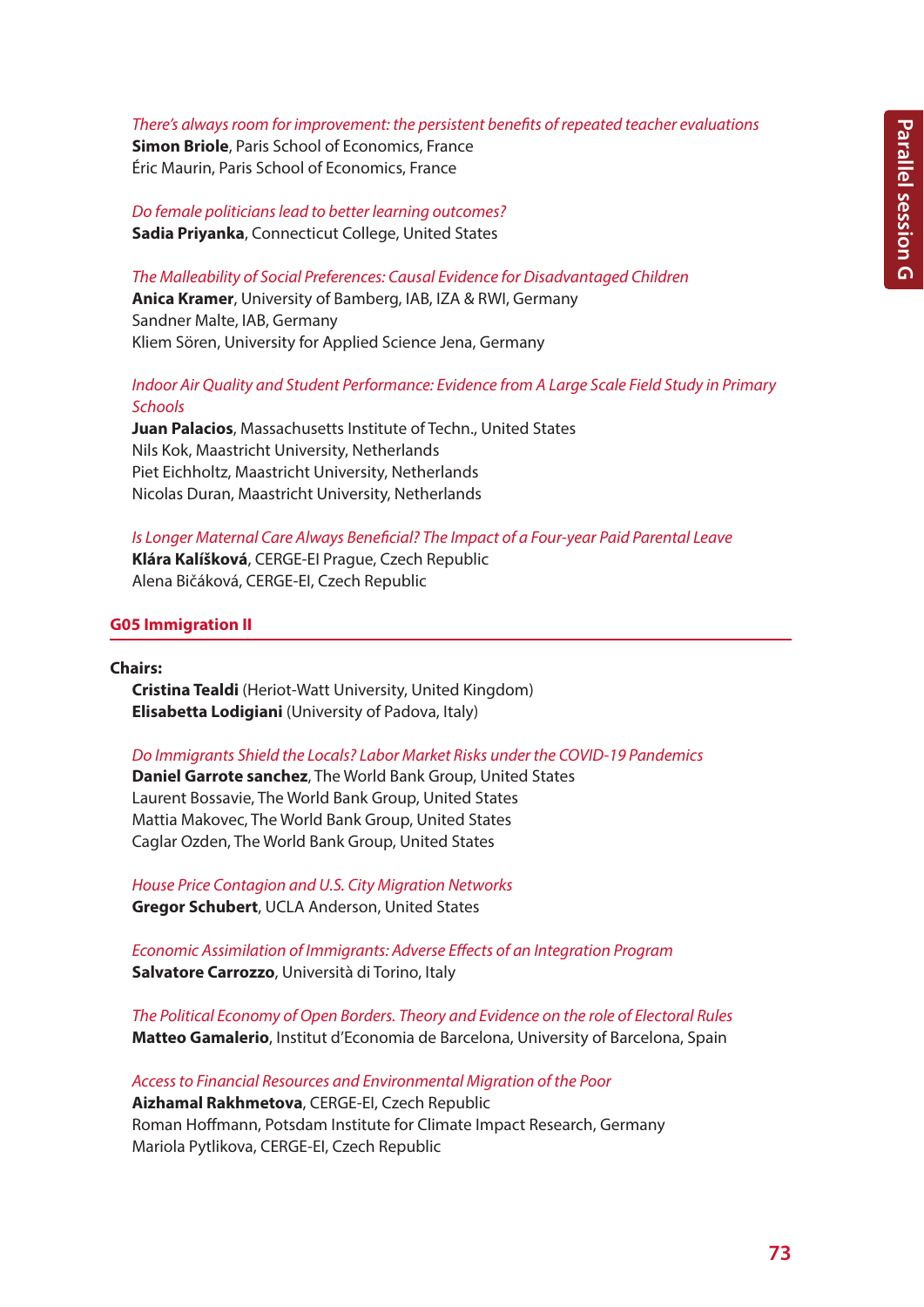*There's always room for improvement: the persistent benefits of repeated teacher evaluations*
**Simon Briole**, Paris School of Economics, France
Éric Maurin, Paris School of Economics, France

*Do female politicians lead to better learning outcomes?*
**Sadia Priyanka**, Connecticut College, United States

*The Malleability of Social Preferences: Causal Evidence for Disadvantaged Children*
**Anica Kramer**, University of Bamberg, IAB, IZA & RWI, Germany
Sandner Malte, IAB, Germany
Kliem Sören, University for Applied Science Jena, Germany

*Indoor Air Quality and Student Performance: Evidence from A Large Scale Field Study in Primary Schools*
**Juan Palacios**, Massachusetts Institute of Techn., United States
Nils Kok, Maastricht University, Netherlands
Piet Eichholtz, Maastricht University, Netherlands
Nicolas Duran, Maastricht University, Netherlands

*Is Longer Maternal Care Always Beneficial? The Impact of a Four-year Paid Parental Leave*
**Klára Kalíšková**, CERGE-EI Prague, Czech Republic
Alena Bičáková, CERGE-EI, Czech Republic

## G05 Immigration II

**Chairs:**
**Cristina Tealdi** (Heriot-Watt University, United Kingdom)
**Elisabetta Lodigiani** (University of Padova, Italy)

*Do Immigrants Shield the Locals? Labor Market Risks under the COVID-19 Pandemics*
**Daniel Garrote sanchez**, The World Bank Group, United States
Laurent Bossavie, The World Bank Group, United States
Mattia Makovec, The World Bank Group, United States
Caglar Ozden, The World Bank Group, United States

*House Price Contagion and U.S. City Migration Networks*
**Gregor Schubert**, UCLA Anderson, United States

*Economic Assimilation of Immigrants: Adverse Effects of an Integration Program*
**Salvatore Carrozzo**, Università di Torino, Italy

*The Political Economy of Open Borders. Theory and Evidence on the role of Electoral Rules*
**Matteo Gamalerio**, Institut d'Economia de Barcelona, University of Barcelona, Spain

*Access to Financial Resources and Environmental Migration of the Poor*
**Aizhamal Rakhmetova**, CERGE-EI, Czech Republic
Roman Hoffmann, Potsdam Institute for Climate Impact Research, Germany
Mariola Pytlikova, CERGE-EI, Czech Republic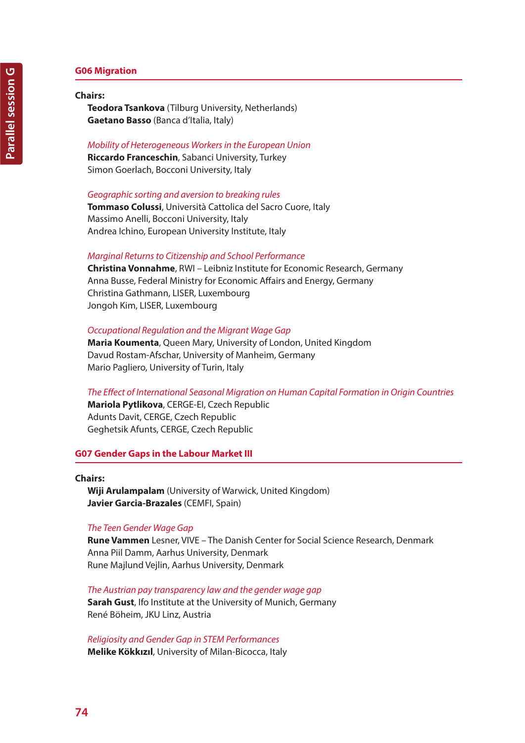## G06 Migration

**Chairs:**
**Teodora Tsankova** (Tilburg University, Netherlands)
**Gaetano Basso** (Banca d'Italia, Italy)

*Mobility of Heterogeneous Workers in the European Union*
**Riccardo Franceschin**, Sabanci University, Turkey
Simon Goerlach, Bocconi University, Italy

*Geographic sorting and aversion to breaking rules*
**Tommaso Colussi**, Università Cattolica del Sacro Cuore, Italy
Massimo Anelli, Bocconi University, Italy
Andrea Ichino, European University Institute, Italy

*Marginal Returns to Citizenship and School Performance*
**Christina Vonnahme**, RWI – Leibniz Institute for Economic Research, Germany
Anna Busse, Federal Ministry for Economic Affairs and Energy, Germany
Christina Gathmann, LISER, Luxembourg
Jongoh Kim, LISER, Luxembourg

*Occupational Regulation and the Migrant Wage Gap*
**Maria Koumenta**, Queen Mary, University of London, United Kingdom
Davud Rostam-Afschar, University of Manheim, Germany
Mario Pagliero, University of Turin, Italy

*The Effect of International Seasonal Migration on Human Capital Formation in Origin Countries*
**Mariola Pytlikova**, CERGE-EI, Czech Republic
Adunts Davit, CERGE, Czech Republic
Geghetsik Afunts, CERGE, Czech Republic

## G07 Gender Gaps in the Labour Market III

**Chairs:**
**Wiji Arulampalam** (University of Warwick, United Kingdom)
**Javier Garcia-Brazales** (CEMFI, Spain)

*The Teen Gender Wage Gap*
**Rune Vammen** Lesner, VIVE – The Danish Center for Social Science Research, Denmark
Anna Piil Damm, Aarhus University, Denmark
Rune Majlund Vejlin, Aarhus University, Denmark

*The Austrian pay transparency law and the gender wage gap*
**Sarah Gust**, Ifo Institute at the University of Munich, Germany
René Böheim, JKU Linz, Austria

*Religiosity and Gender Gap in STEM Performances*
**Melike Kökkızıl**, University of Milan-Bicocca, Italy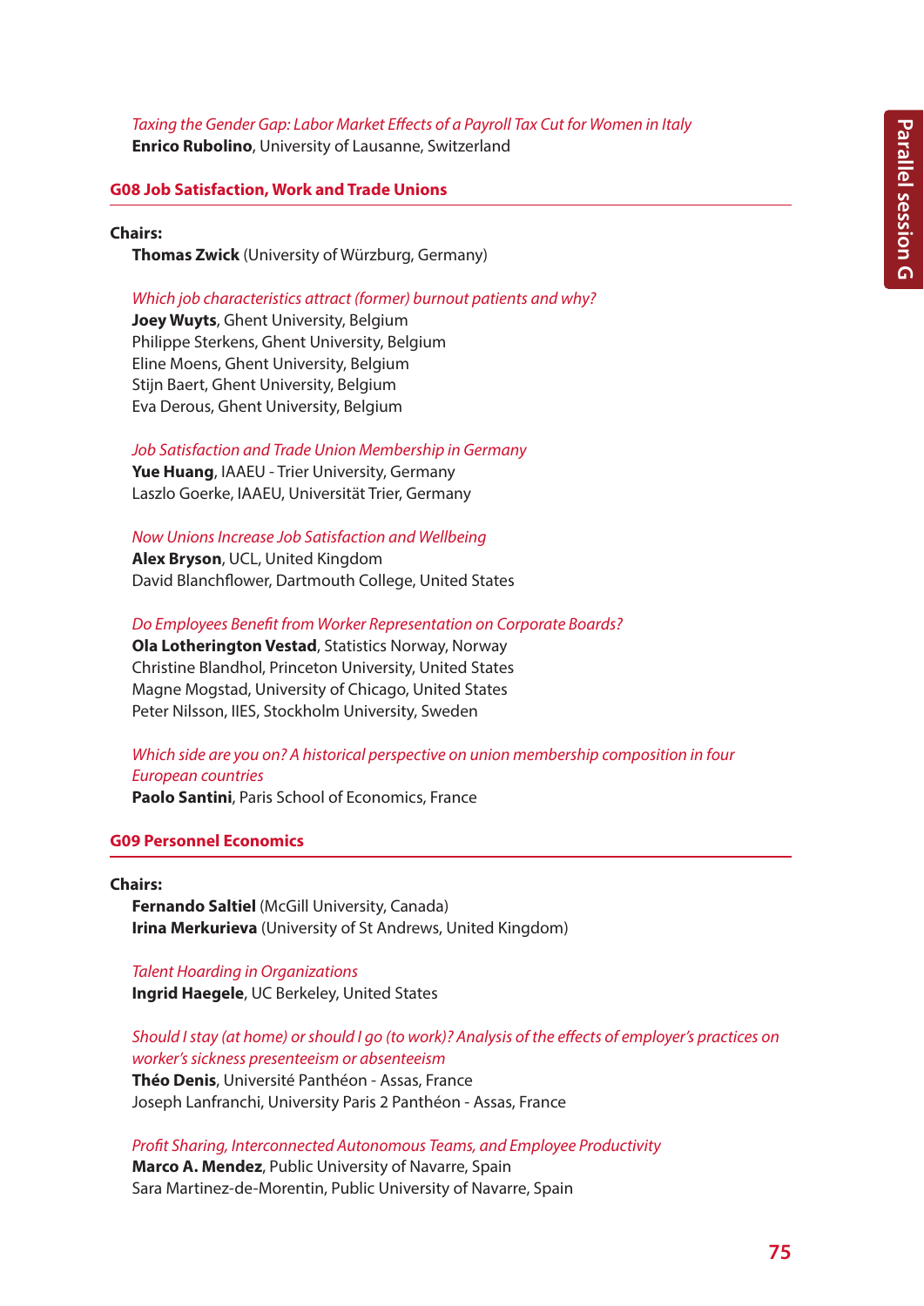*Taxing the Gender Gap: Labor Market Effects of a Payroll Tax Cut for Women in Italy*
**Enrico Rubolino**, University of Lausanne, Switzerland

## G08 Job Satisfaction, Work and Trade Unions

**Chairs:**
**Thomas Zwick** (University of Würzburg, Germany)

*Which job characteristics attract (former) burnout patients and why?*
**Joey Wuyts**, Ghent University, Belgium
Philippe Sterkens, Ghent University, Belgium
Eline Moens, Ghent University, Belgium
Stijn Baert, Ghent University, Belgium
Eva Derous, Ghent University, Belgium

*Job Satisfaction and Trade Union Membership in Germany*
**Yue Huang**, IAAEU - Trier University, Germany
Laszlo Goerke, IAAEU, Universität Trier, Germany

*Now Unions Increase Job Satisfaction and Wellbeing*
**Alex Bryson**, UCL, United Kingdom
David Blanchflower, Dartmouth College, United States

*Do Employees Benefit from Worker Representation on Corporate Boards?*
**Ola Lotherington Vestad**, Statistics Norway, Norway
Christine Blandhol, Princeton University, United States
Magne Mogstad, University of Chicago, United States
Peter Nilsson, IIES, Stockholm University, Sweden

*Which side are you on? A historical perspective on union membership composition in four European countries*
**Paolo Santini**, Paris School of Economics, France

## G09 Personnel Economics

**Chairs:**
**Fernando Saltiel** (McGill University, Canada)
**Irina Merkurieva** (University of St Andrews, United Kingdom)

*Talent Hoarding in Organizations*
**Ingrid Haegele**, UC Berkeley, United States

*Should I stay (at home) or should I go (to work)? Analysis of the effects of employer's practices on worker's sickness presenteeism or absenteeism*
**Théo Denis**, Université Panthéon - Assas, France
Joseph Lanfranchi, University Paris 2 Panthéon - Assas, France

*Profit Sharing, Interconnected Autonomous Teams, and Employee Productivity*
**Marco A. Mendez**, Public University of Navarre, Spain
Sara Martinez-de-Morentin, Public University of Navarre, Spain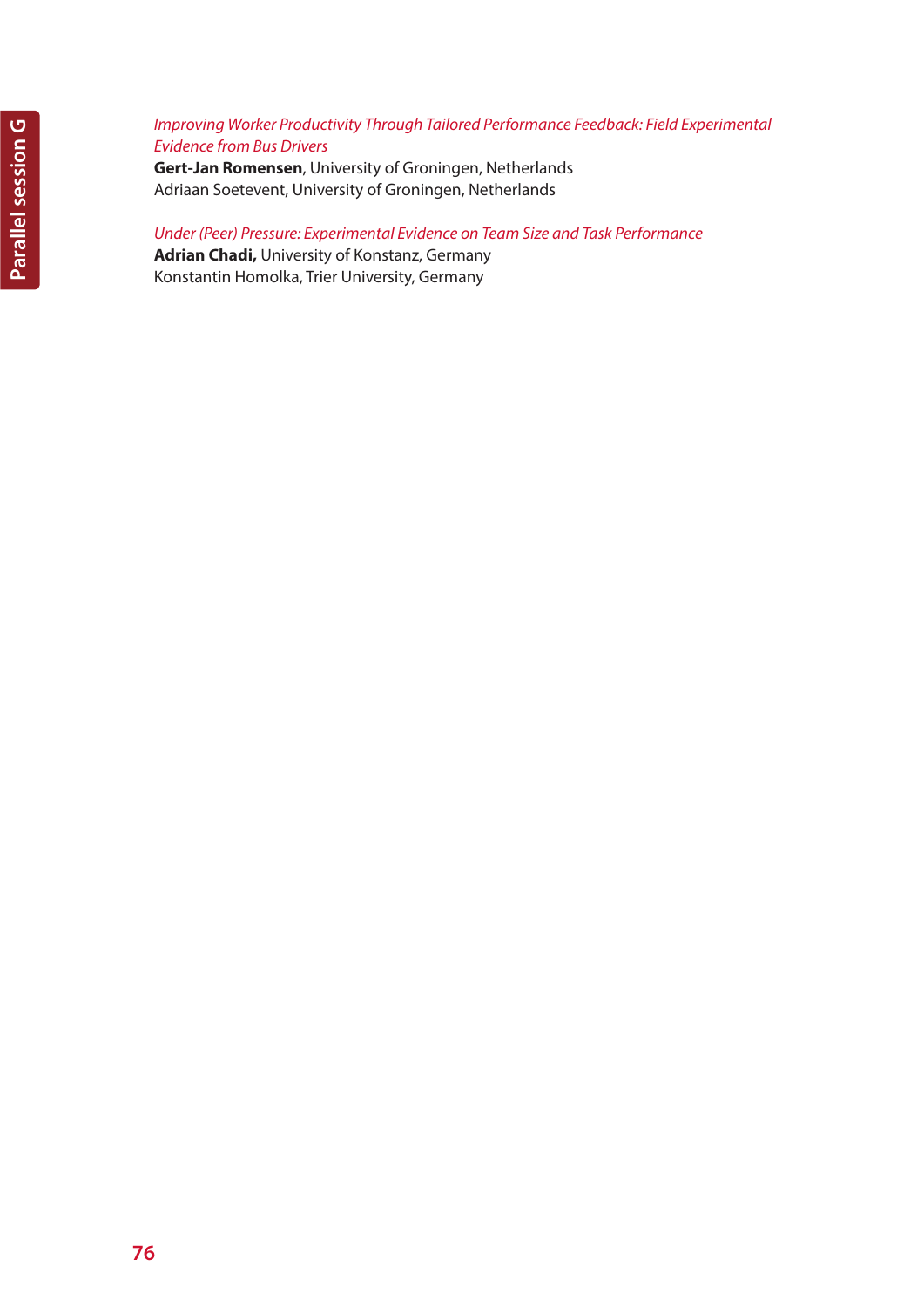*Improving Worker Productivity Through Tailored Performance Feedback: Field Experimental Evidence from Bus Drivers*
**Gert-Jan Romensen**, University of Groningen, Netherlands
Adriaan Soetevent, University of Groningen, Netherlands

*Under (Peer) Pressure: Experimental Evidence on Team Size and Task Performance*
**Adrian Chadi,** University of Konstanz, Germany
Konstantin Homolka, Trier University, Germany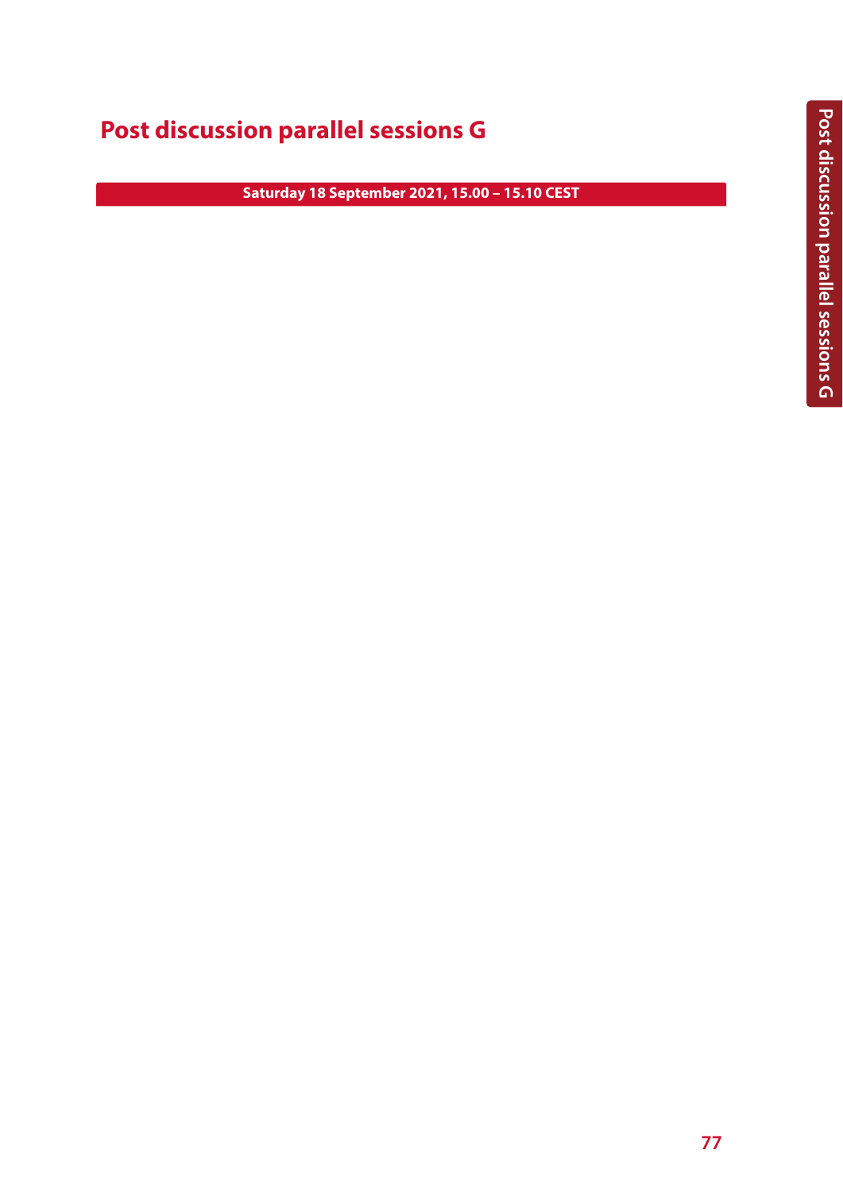# Post discussion parallel sessions G

**Saturday 18 September 2021, 15.00 – 15.10 CEST**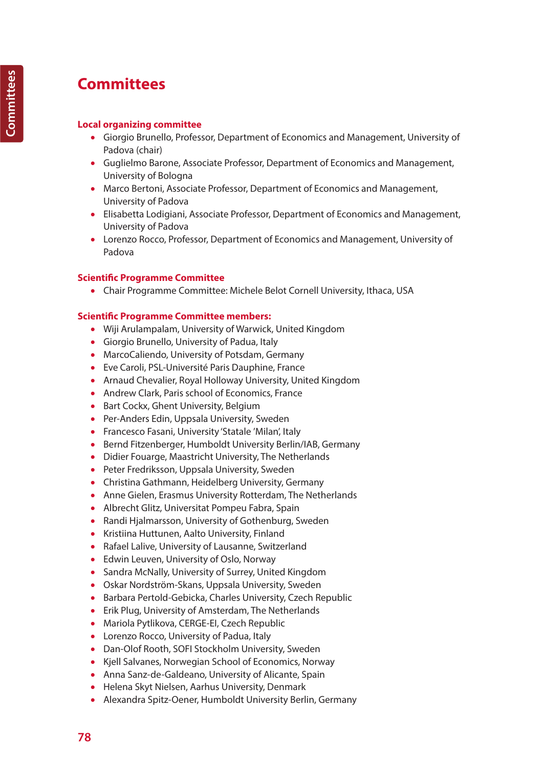# Committees

## Local organizing committee

- Giorgio Brunello, Professor, Department of Economics and Management, University of Padova (chair)
- Guglielmo Barone, Associate Professor, Department of Economics and Management, University of Bologna
- Marco Bertoni, Associate Professor, Department of Economics and Management, University of Padova
- Elisabetta Lodigiani, Associate Professor, Department of Economics and Management, University of Padova
- Lorenzo Rocco, Professor, Department of Economics and Management, University of Padova

## Scientific Programme Committee

- Chair Programme Committee: Michele Belot Cornell University, Ithaca, USA

## Scientific Programme Committee members:

- Wiji Arulampalam, University of Warwick, United Kingdom
- Giorgio Brunello, University of Padua, Italy
- MarcoCaliendo, University of Potsdam, Germany
- Eve Caroli, PSL-Université Paris Dauphine, France
- Arnaud Chevalier, Royal Holloway University, United Kingdom
- Andrew Clark, Paris school of Economics, France
- Bart Cockx, Ghent University, Belgium
- Per-Anders Edin, Uppsala University, Sweden
- Francesco Fasani, University 'Statale 'Milan', Italy
- Bernd Fitzenberger, Humboldt University Berlin/IAB, Germany
- Didier Fouarge, Maastricht University, The Netherlands
- Peter Fredriksson, Uppsala University, Sweden
- Christina Gathmann, Heidelberg University, Germany
- Anne Gielen, Erasmus University Rotterdam, The Netherlands
- Albrecht Glitz, Universitat Pompeu Fabra, Spain
- Randi Hjalmarsson, University of Gothenburg, Sweden
- Kristiina Huttunen, Aalto University, Finland
- Rafael Lalive, University of Lausanne, Switzerland
- Edwin Leuven, University of Oslo, Norway
- Sandra McNally, University of Surrey, United Kingdom
- Oskar Nordström-Skans, Uppsala University, Sweden
- Barbara Pertold-Gebicka, Charles University, Czech Republic
- Erik Plug, University of Amsterdam, The Netherlands
- Mariola Pytlikova, CERGE-EI, Czech Republic
- Lorenzo Rocco, University of Padua, Italy
- Dan-Olof Rooth, SOFI Stockholm University, Sweden
- Kjell Salvanes, Norwegian School of Economics, Norway
- Anna Sanz-de-Galdeano, University of Alicante, Spain
- Helena Skyt Nielsen, Aarhus University, Denmark
- Alexandra Spitz-Oener, Humboldt University Berlin, Germany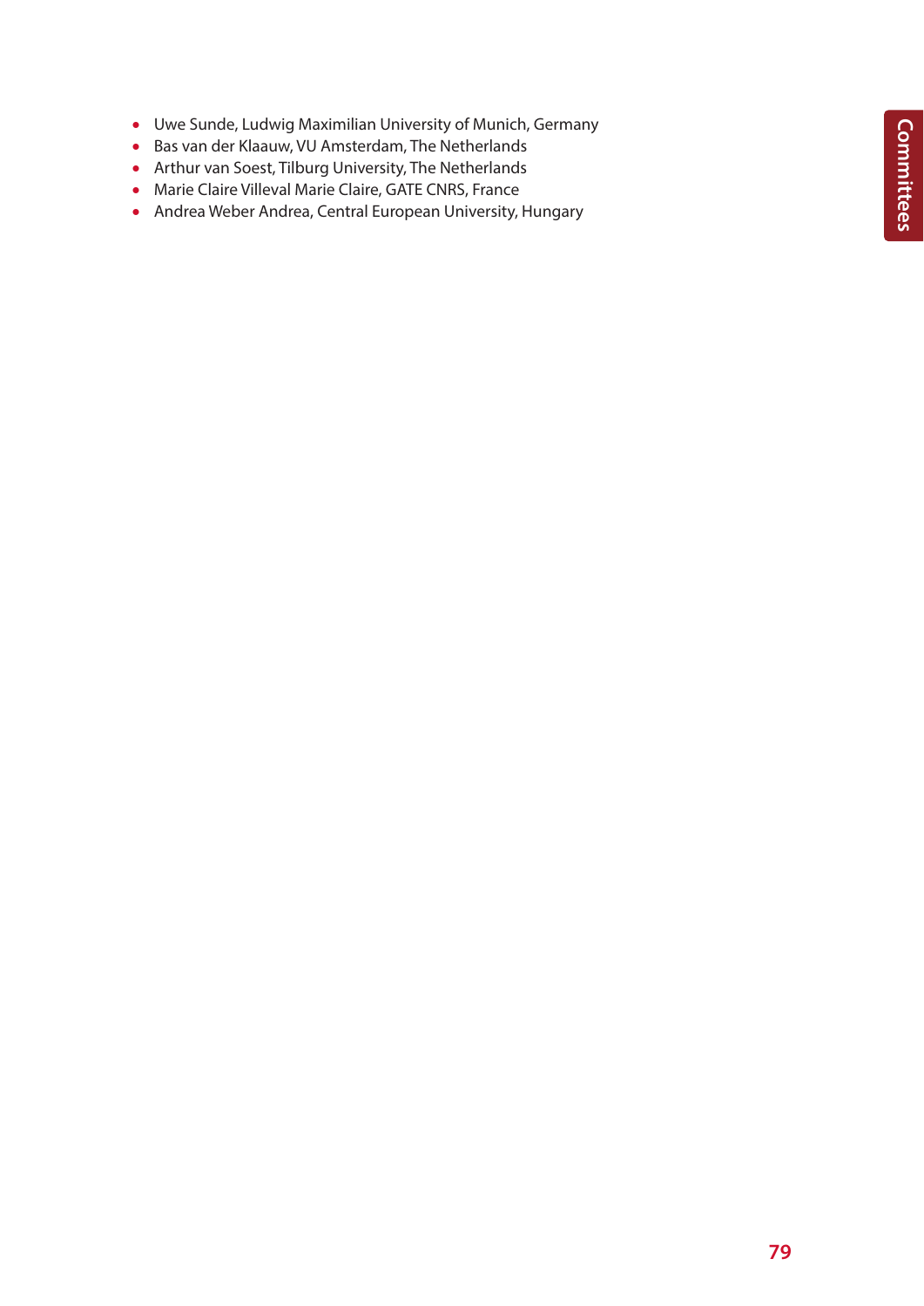- Uwe Sunde, Ludwig Maximilian University of Munich, Germany
- Bas van der Klaauw, VU Amsterdam, The Netherlands
- Arthur van Soest, Tilburg University, The Netherlands
- Marie Claire Villeval Marie Claire, GATE CNRS, France
- Andrea Weber Andrea, Central European University, Hungary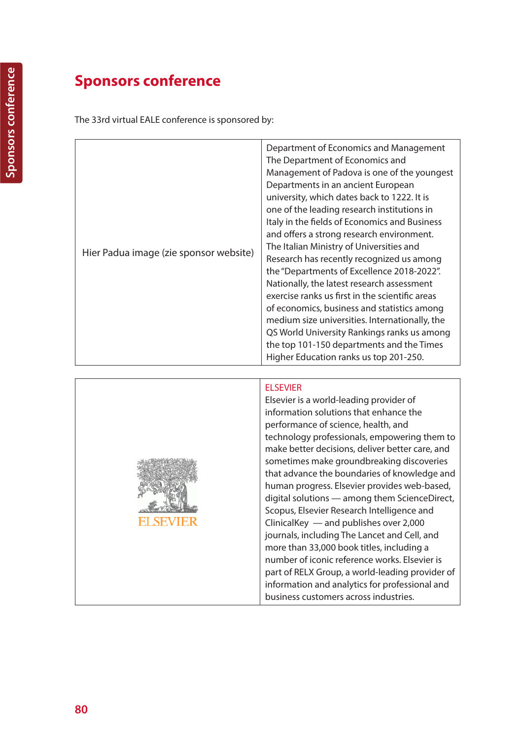# Sponsors conference

The 33rd virtual EALE conference is sponsored by:

| Hier Padua image (zie sponsor website) | Department of Economics and Management<br>The Department of Economics and Management of Padova is one of the youngest Departments in an ancient European university, which dates back to 1222. It is one of the leading research institutions in Italy in the fields of Economics and Business and offers a strong research environment. The Italian Ministry of Universities and Research has recently recognized us among the "Departments of Excellence 2018-2022". Nationally, the latest research assessment exercise ranks us first in the scientific areas of economics, business and statistics among medium size universities. Internationally, the QS World University Rankings ranks us among the top 101-150 departments and the Times Higher Education ranks us top 201-250. |
|---|---|

| ELSEVIER | ELSEVIER<br>Elsevier is a world-leading provider of information solutions that enhance the performance of science, health, and technology professionals, empowering them to make better decisions, deliver better care, and sometimes make groundbreaking discoveries that advance the boundaries of knowledge and human progress. Elsevier provides web-based, digital solutions — among them ScienceDirect, Scopus, Elsevier Research Intelligence and ClinicalKey — and publishes over 2,000 journals, including The Lancet and Cell, and more than 33,000 book titles, including a number of iconic reference works. Elsevier is part of RELX Group, a world-leading provider of information and analytics for professional and business customers across industries. |
|---|---|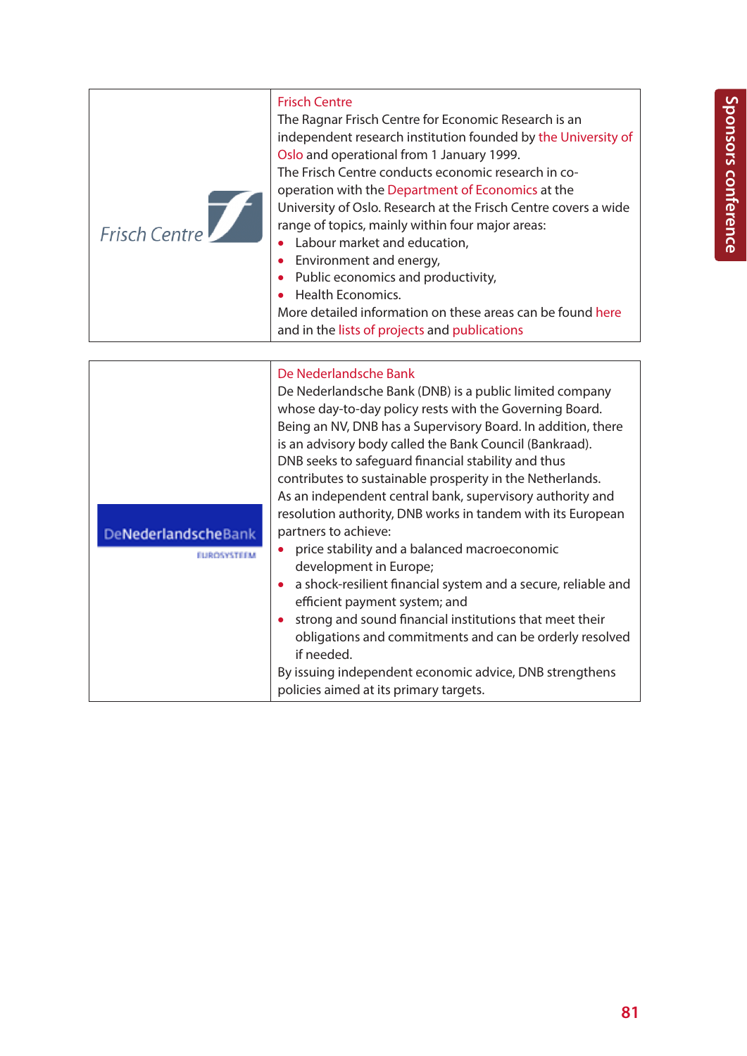| | |
|---|---|
| Frisch Centre | **Frisch Centre**<br>The Ragnar Frisch Centre for Economic Research is an independent research institution founded by the University of Oslo and operational from 1 January 1999.<br>The Frisch Centre conducts economic research in co-operation with the Department of Economics at the University of Oslo. Research at the Frisch Centre covers a wide range of topics, mainly within four major areas:<br>• Labour market and education,<br>• Environment and energy,<br>• Public economics and productivity,<br>• Health Economics.<br>More detailed information on these areas can be found here and in the lists of projects and publications |

| | |
|---|---|
| DeNederlandscheBank EUROSYSTEEM | **De Nederlandsche Bank**<br>De Nederlandsche Bank (DNB) is a public limited company whose day-to-day policy rests with the Governing Board. Being an NV, DNB has a Supervisory Board. In addition, there is an advisory body called the Bank Council (Bankraad).<br>DNB seeks to safeguard financial stability and thus contributes to sustainable prosperity in the Netherlands.<br>As an independent central bank, supervisory authority and resolution authority, DNB works in tandem with its European partners to achieve:<br>• price stability and a balanced macroeconomic development in Europe;<br>• a shock-resilient financial system and a secure, reliable and efficient payment system; and<br>• strong and sound financial institutions that meet their obligations and commitments and can be orderly resolved if needed.<br>By issuing independent economic advice, DNB strengthens policies aimed at its primary targets. |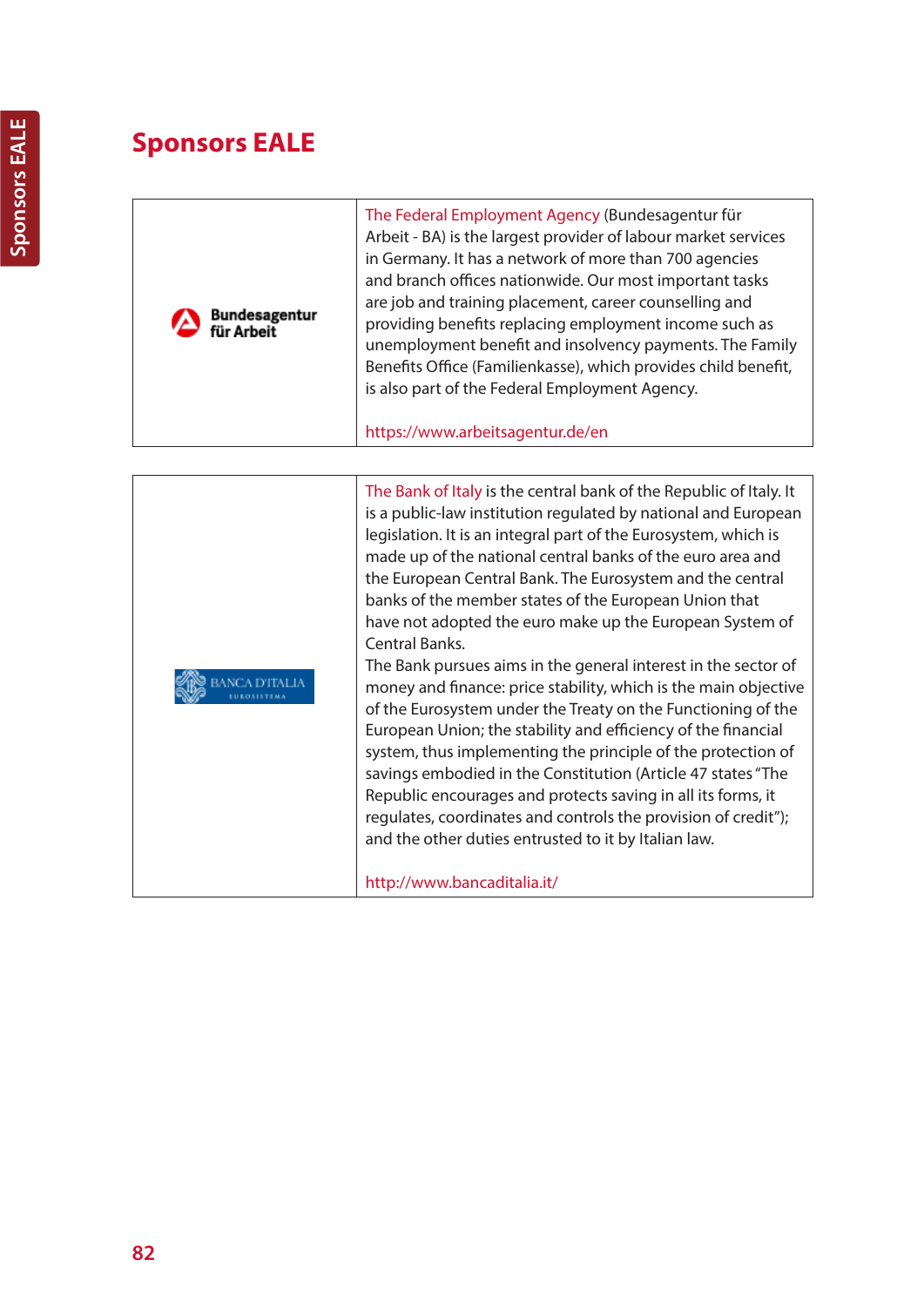# Sponsors EALE

| | |
|---|---|
| Bundesagentur für Arbeit | The Federal Employment Agency (Bundesagentur für Arbeit - BA) is the largest provider of labour market services in Germany. It has a network of more than 700 agencies and branch offices nationwide. Our most important tasks are job and training placement, career counselling and providing benefits replacing employment income such as unemployment benefit and insolvency payments. The Family Benefits Office (Familienkasse), which provides child benefit, is also part of the Federal Employment Agency.<br><br>https://www.arbeitsagentur.de/en |

| | |
|---|---|
| BANCA D'ITALIA EUROSISTEMA | The Bank of Italy is the central bank of the Republic of Italy. It is a public-law institution regulated by national and European legislation. It is an integral part of the Eurosystem, which is made up of the national central banks of the euro area and the European Central Bank. The Eurosystem and the central banks of the member states of the European Union that have not adopted the euro make up the European System of Central Banks.<br>The Bank pursues aims in the general interest in the sector of money and finance: price stability, which is the main objective of the Eurosystem under the Treaty on the Functioning of the European Union; the stability and efficiency of the financial system, thus implementing the principle of the protection of savings embodied in the Constitution (Article 47 states "The Republic encourages and protects saving in all its forms, it regulates, coordinates and controls the provision of credit"); and the other duties entrusted to it by Italian law.<br><br>http://www.bancaditalia.it/ |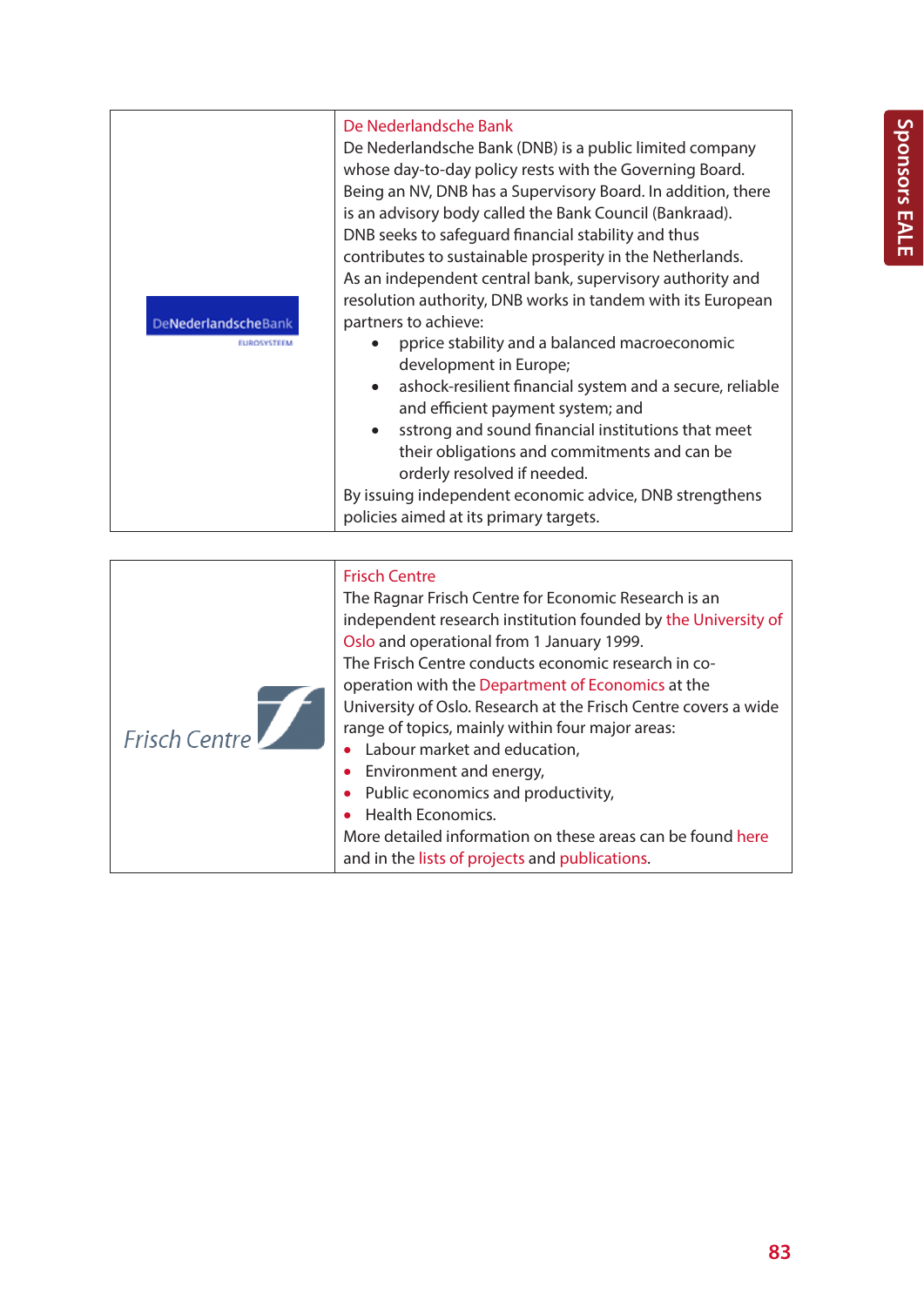| DeNederlandscheBank EUROSYSTEEM | De Nederlandsche Bank<br>De Nederlandsche Bank (DNB) is a public limited company whose day-to-day policy rests with the Governing Board. Being an NV, DNB has a Supervisory Board. In addition, there is an advisory body called the Bank Council (Bankraad).<br>DNB seeks to safeguard financial stability and thus contributes to sustainable prosperity in the Netherlands. As an independent central bank, supervisory authority and resolution authority, DNB works in tandem with its European partners to achieve:<br>• pprice stability and a balanced macroeconomic development in Europe;<br>• ashock-resilient financial system and a secure, reliable and efficient payment system; and<br>• sstrong and sound financial institutions that meet their obligations and commitments and can be orderly resolved if needed.<br>By issuing independent economic advice, DNB strengthens policies aimed at its primary targets. |
|---|---|

| Frisch Centre | Frisch Centre<br>The Ragnar Frisch Centre for Economic Research is an independent research institution founded by the University of Oslo and operational from 1 January 1999.<br>The Frisch Centre conducts economic research in co-operation with the Department of Economics at the University of Oslo. Research at the Frisch Centre covers a wide range of topics, mainly within four major areas:<br>• Labour market and education,<br>• Environment and energy,<br>• Public economics and productivity,<br>• Health Economics.<br>More detailed information on these areas can be found here and in the lists of projects and publications. |
|---|---|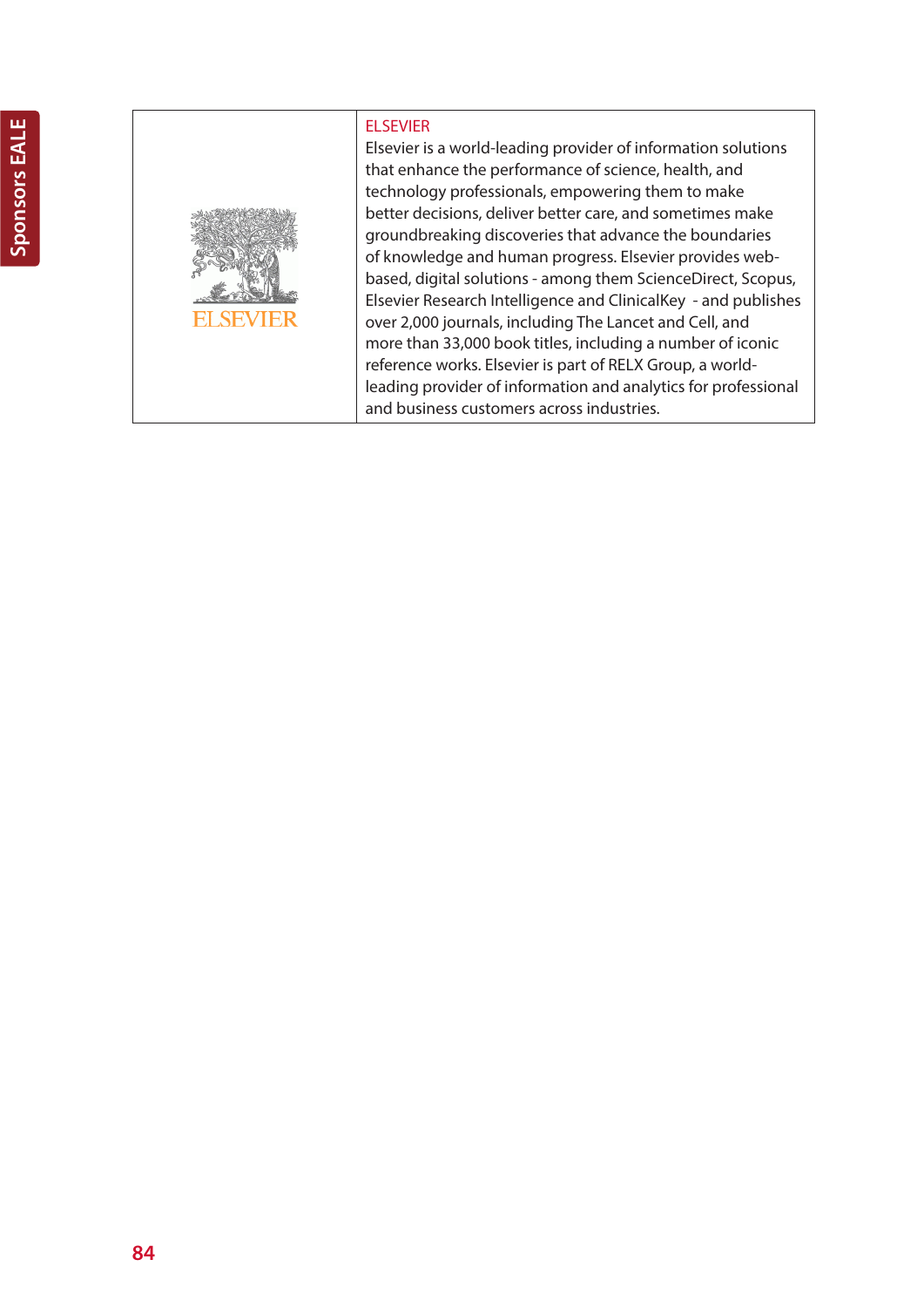| | |
|---|---|
| ELSEVIER | ELSEVIER<br>Elsevier is a world-leading provider of information solutions that enhance the performance of science, health, and technology professionals, empowering them to make better decisions, deliver better care, and sometimes make groundbreaking discoveries that advance the boundaries of knowledge and human progress. Elsevier provides web-based, digital solutions - among them ScienceDirect, Scopus, Elsevier Research Intelligence and ClinicalKey - and publishes over 2,000 journals, including The Lancet and Cell, and more than 33,000 book titles, including a number of iconic reference works. Elsevier is part of RELX Group, a world-leading provider of information and analytics for professional and business customers across industries. |